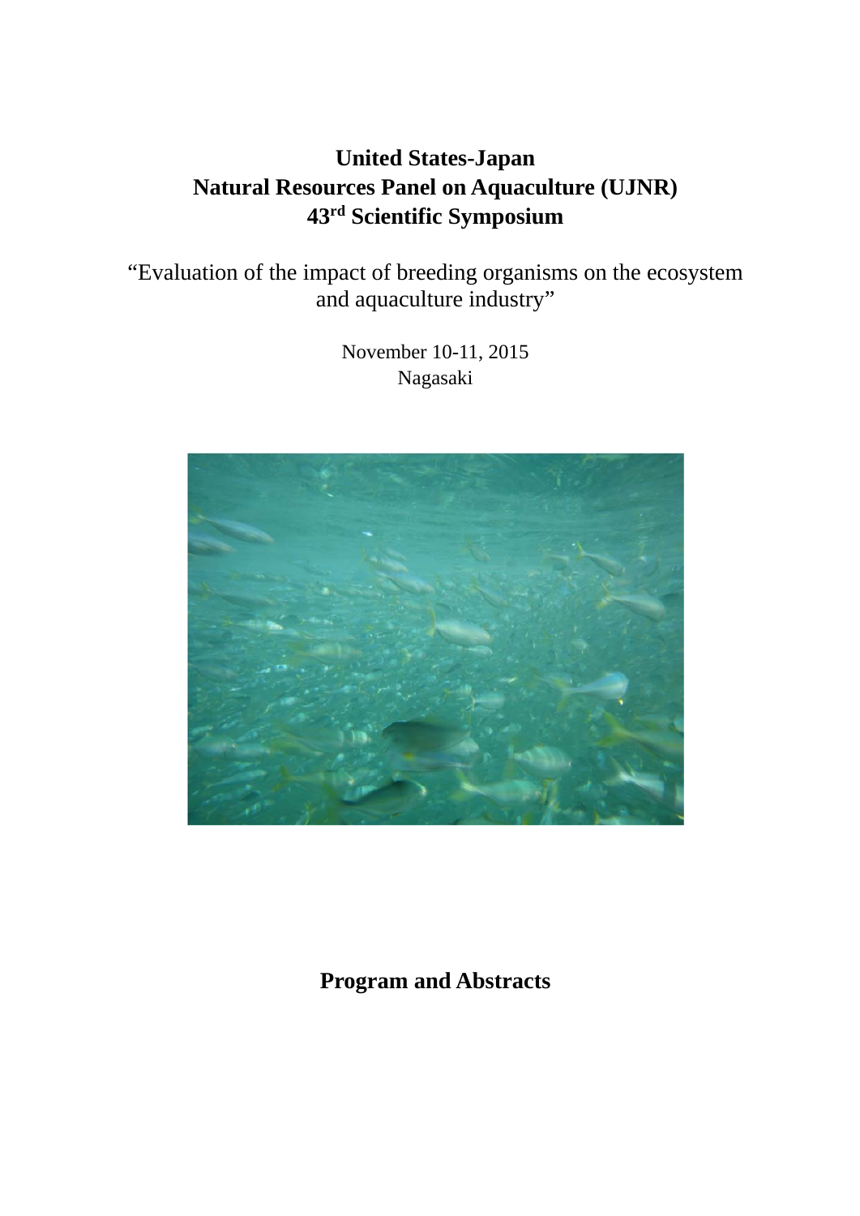# United States-Japan
# Natural Resources Panel on Aquaculture (UJNR)
# 43rd Scientific Symposium

"Evaluation of the impact of breeding organisms on the ecosystem and aquaculture industry"

November 10-11, 2015
Nagasaki

**Program and Abstracts**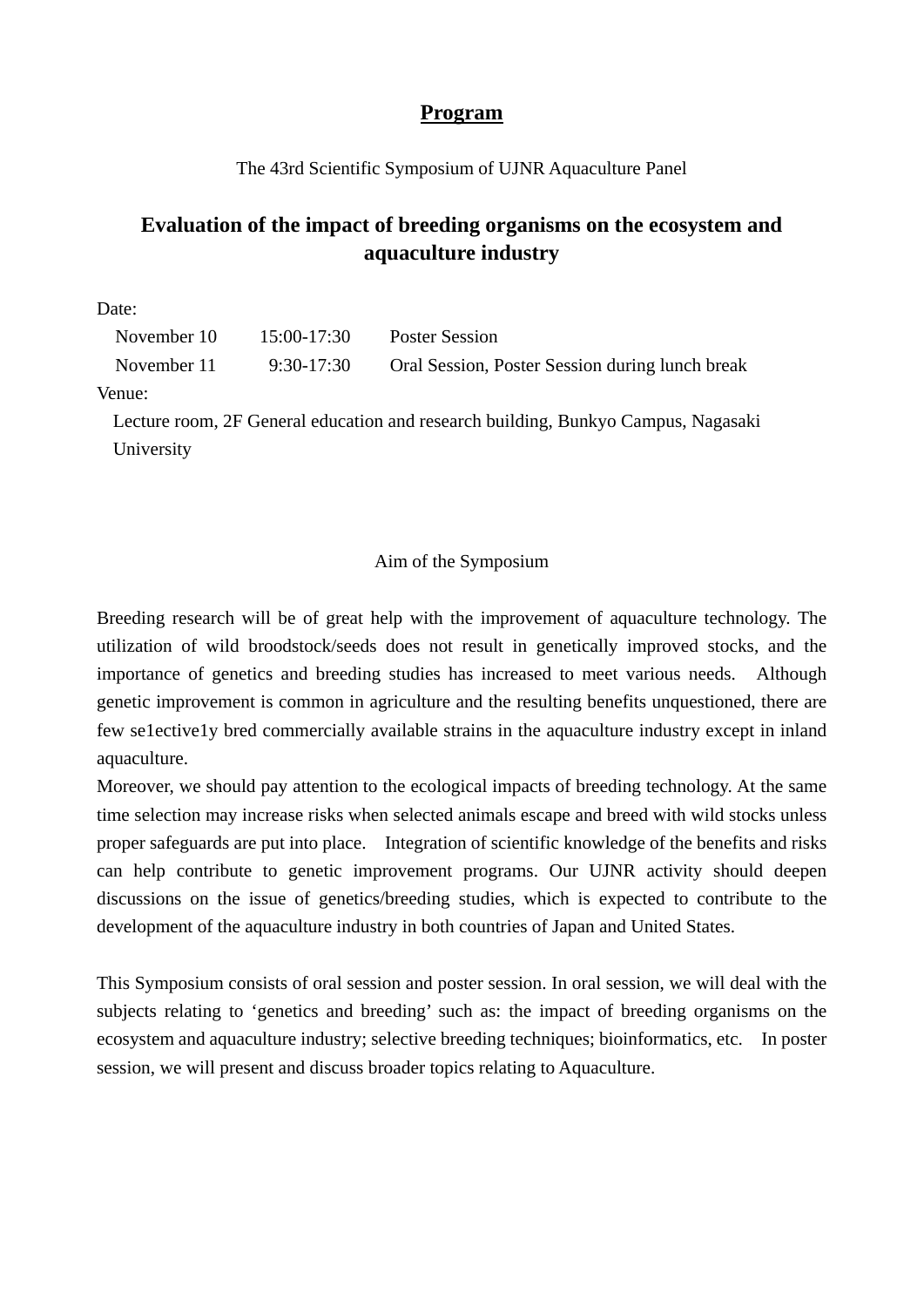# <u>Program</u>

The 43rd Scientific Symposium of UJNR Aquaculture Panel

## Evaluation of the impact of breeding organisms on the ecosystem and aquaculture industry

Date:

| | | |
|---|---|---|
| November 10 | 15:00-17:30 | Poster Session |
| November 11 | 9:30-17:30 | Oral Session, Poster Session during lunch break |

Venue:

Lecture room, 2F General education and research building, Bunkyo Campus, Nagasaki University

Aim of the Symposium

Breeding research will be of great help with the improvement of aquaculture technology. The utilization of wild broodstock/seeds does not result in genetically improved stocks, and the importance of genetics and breeding studies has increased to meet various needs. Although genetic improvement is common in agriculture and the resulting benefits unquestioned, there are few se1ective1y bred commercially available strains in the aquaculture industry except in inland aquaculture.

Moreover, we should pay attention to the ecological impacts of breeding technology. At the same time selection may increase risks when selected animals escape and breed with wild stocks unless proper safeguards are put into place. Integration of scientific knowledge of the benefits and risks can help contribute to genetic improvement programs. Our UJNR activity should deepen discussions on the issue of genetics/breeding studies, which is expected to contribute to the development of the aquaculture industry in both countries of Japan and United States.

This Symposium consists of oral session and poster session. In oral session, we will deal with the subjects relating to 'genetics and breeding' such as: the impact of breeding organisms on the ecosystem and aquaculture industry; selective breeding techniques; bioinformatics, etc. In poster session, we will present and discuss broader topics relating to Aquaculture.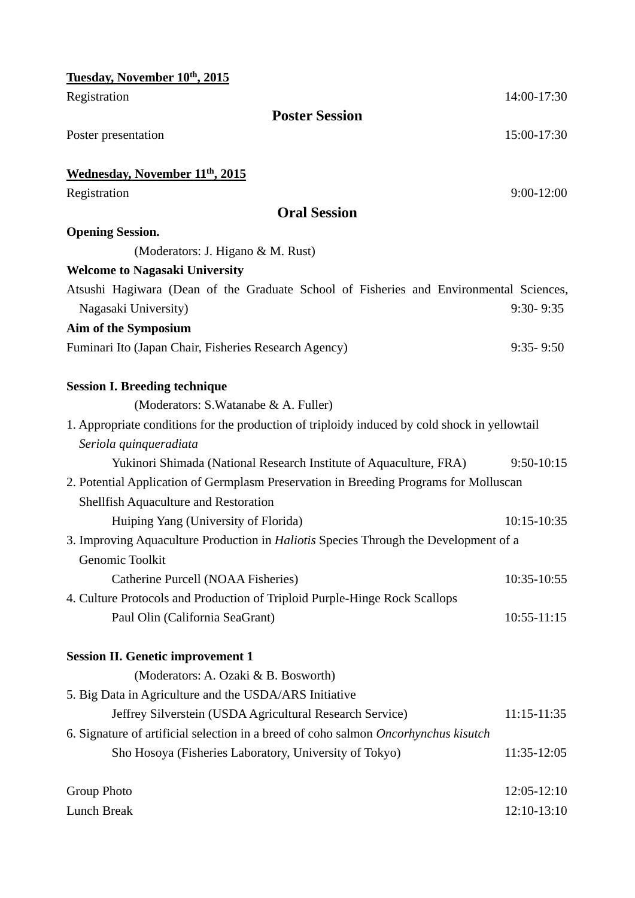**Tuesday, November 10th, 2015**

Registration 14:00-17:30

## Poster Session

Poster presentation 15:00-17:30

**Wednesday, November 11th, 2015**

Registration 9:00-12:00

## Oral Session

**Opening Session.**

(Moderators: J. Higano & M. Rust)

**Welcome to Nagasaki University**

Atsushi Hagiwara (Dean of the Graduate School of Fisheries and Environmental Sciences, Nagasaki University) 9:30- 9:35

**Aim of the Symposium**

Fuminari Ito (Japan Chair, Fisheries Research Agency) 9:35- 9:50

**Session I. Breeding technique**

(Moderators: S.Watanabe & A. Fuller)

1. Appropriate conditions for the production of triploidy induced by cold shock in yellowtail *Seriola quinqueradiata*
   Yukinori Shimada (National Research Institute of Aquaculture, FRA) 9:50-10:15
2. Potential Application of Germplasm Preservation in Breeding Programs for Molluscan Shellfish Aquaculture and Restoration
   Huiping Yang (University of Florida) 10:15-10:35
3. Improving Aquaculture Production in *Haliotis* Species Through the Development of a Genomic Toolkit
   Catherine Purcell (NOAA Fisheries) 10:35-10:55
4. Culture Protocols and Production of Triploid Purple-Hinge Rock Scallops
   Paul Olin (California SeaGrant) 10:55-11:15

**Session II. Genetic improvement 1**

(Moderators: A. Ozaki & B. Bosworth)

5. Big Data in Agriculture and the USDA/ARS Initiative
   Jeffrey Silverstein (USDA Agricultural Research Service) 11:15-11:35
6. Signature of artificial selection in a breed of coho salmon *Oncorhynchus kisutch*
   Sho Hosoya (Fisheries Laboratory, University of Tokyo) 11:35-12:05

Group Photo 12:05-12:10

Lunch Break 12:10-13:10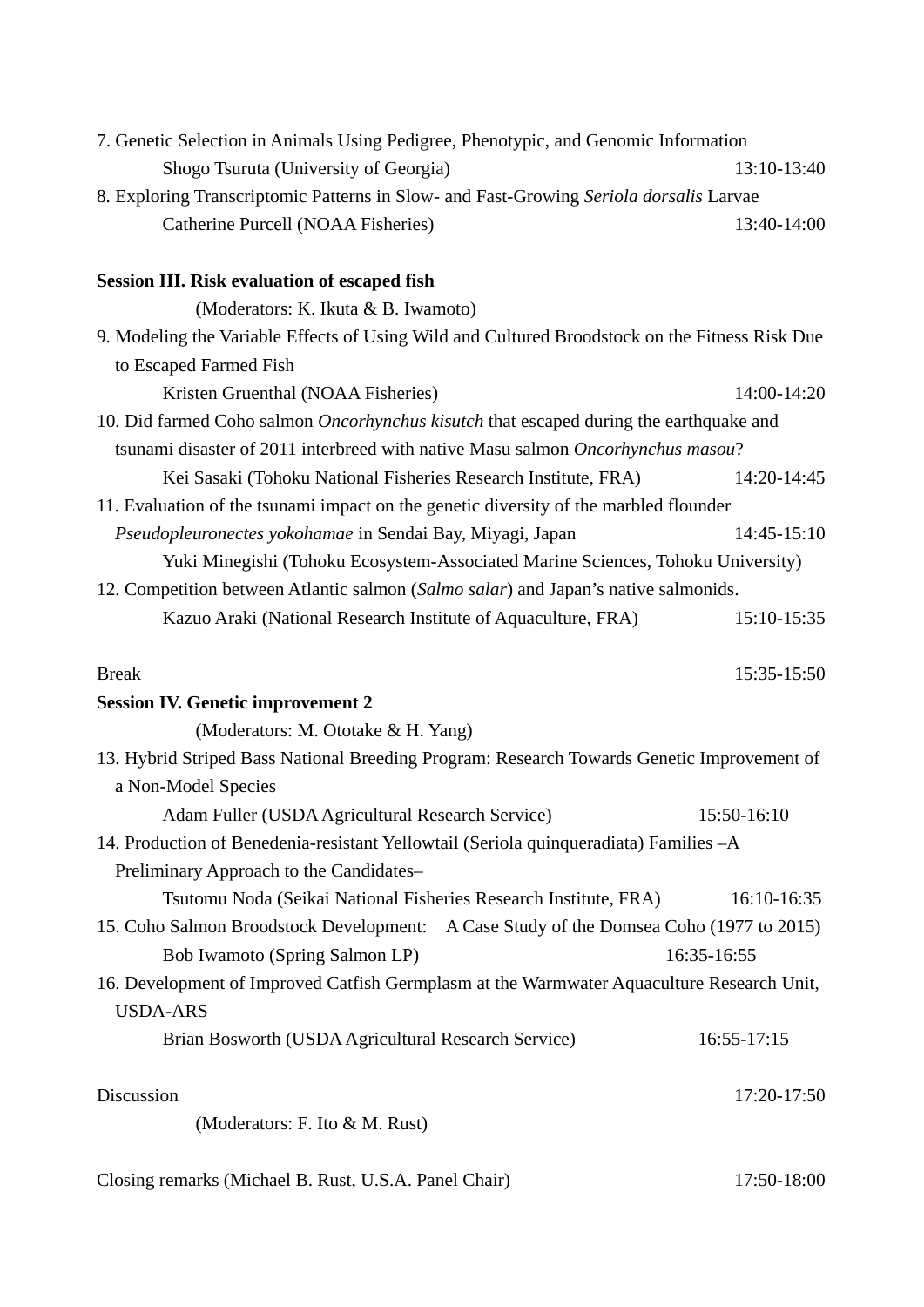7. Genetic Selection in Animals Using Pedigree, Phenotypic, and Genomic Information

Shogo Tsuruta (University of Georgia) 13:10-13:40

8. Exploring Transcriptomic Patterns in Slow- and Fast-Growing *Seriola dorsalis* Larvae

Catherine Purcell (NOAA Fisheries) 13:40-14:00

**Session III. Risk evaluation of escaped fish**

(Moderators: K. Ikuta & B. Iwamoto)

9. Modeling the Variable Effects of Using Wild and Cultured Broodstock on the Fitness Risk Due to Escaped Farmed Fish

Kristen Gruenthal (NOAA Fisheries) 14:00-14:20

10. Did farmed Coho salmon *Oncorhynchus kisutch* that escaped during the earthquake and tsunami disaster of 2011 interbreed with native Masu salmon *Oncorhynchus masou*?

Kei Sasaki (Tohoku National Fisheries Research Institute, FRA) 14:20-14:45

11. Evaluation of the tsunami impact on the genetic diversity of the marbled flounder *Pseudopleuronectes yokohamae* in Sendai Bay, Miyagi, Japan 14:45-15:10

Yuki Minegishi (Tohoku Ecosystem-Associated Marine Sciences, Tohoku University)

12. Competition between Atlantic salmon (*Salmo salar*) and Japan's native salmonids.

Kazuo Araki (National Research Institute of Aquaculture, FRA) 15:10-15:35

Break 15:35-15:50

**Session IV. Genetic improvement 2**

(Moderators: M. Ototake & H. Yang)

13. Hybrid Striped Bass National Breeding Program: Research Towards Genetic Improvement of a Non-Model Species

Adam Fuller (USDA Agricultural Research Service) 15:50-16:10

14. Production of Benedenia-resistant Yellowtail (Seriola quinqueradiata) Families –A Preliminary Approach to the Candidates–

Tsutomu Noda (Seikai National Fisheries Research Institute, FRA) 16:10-16:35

15. Coho Salmon Broodstock Development: A Case Study of the Domsea Coho (1977 to 2015)

Bob Iwamoto (Spring Salmon LP) 16:35-16:55

16. Development of Improved Catfish Germplasm at the Warmwater Aquaculture Research Unit, USDA-ARS

Brian Bosworth (USDA Agricultural Research Service) 16:55-17:15

Discussion 17:20-17:50

(Moderators: F. Ito & M. Rust)

Closing remarks (Michael B. Rust, U.S.A. Panel Chair) 17:50-18:00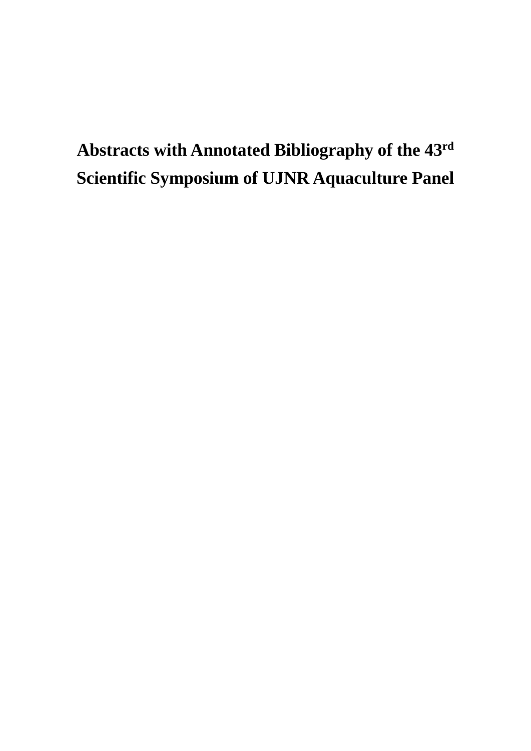# Abstracts with Annotated Bibliography of the 43rd Scientific Symposium of UJNR Aquaculture Panel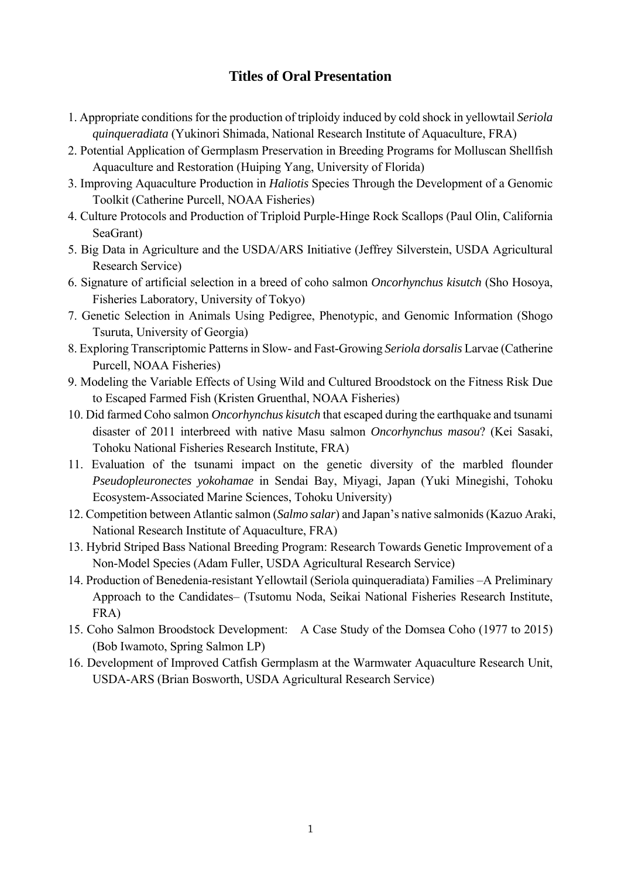# Titles of Oral Presentation

1. Appropriate conditions for the production of triploidy induced by cold shock in yellowtail *Seriola quinqueradiata* (Yukinori Shimada, National Research Institute of Aquaculture, FRA)
2. Potential Application of Germplasm Preservation in Breeding Programs for Molluscan Shellfish Aquaculture and Restoration (Huiping Yang, University of Florida)
3. Improving Aquaculture Production in *Haliotis* Species Through the Development of a Genomic Toolkit (Catherine Purcell, NOAA Fisheries)
4. Culture Protocols and Production of Triploid Purple-Hinge Rock Scallops (Paul Olin, California SeaGrant)
5. Big Data in Agriculture and the USDA/ARS Initiative (Jeffrey Silverstein, USDA Agricultural Research Service)
6. Signature of artificial selection in a breed of coho salmon *Oncorhynchus kisutch* (Sho Hosoya, Fisheries Laboratory, University of Tokyo)
7. Genetic Selection in Animals Using Pedigree, Phenotypic, and Genomic Information (Shogo Tsuruta, University of Georgia)
8. Exploring Transcriptomic Patterns in Slow- and Fast-Growing *Seriola dorsalis* Larvae (Catherine Purcell, NOAA Fisheries)
9. Modeling the Variable Effects of Using Wild and Cultured Broodstock on the Fitness Risk Due to Escaped Farmed Fish (Kristen Gruenthal, NOAA Fisheries)
10. Did farmed Coho salmon *Oncorhynchus kisutch* that escaped during the earthquake and tsunami disaster of 2011 interbreed with native Masu salmon *Oncorhynchus masou*? (Kei Sasaki, Tohoku National Fisheries Research Institute, FRA)
11. Evaluation of the tsunami impact on the genetic diversity of the marbled flounder *Pseudopleuronectes yokohamae* in Sendai Bay, Miyagi, Japan (Yuki Minegishi, Tohoku Ecosystem-Associated Marine Sciences, Tohoku University)
12. Competition between Atlantic salmon (*Salmo salar*) and Japan's native salmonids (Kazuo Araki, National Research Institute of Aquaculture, FRA)
13. Hybrid Striped Bass National Breeding Program: Research Towards Genetic Improvement of a Non-Model Species (Adam Fuller, USDA Agricultural Research Service)
14. Production of Benedenia-resistant Yellowtail (Seriola quinqueradiata) Families –A Preliminary Approach to the Candidates– (Tsutomu Noda, Seikai National Fisheries Research Institute, FRA)
15. Coho Salmon Broodstock Development: A Case Study of the Domsea Coho (1977 to 2015) (Bob Iwamoto, Spring Salmon LP)
16. Development of Improved Catfish Germplasm at the Warmwater Aquaculture Research Unit, USDA-ARS (Brian Bosworth, USDA Agricultural Research Service)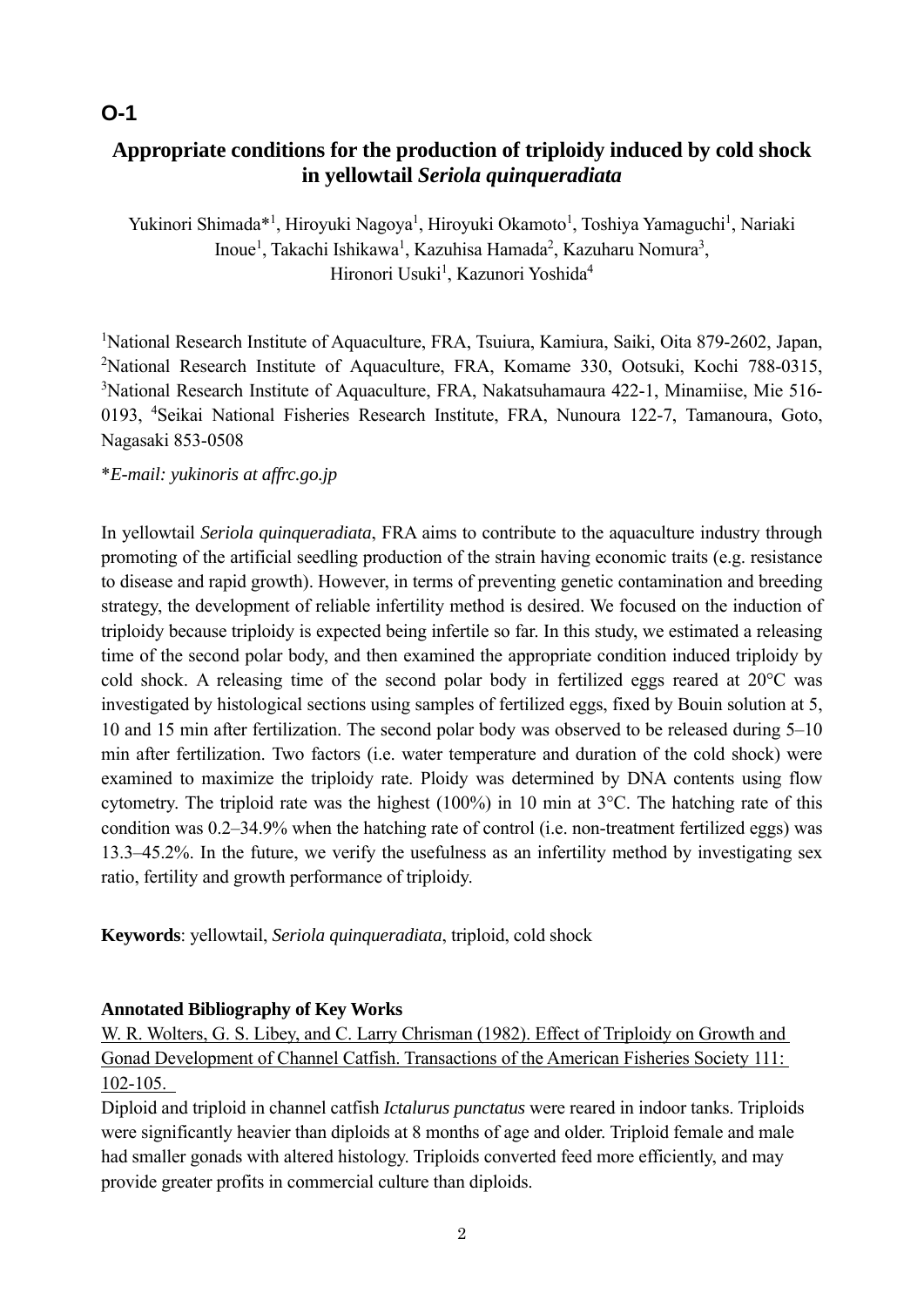# O-1

## Appropriate conditions for the production of triploidy induced by cold shock in yellowtail *Seriola quinqueradiata*

Yukinori Shimada*[1], Hiroyuki Nagoya[1], Hiroyuki Okamoto[1], Toshiya Yamaguchi[1], Nariaki Inoue[1], Takachi Ishikawa[1], Kazuhisa Hamada[2], Kazuharu Nomura[3], Hironori Usuki[1], Kazunori Yoshida[4]

[1]National Research Institute of Aquaculture, FRA, Tsuiura, Kamiura, Saiki, Oita 879-2602, Japan, [2]National Research Institute of Aquaculture, FRA, Komame 330, Ootsuki, Kochi 788-0315, [3]National Research Institute of Aquaculture, FRA, Nakatsuhamaura 422-1, Minamiise, Mie 516-0193, [4]Seikai National Fisheries Research Institute, FRA, Nunoura 122-7, Tamanoura, Goto, Nagasaki 853-0508

**E-mail: yukinoris at affrc.go.jp*

In yellowtail *Seriola quinqueradiata*, FRA aims to contribute to the aquaculture industry through promoting of the artificial seedling production of the strain having economic traits (e.g. resistance to disease and rapid growth). However, in terms of preventing genetic contamination and breeding strategy, the development of reliable infertility method is desired. We focused on the induction of triploidy because triploidy is expected being infertile so far. In this study, we estimated a releasing time of the second polar body, and then examined the appropriate condition induced triploidy by cold shock. A releasing time of the second polar body in fertilized eggs reared at 20°C was investigated by histological sections using samples of fertilized eggs, fixed by Bouin solution at 5, 10 and 15 min after fertilization. The second polar body was observed to be released during 5–10 min after fertilization. Two factors (i.e. water temperature and duration of the cold shock) were examined to maximize the triploidy rate. Ploidy was determined by DNA contents using flow cytometry. The triploid rate was the highest (100%) in 10 min at 3°C. The hatching rate of this condition was 0.2–34.9% when the hatching rate of control (i.e. non-treatment fertilized eggs) was 13.3–45.2%. In the future, we verify the usefulness as an infertility method by investigating sex ratio, fertility and growth performance of triploidy.

**Keywords**: yellowtail, *Seriola quinqueradiata*, triploid, cold shock

**Annotated Bibliography of Key Works**

W. R. Wolters, G. S. Libey, and C. Larry Chrisman (1982). Effect of Triploidy on Growth and Gonad Development of Channel Catfish. Transactions of the American Fisheries Society 111: 102-105.

Diploid and triploid in channel catfish *Ictalurus punctatus* were reared in indoor tanks. Triploids were significantly heavier than diploids at 8 months of age and older. Triploid female and male had smaller gonads with altered histology. Triploids converted feed more efficiently, and may provide greater profits in commercial culture than diploids.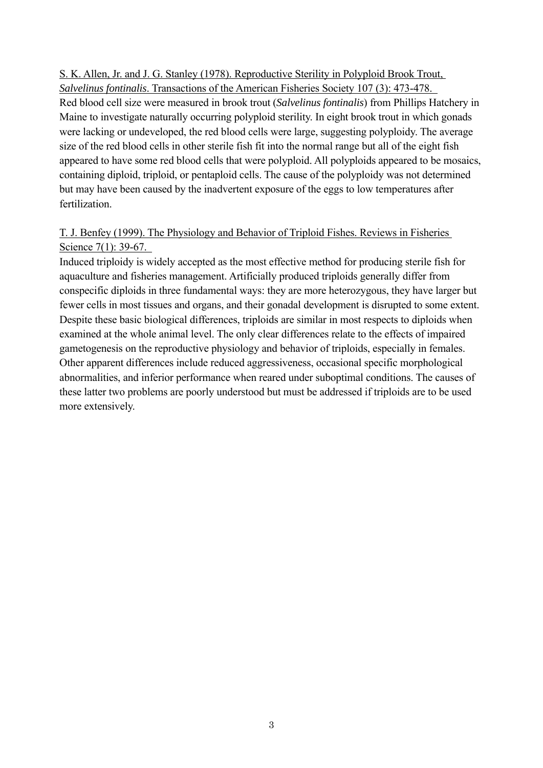S. K. Allen, Jr. and J. G. Stanley (1978). Reproductive Sterility in Polyploid Brook Trout, *Salvelinus fontinalis*. Transactions of the American Fisheries Society 107 (3): 473-478.

Red blood cell size were measured in brook trout (*Salvelinus fontinalis*) from Phillips Hatchery in Maine to investigate naturally occurring polyploid sterility. In eight brook trout in which gonads were lacking or undeveloped, the red blood cells were large, suggesting polyploidy. The average size of the red blood cells in other sterile fish fit into the normal range but all of the eight fish appeared to have some red blood cells that were polyploid. All polyploids appeared to be mosaics, containing diploid, triploid, or pentaploid cells. The cause of the polyploidy was not determined but may have been caused by the inadvertent exposure of the eggs to low temperatures after fertilization.

T. J. Benfey (1999). The Physiology and Behavior of Triploid Fishes. Reviews in Fisheries Science 7(1): 39-67.

Induced triploidy is widely accepted as the most effective method for producing sterile fish for aquaculture and fisheries management. Artificially produced triploids generally differ from conspecific diploids in three fundamental ways: they are more heterozygous, they have larger but fewer cells in most tissues and organs, and their gonadal development is disrupted to some extent. Despite these basic biological differences, triploids are similar in most respects to diploids when examined at the whole animal level. The only clear differences relate to the effects of impaired gametogenesis on the reproductive physiology and behavior of triploids, especially in females. Other apparent differences include reduced aggressiveness, occasional specific morphological abnormalities, and inferior performance when reared under suboptimal conditions. The causes of these latter two problems are poorly understood but must be addressed if triploids are to be used more extensively.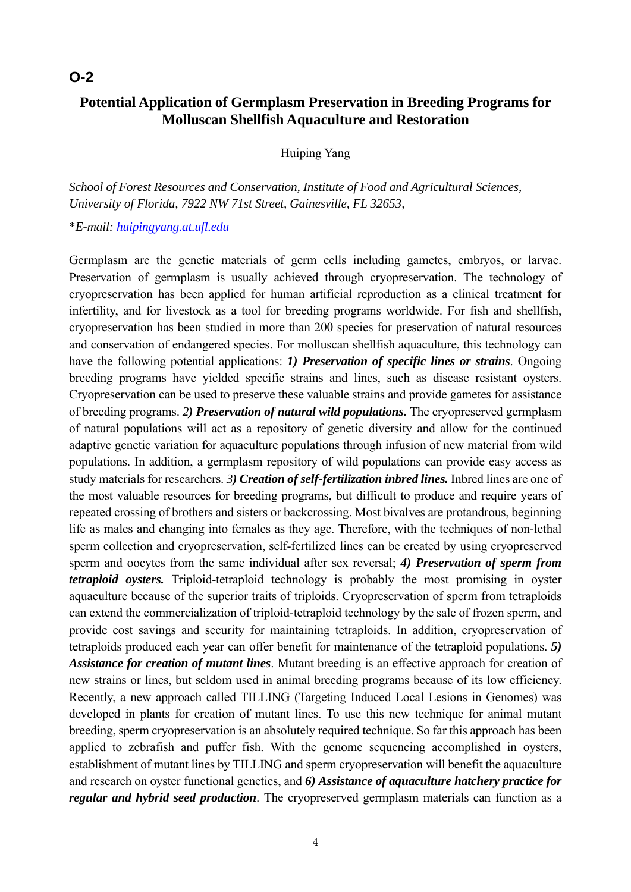**O-2**

# Potential Application of Germplasm Preservation in Breeding Programs for Molluscan Shellfish Aquaculture and Restoration

Huiping Yang

*School of Forest Resources and Conservation, Institute of Food and Agricultural Sciences, University of Florida, 7922 NW 71st Street, Gainesville, FL 32653,*

\**E-mail: huipingyang.at.ufl.edu*

Germplasm are the genetic materials of germ cells including gametes, embryos, or larvae. Preservation of germplasm is usually achieved through cryopreservation. The technology of cryopreservation has been applied for human artificial reproduction as a clinical treatment for infertility, and for livestock as a tool for breeding programs worldwide. For fish and shellfish, cryopreservation has been studied in more than 200 species for preservation of natural resources and conservation of endangered species. For molluscan shellfish aquaculture, this technology can have the following potential applications: ***1) Preservation of specific lines or strains***. Ongoing breeding programs have yielded specific strains and lines, such as disease resistant oysters. Cryopreservation can be used to preserve these valuable strains and provide gametes for assistance of breeding programs. *2**) Preservation of natural wild populations.*** The cryopreserved germplasm of natural populations will act as a repository of genetic diversity and allow for the continued adaptive genetic variation for aquaculture populations through infusion of new material from wild populations. In addition, a germplasm repository of wild populations can provide easy access as study materials for researchers. *3**) Creation of self-fertilization inbred lines.*** Inbred lines are one of the most valuable resources for breeding programs, but difficult to produce and require years of repeated crossing of brothers and sisters or backcrossing. Most bivalves are protandrous, beginning life as males and changing into females as they age. Therefore, with the techniques of non-lethal sperm collection and cryopreservation, self-fertilized lines can be created by using cryopreserved sperm and oocytes from the same individual after sex reversal; ***4) Preservation of sperm from tetraploid oysters.*** Triploid-tetraploid technology is probably the most promising in oyster aquaculture because of the superior traits of triploids. Cryopreservation of sperm from tetraploids can extend the commercialization of triploid-tetraploid technology by the sale of frozen sperm, and provide cost savings and security for maintaining tetraploids. In addition, cryopreservation of tetraploids produced each year can offer benefit for maintenance of the tetraploid populations. ***5) Assistance for creation of mutant lines***. Mutant breeding is an effective approach for creation of new strains or lines, but seldom used in animal breeding programs because of its low efficiency. Recently, a new approach called TILLING (Targeting Induced Local Lesions in Genomes) was developed in plants for creation of mutant lines. To use this new technique for animal mutant breeding, sperm cryopreservation is an absolutely required technique. So far this approach has been applied to zebrafish and puffer fish. With the genome sequencing accomplished in oysters, establishment of mutant lines by TILLING and sperm cryopreservation will benefit the aquaculture and research on oyster functional genetics, and ***6) Assistance of aquaculture hatchery practice for regular and hybrid seed production***. The cryopreserved germplasm materials can function as a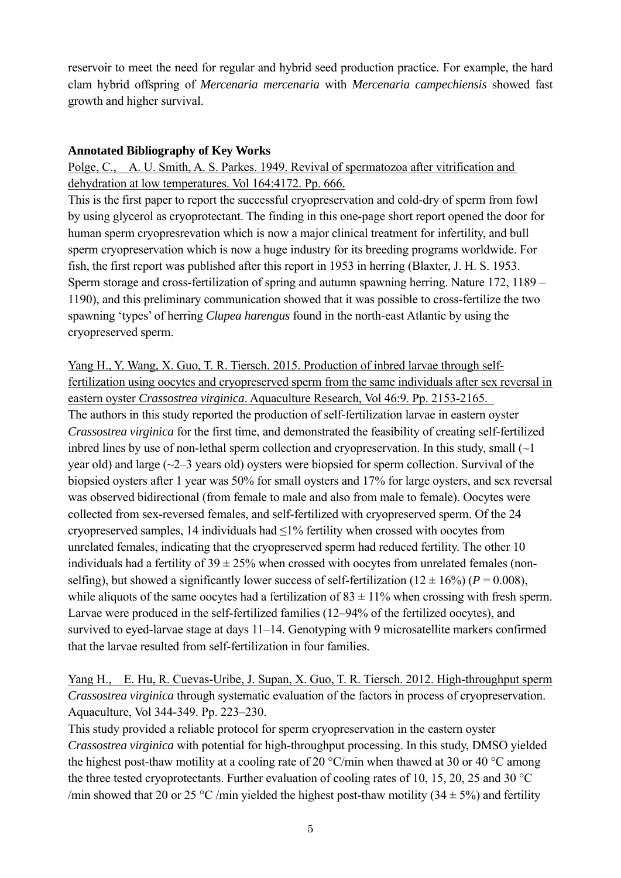reservoir to meet the need for regular and hybrid seed production practice. For example, the hard clam hybrid offspring of *Mercenaria mercenaria* with *Mercenaria campechiensis* showed fast growth and higher survival.

**Annotated Bibliography of Key Works**

Polge, C., A. U. Smith, A. S. Parkes. 1949. Revival of spermatozoa after vitrification and dehydration at low temperatures. Vol 164:4172. Pp. 666.

This is the first paper to report the successful cryopreservation and cold-dry of sperm from fowl by using glycerol as cryoprotectant. The finding in this one-page short report opened the door for human sperm cryopresrevation which is now a major clinical treatment for infertility, and bull sperm cryopreservation which is now a huge industry for its breeding programs worldwide. For fish, the first report was published after this report in 1953 in herring (Blaxter, J. H. S. 1953. Sperm storage and cross-fertilization of spring and autumn spawning herring. Nature 172, 1189 – 1190), and this preliminary communication showed that it was possible to cross-fertilize the two spawning 'types' of herring *Clupea harengus* found in the north-east Atlantic by using the cryopreserved sperm.

Yang H., Y. Wang, X. Guo, T. R. Tiersch. 2015. Production of inbred larvae through self-fertilization using oocytes and cryopreserved sperm from the same individuals after sex reversal in eastern oyster *Crassostrea virginica*. Aquaculture Research, Vol 46:9. Pp. 2153-2165.

The authors in this study reported the production of self-fertilization larvae in eastern oyster *Crassostrea virginica* for the first time, and demonstrated the feasibility of creating self-fertilized inbred lines by use of non-lethal sperm collection and cryopreservation. In this study, small (~1 year old) and large (~2–3 years old) oysters were biopsied for sperm collection. Survival of the biopsied oysters after 1 year was 50% for small oysters and 17% for large oysters, and sex reversal was observed bidirectional (from female to male and also from male to female). Oocytes were collected from sex-reversed females, and self-fertilized with cryopreserved sperm. Of the 24 cryopreserved samples, 14 individuals had ≤1% fertility when crossed with oocytes from unrelated females, indicating that the cryopreserved sperm had reduced fertility. The other 10 individuals had a fertility of $39 \pm 25\%$ when crossed with oocytes from unrelated females (non-selfing), but showed a significantly lower success of self-fertilization ($12 \pm 16\%$) ($P = 0.008$), while aliquots of the same oocytes had a fertilization of $83 \pm 11\%$ when crossing with fresh sperm. Larvae were produced in the self-fertilized families (12–94% of the fertilized oocytes), and survived to eyed-larvae stage at days 11–14. Genotyping with 9 microsatellite markers confirmed that the larvae resulted from self-fertilization in four families.

Yang H., E. Hu, R. Cuevas-Uribe, J. Supan, X. Guo, T. R. Tiersch. 2012. High-throughput sperm *Crassostrea virginica* through systematic evaluation of the factors in process of cryopreservation. Aquaculture, Vol 344-349. Pp. 223–230.

This study provided a reliable protocol for sperm cryopreservation in the eastern oyster *Crassostrea virginica* with potential for high-throughput processing. In this study, DMSO yielded the highest post-thaw motility at a cooling rate of 20 °C/min when thawed at 30 or 40 °C among the three tested cryoprotectants. Further evaluation of cooling rates of 10, 15, 20, 25 and 30 °C /min showed that 20 or 25 °C /min yielded the highest post-thaw motility ($34 \pm 5\%$) and fertility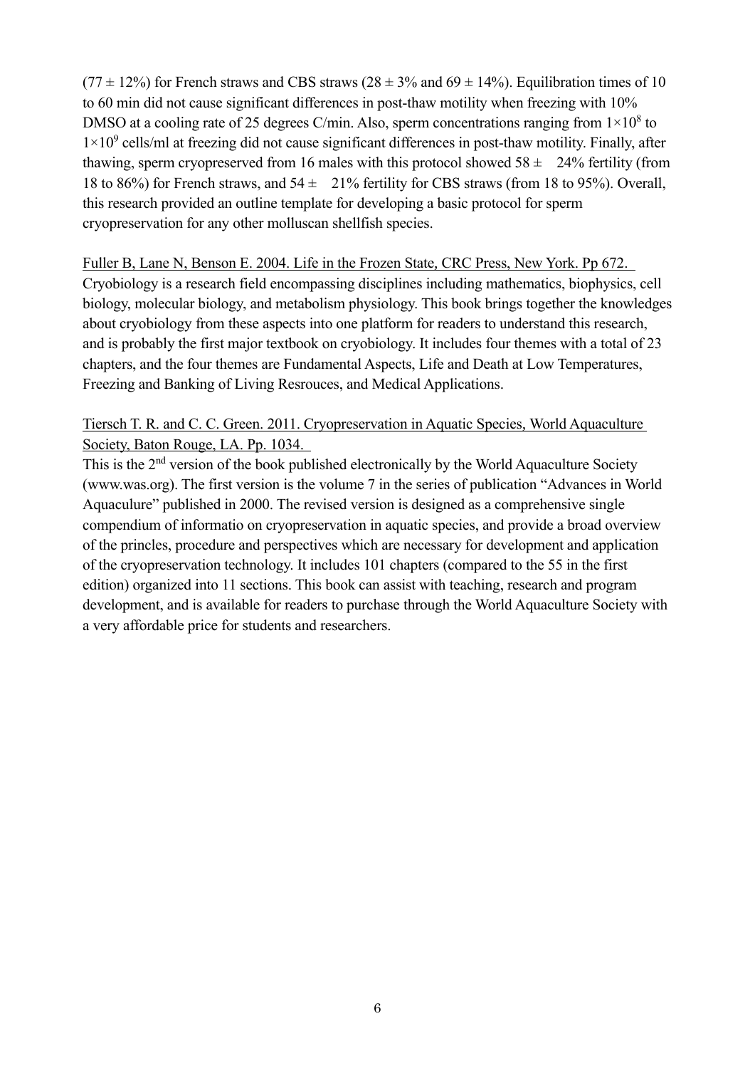($77 \pm 12\%$) for French straws and CBS straws ($28 \pm 3\%$ and $69 \pm 14\%$). Equilibration times of 10 to 60 min did not cause significant differences in post-thaw motility when freezing with 10% DMSO at a cooling rate of 25 degrees C/min. Also, sperm concentrations ranging from $1\times10^8$ to $1\times10^9$ cells/ml at freezing did not cause significant differences in post-thaw motility. Finally, after thawing, sperm cryopreserved from 16 males with this protocol showed $58 \pm 24\%$ fertility (from 18 to 86%) for French straws, and $54 \pm 21\%$ fertility for CBS straws (from 18 to 95%). Overall, this research provided an outline template for developing a basic protocol for sperm cryopreservation for any other molluscan shellfish species.

Fuller B, Lane N, Benson E. 2004. Life in the Frozen State, CRC Press, New York. Pp 672.

Cryobiology is a research field encompassing disciplines including mathematics, biophysics, cell biology, molecular biology, and metabolism physiology. This book brings together the knowledges about cryobiology from these aspects into one platform for readers to understand this research, and is probably the first major textbook on cryobiology. It includes four themes with a total of 23 chapters, and the four themes are Fundamental Aspects, Life and Death at Low Temperatures, Freezing and Banking of Living Resrouces, and Medical Applications.

Tiersch T. R. and C. C. Green. 2011. Cryopreservation in Aquatic Species, World Aquaculture Society, Baton Rouge, LA. Pp. 1034.

This is the 2nd version of the book published electronically by the World Aquaculture Society (www.was.org). The first version is the volume 7 in the series of publication "Advances in World Aquaculure" published in 2000. The revised version is designed as a comprehensive single compendium of informatio on cryopreservation in aquatic species, and provide a broad overview of the princles, procedure and perspectives which are necessary for development and application of the cryopreservation technology. It includes 101 chapters (compared to the 55 in the first edition) organized into 11 sections. This book can assist with teaching, research and program development, and is available for readers to purchase through the World Aquaculture Society with a very affordable price for students and researchers.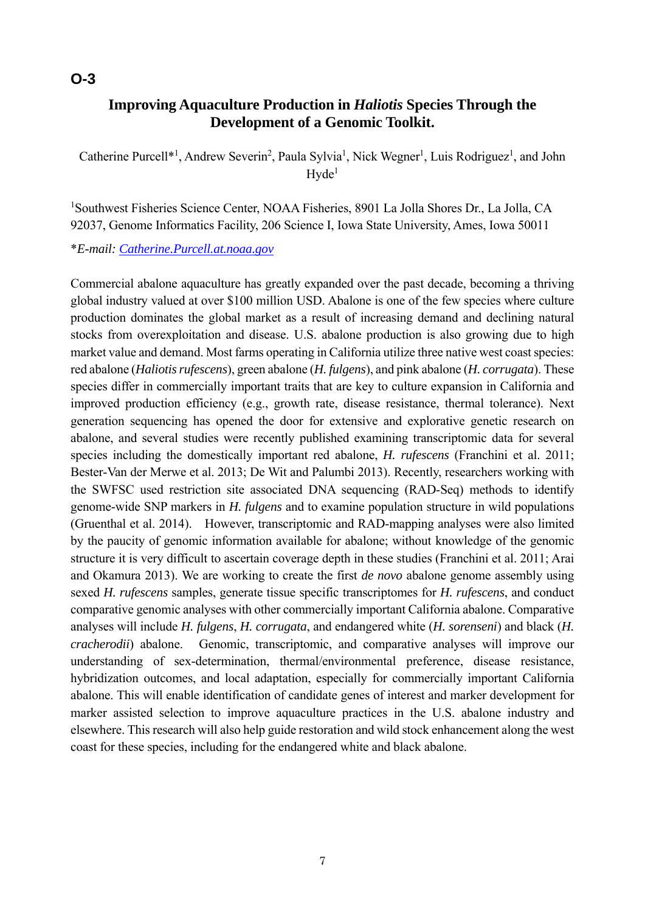**O-3**

## Improving Aquaculture Production in *Haliotis* Species Through the Development of a Genomic Toolkit.

Catherine Purcell*[1], Andrew Severin[2], Paula Sylvia[1], Nick Wegner[1], Luis Rodriguez[1], and John Hyde[1]

[1]Southwest Fisheries Science Center, NOAA Fisheries, 8901 La Jolla Shores Dr., La Jolla, CA 92037, Genome Informatics Facility, 206 Science I, Iowa State University, Ames, Iowa 50011

**E-mail:* Catherine.Purcell.at.noaa.gov

Commercial abalone aquaculture has greatly expanded over the past decade, becoming a thriving global industry valued at over $100 million USD. Abalone is one of the few species where culture production dominates the global market as a result of increasing demand and declining natural stocks from overexploitation and disease. U.S. abalone production is also growing due to high market value and demand. Most farms operating in California utilize three native west coast species: red abalone (*Haliotis rufescens*), green abalone (*H. fulgens*), and pink abalone (*H. corrugata*). These species differ in commercially important traits that are key to culture expansion in California and improved production efficiency (e.g., growth rate, disease resistance, thermal tolerance). Next generation sequencing has opened the door for extensive and explorative genetic research on abalone, and several studies were recently published examining transcriptomic data for several species including the domestically important red abalone, *H. rufescens* (Franchini et al. 2011; Bester-Van der Merwe et al. 2013; De Wit and Palumbi 2013). Recently, researchers working with the SWFSC used restriction site associated DNA sequencing (RAD-Seq) methods to identify genome-wide SNP markers in *H. fulgens* and to examine population structure in wild populations (Gruenthal et al. 2014). However, transcriptomic and RAD-mapping analyses were also limited by the paucity of genomic information available for abalone; without knowledge of the genomic structure it is very difficult to ascertain coverage depth in these studies (Franchini et al. 2011; Arai and Okamura 2013). We are working to create the first *de novo* abalone genome assembly using sexed *H. rufescens* samples, generate tissue specific transcriptomes for *H. rufescens*, and conduct comparative genomic analyses with other commercially important California abalone. Comparative analyses will include *H. fulgens*, *H. corrugata*, and endangered white (*H. sorenseni*) and black (*H. cracherodii*) abalone. Genomic, transcriptomic, and comparative analyses will improve our understanding of sex-determination, thermal/environmental preference, disease resistance, hybridization outcomes, and local adaptation, especially for commercially important California abalone. This will enable identification of candidate genes of interest and marker development for marker assisted selection to improve aquaculture practices in the U.S. abalone industry and elsewhere. This research will also help guide restoration and wild stock enhancement along the west coast for these species, including for the endangered white and black abalone.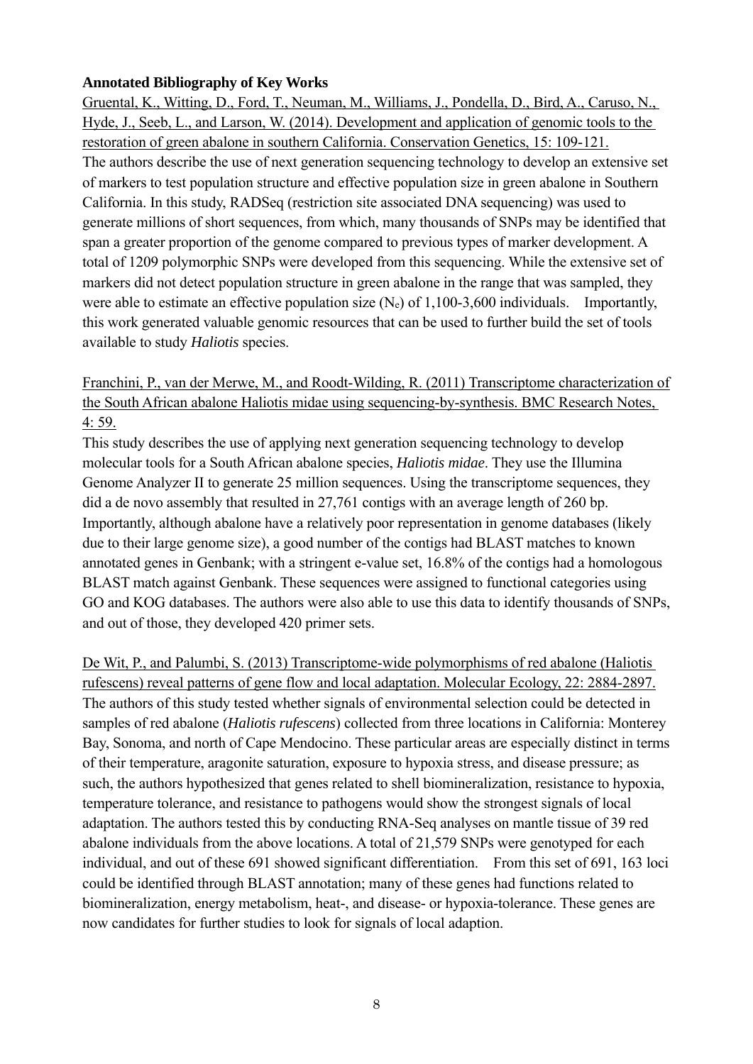**Annotated Bibliography of Key Works**

Gruental, K., Witting, D., Ford, T., Neuman, M., Williams, J., Pondella, D., Bird, A., Caruso, N., Hyde, J., Seeb, L., and Larson, W. (2014). Development and application of genomic tools to the restoration of green abalone in southern California. Conservation Genetics, 15: 109-121.

The authors describe the use of next generation sequencing technology to develop an extensive set of markers to test population structure and effective population size in green abalone in Southern California. In this study, RADSeq (restriction site associated DNA sequencing) was used to generate millions of short sequences, from which, many thousands of SNPs may be identified that span a greater proportion of the genome compared to previous types of marker development. A total of 1209 polymorphic SNPs were developed from this sequencing. While the extensive set of markers did not detect population structure in green abalone in the range that was sampled, they were able to estimate an effective population size ($N_e$) of 1,100-3,600 individuals. Importantly, this work generated valuable genomic resources that can be used to further build the set of tools available to study *Haliotis* species.

Franchini, P., van der Merwe, M., and Roodt-Wilding, R. (2011) Transcriptome characterization of the South African abalone Haliotis midae using sequencing-by-synthesis. BMC Research Notes, 4: 59.

This study describes the use of applying next generation sequencing technology to develop molecular tools for a South African abalone species, *Haliotis midae*. They use the Illumina Genome Analyzer II to generate 25 million sequences. Using the transcriptome sequences, they did a de novo assembly that resulted in 27,761 contigs with an average length of 260 bp. Importantly, although abalone have a relatively poor representation in genome databases (likely due to their large genome size), a good number of the contigs had BLAST matches to known annotated genes in Genbank; with a stringent e-value set, 16.8% of the contigs had a homologous BLAST match against Genbank. These sequences were assigned to functional categories using GO and KOG databases. The authors were also able to use this data to identify thousands of SNPs, and out of those, they developed 420 primer sets.

De Wit, P., and Palumbi, S. (2013) Transcriptome-wide polymorphisms of red abalone (Haliotis rufescens) reveal patterns of gene flow and local adaptation. Molecular Ecology, 22: 2884-2897.

The authors of this study tested whether signals of environmental selection could be detected in samples of red abalone (*Haliotis rufescens*) collected from three locations in California: Monterey Bay, Sonoma, and north of Cape Mendocino. These particular areas are especially distinct in terms of their temperature, aragonite saturation, exposure to hypoxia stress, and disease pressure; as such, the authors hypothesized that genes related to shell biomineralization, resistance to hypoxia, temperature tolerance, and resistance to pathogens would show the strongest signals of local adaptation. The authors tested this by conducting RNA-Seq analyses on mantle tissue of 39 red abalone individuals from the above locations. A total of 21,579 SNPs were genotyped for each individual, and out of these 691 showed significant differentiation. From this set of 691, 163 loci could be identified through BLAST annotation; many of these genes had functions related to biomineralization, energy metabolism, heat-, and disease- or hypoxia-tolerance. These genes are now candidates for further studies to look for signals of local adaption.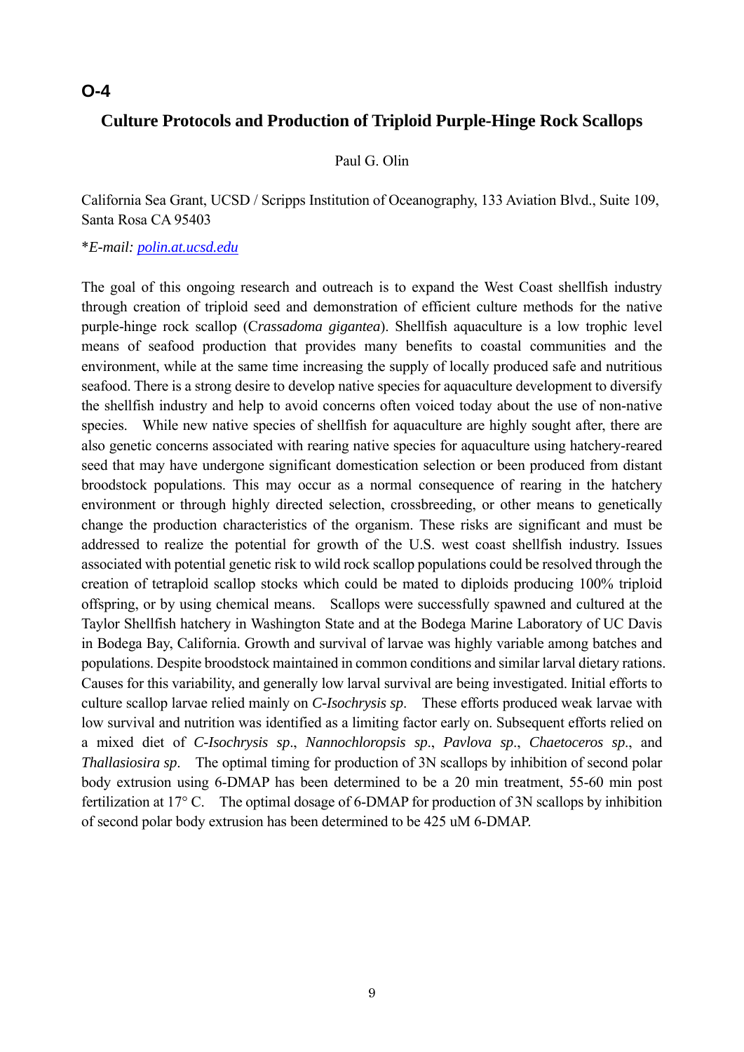**O-4**

## Culture Protocols and Production of Triploid Purple-Hinge Rock Scallops

Paul G. Olin

California Sea Grant, UCSD / Scripps Institution of Oceanography, 133 Aviation Blvd., Suite 109, Santa Rosa CA 95403

**E-mail:* polin.at.ucsd.edu

The goal of this ongoing research and outreach is to expand the West Coast shellfish industry through creation of triploid seed and demonstration of efficient culture methods for the native purple-hinge rock scallop (C*rassadoma gigantea*). Shellfish aquaculture is a low trophic level means of seafood production that provides many benefits to coastal communities and the environment, while at the same time increasing the supply of locally produced safe and nutritious seafood. There is a strong desire to develop native species for aquaculture development to diversify the shellfish industry and help to avoid concerns often voiced today about the use of non-native species. While new native species of shellfish for aquaculture are highly sought after, there are also genetic concerns associated with rearing native species for aquaculture using hatchery-reared seed that may have undergone significant domestication selection or been produced from distant broodstock populations. This may occur as a normal consequence of rearing in the hatchery environment or through highly directed selection, crossbreeding, or other means to genetically change the production characteristics of the organism. These risks are significant and must be addressed to realize the potential for growth of the U.S. west coast shellfish industry. Issues associated with potential genetic risk to wild rock scallop populations could be resolved through the creation of tetraploid scallop stocks which could be mated to diploids producing 100% triploid offspring, or by using chemical means. Scallops were successfully spawned and cultured at the Taylor Shellfish hatchery in Washington State and at the Bodega Marine Laboratory of UC Davis in Bodega Bay, California. Growth and survival of larvae was highly variable among batches and populations. Despite broodstock maintained in common conditions and similar larval dietary rations. Causes for this variability, and generally low larval survival are being investigated. Initial efforts to culture scallop larvae relied mainly on *C-Isochrysis sp*. These efforts produced weak larvae with low survival and nutrition was identified as a limiting factor early on. Subsequent efforts relied on a mixed diet of *C-Isochrysis sp*., *Nannochloropsis sp*., *Pavlova sp*., *Chaetoceros sp*., and *Thallasiosira sp*. The optimal timing for production of 3N scallops by inhibition of second polar body extrusion using 6-DMAP has been determined to be a 20 min treatment, 55-60 min post fertilization at 17° C. The optimal dosage of 6-DMAP for production of 3N scallops by inhibition of second polar body extrusion has been determined to be 425 uM 6-DMAP.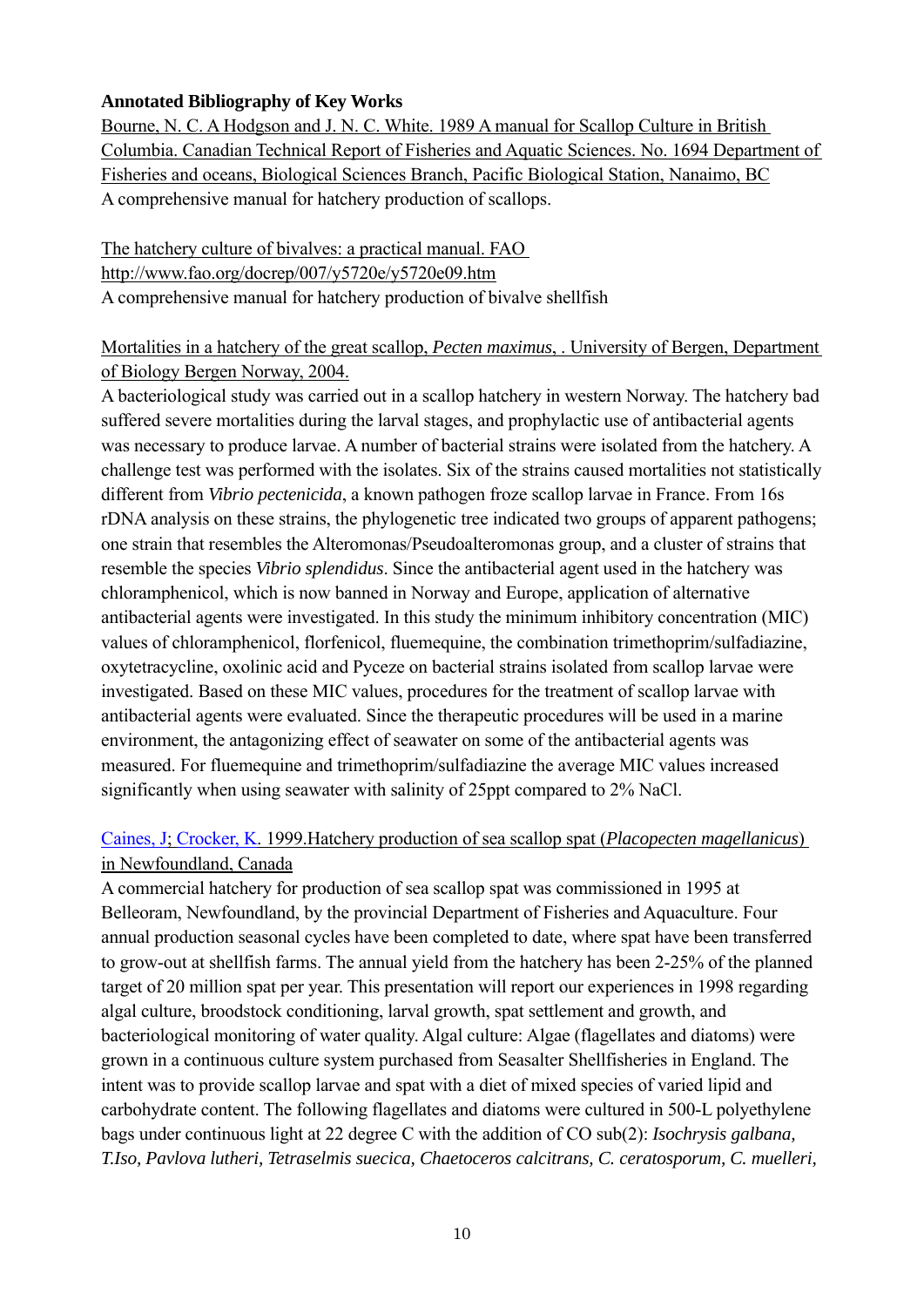**Annotated Bibliography of Key Works**

Bourne, N. C. A Hodgson and J. N. C. White. 1989 A manual for Scallop Culture in British Columbia. Canadian Technical Report of Fisheries and Aquatic Sciences. No. 1694 Department of Fisheries and oceans, Biological Sciences Branch, Pacific Biological Station, Nanaimo, BC

A comprehensive manual for hatchery production of scallops.

The hatchery culture of bivalves: a practical manual. FAO http://www.fao.org/docrep/007/y5720e/y5720e09.htm

A comprehensive manual for hatchery production of bivalve shellfish

Mortalities in a hatchery of the great scallop, *Pecten maximus*, . University of Bergen, Department of Biology Bergen Norway, 2004.

A bacteriological study was carried out in a scallop hatchery in western Norway. The hatchery bad suffered severe mortalities during the larval stages, and prophylactic use of antibacterial agents was necessary to produce larvae. A number of bacterial strains were isolated from the hatchery. A challenge test was performed with the isolates. Six of the strains caused mortalities not statistically different from *Vibrio pectenicida*, a known pathogen froze scallop larvae in France. From 16s rDNA analysis on these strains, the phylogenetic tree indicated two groups of apparent pathogens; one strain that resembles the Alteromonas/Pseudoalteromonas group, and a cluster of strains that resemble the species *Vibrio splendidus*. Since the antibacterial agent used in the hatchery was chloramphenicol, which is now banned in Norway and Europe, application of alternative antibacterial agents were investigated. In this study the minimum inhibitory concentration (MIC) values of chloramphenicol, florfenicol, fluemequine, the combination trimethoprim/sulfadiazine, oxytetracycline, oxolinic acid and Pyceze on bacterial strains isolated from scallop larvae were investigated. Based on these MIC values, procedures for the treatment of scallop larvae with antibacterial agents were evaluated. Since the therapeutic procedures will be used in a marine environment, the antagonizing effect of seawater on some of the antibacterial agents was measured. For fluemequine and trimethoprim/sulfadiazine the average MIC values increased significantly when using seawater with salinity of 25ppt compared to 2% NaCl.

Caines, J; Crocker, K. 1999.Hatchery production of sea scallop spat (*Placopecten magellanicus*) in Newfoundland, Canada

A commercial hatchery for production of sea scallop spat was commissioned in 1995 at Belleoram, Newfoundland, by the provincial Department of Fisheries and Aquaculture. Four annual production seasonal cycles have been completed to date, where spat have been transferred to grow-out at shellfish farms. The annual yield from the hatchery has been 2-25% of the planned target of 20 million spat per year. This presentation will report our experiences in 1998 regarding algal culture, broodstock conditioning, larval growth, spat settlement and growth, and bacteriological monitoring of water quality. Algal culture: Algae (flagellates and diatoms) were grown in a continuous culture system purchased from Seasalter Shellfisheries in England. The intent was to provide scallop larvae and spat with a diet of mixed species of varied lipid and carbohydrate content. The following flagellates and diatoms were cultured in 500-L polyethylene bags under continuous light at 22 degree C with the addition of CO sub(2): *Isochrysis galbana, T.Iso, Pavlova lutheri, Tetraselmis suecica, Chaetoceros calcitrans, C. ceratosporum, C. muelleri,*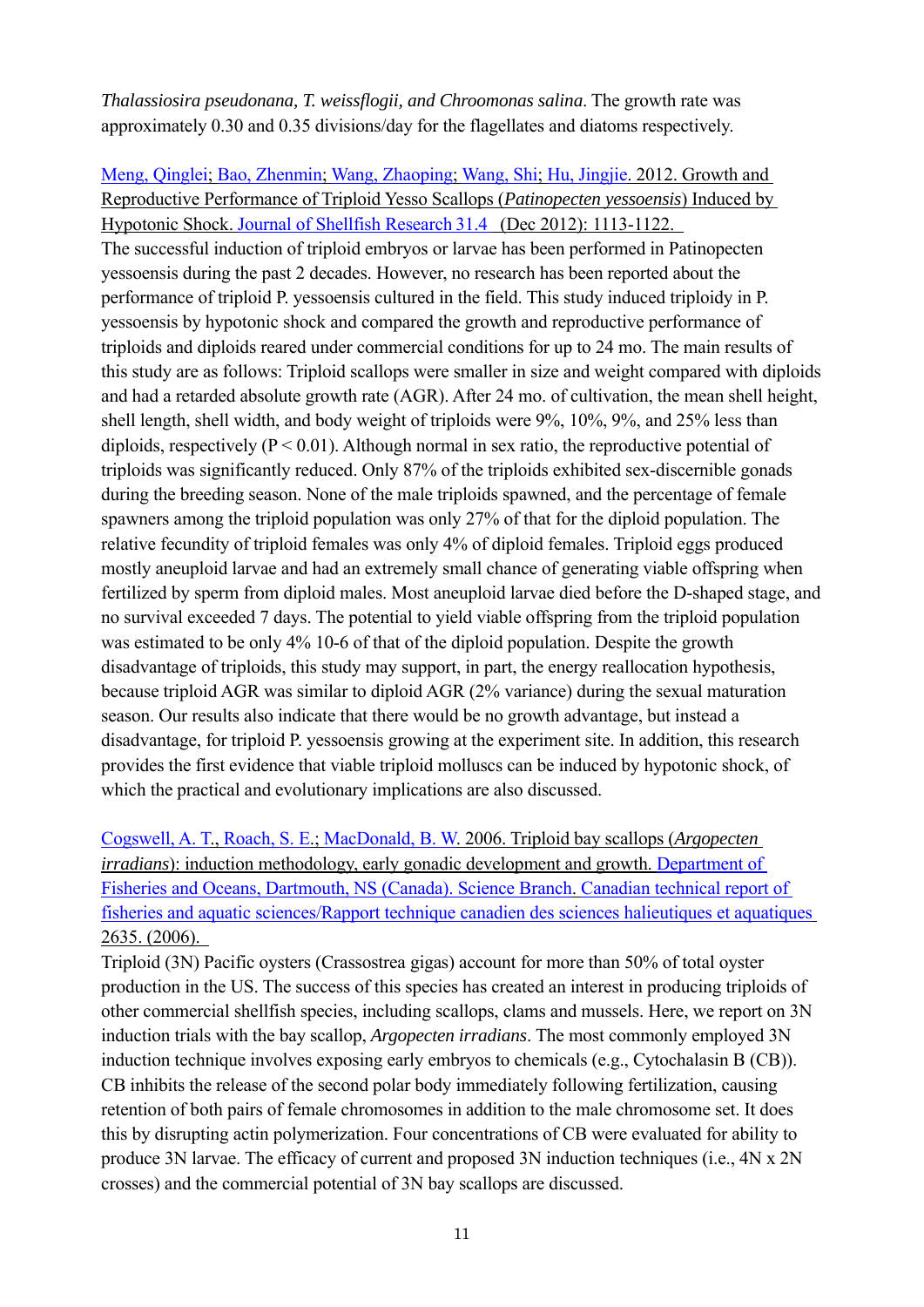*Thalassiosira pseudonana, T. weissflogii, and Chroomonas salina*. The growth rate was approximately 0.30 and 0.35 divisions/day for the flagellates and diatoms respectively.

Meng, Qinglei; Bao, Zhenmin; Wang, Zhaoping; Wang, Shi; Hu, Jingjie. 2012. Growth and Reproductive Performance of Triploid Yesso Scallops (*Patinopecten yessoensis*) Induced by Hypotonic Shock. Journal of Shellfish Research 31.4 (Dec 2012): 1113-1122.
The successful induction of triploid embryos or larvae has been performed in Patinopecten yessoensis during the past 2 decades. However, no research has been reported about the performance of triploid P. yessoensis cultured in the field. This study induced triploidy in P. yessoensis by hypotonic shock and compared the growth and reproductive performance of triploids and diploids reared under commercial conditions for up to 24 mo. The main results of this study are as follows: Triploid scallops were smaller in size and weight compared with diploids and had a retarded absolute growth rate (AGR). After 24 mo. of cultivation, the mean shell height, shell length, shell width, and body weight of triploids were 9%, 10%, 9%, and 25% less than diploids, respectively ($P < 0.01$). Although normal in sex ratio, the reproductive potential of triploids was significantly reduced. Only 87% of the triploids exhibited sex-discernible gonads during the breeding season. None of the male triploids spawned, and the percentage of female spawners among the triploid population was only 27% of that for the diploid population. The relative fecundity of triploid females was only 4% of diploid females. Triploid eggs produced mostly aneuploid larvae and had an extremely small chance of generating viable offspring when fertilized by sperm from diploid males. Most aneuploid larvae died before the D-shaped stage, and no survival exceeded 7 days. The potential to yield viable offspring from the triploid population was estimated to be only 4% 10-6 of that of the diploid population. Despite the growth disadvantage of triploids, this study may support, in part, the energy reallocation hypothesis, because triploid AGR was similar to diploid AGR (2% variance) during the sexual maturation season. Our results also indicate that there would be no growth advantage, but instead a disadvantage, for triploid P. yessoensis growing at the experiment site. In addition, this research provides the first evidence that viable triploid molluscs can be induced by hypotonic shock, of which the practical and evolutionary implications are also discussed.

Cogswell, A. T., Roach, S. E.; MacDonald, B. W. 2006. Triploid bay scallops (*Argopecten irradians*): induction methodology, early gonadic development and growth. Department of Fisheries and Oceans, Dartmouth, NS (Canada). Science Branch. Canadian technical report of fisheries and aquatic sciences/Rapport technique canadien des sciences halieutiques et aquatiques 2635. (2006).
Triploid (3N) Pacific oysters (Crassostrea gigas) account for more than 50% of total oyster production in the US. The success of this species has created an interest in producing triploids of other commercial shellfish species, including scallops, clams and mussels. Here, we report on 3N induction trials with the bay scallop, *Argopecten irradians*. The most commonly employed 3N induction technique involves exposing early embryos to chemicals (e.g., Cytochalasin B (CB)). CB inhibits the release of the second polar body immediately following fertilization, causing retention of both pairs of female chromosomes in addition to the male chromosome set. It does this by disrupting actin polymerization. Four concentrations of CB were evaluated for ability to produce 3N larvae. The efficacy of current and proposed 3N induction techniques (i.e., 4N x 2N crosses) and the commercial potential of 3N bay scallops are discussed.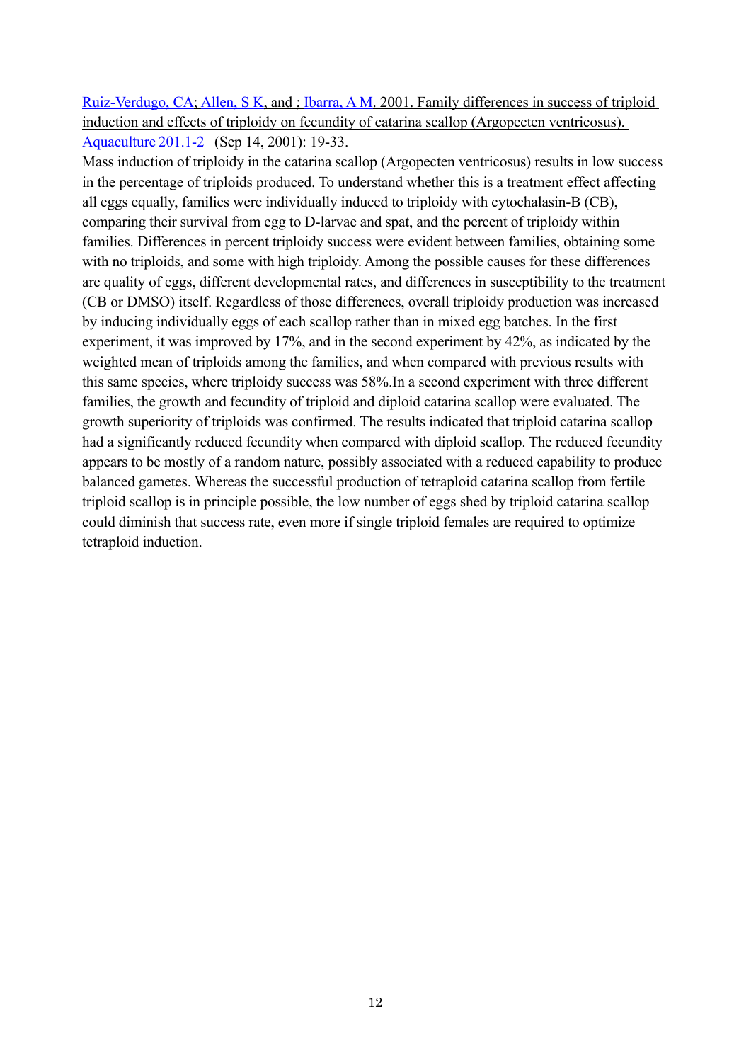Ruiz-Verdugo, CA; Allen, S K, and ; Ibarra, A M. 2001. Family differences in success of triploid induction and effects of triploidy on fecundity of catarina scallop (Argopecten ventricosus). Aquaculture 201.1-2 (Sep 14, 2001): 19-33.

Mass induction of triploidy in the catarina scallop (Argopecten ventricosus) results in low success in the percentage of triploids produced. To understand whether this is a treatment effect affecting all eggs equally, families were individually induced to triploidy with cytochalasin-B (CB), comparing their survival from egg to D-larvae and spat, and the percent of triploidy within families. Differences in percent triploidy success were evident between families, obtaining some with no triploids, and some with high triploidy. Among the possible causes for these differences are quality of eggs, different developmental rates, and differences in susceptibility to the treatment (CB or DMSO) itself. Regardless of those differences, overall triploidy production was increased by inducing individually eggs of each scallop rather than in mixed egg batches. In the first experiment, it was improved by 17%, and in the second experiment by 42%, as indicated by the weighted mean of triploids among the families, and when compared with previous results with this same species, where triploidy success was 58%.In a second experiment with three different families, the growth and fecundity of triploid and diploid catarina scallop were evaluated. The growth superiority of triploids was confirmed. The results indicated that triploid catarina scallop had a significantly reduced fecundity when compared with diploid scallop. The reduced fecundity appears to be mostly of a random nature, possibly associated with a reduced capability to produce balanced gametes. Whereas the successful production of tetraploid catarina scallop from fertile triploid scallop is in principle possible, the low number of eggs shed by triploid catarina scallop could diminish that success rate, even more if single triploid females are required to optimize tetraploid induction.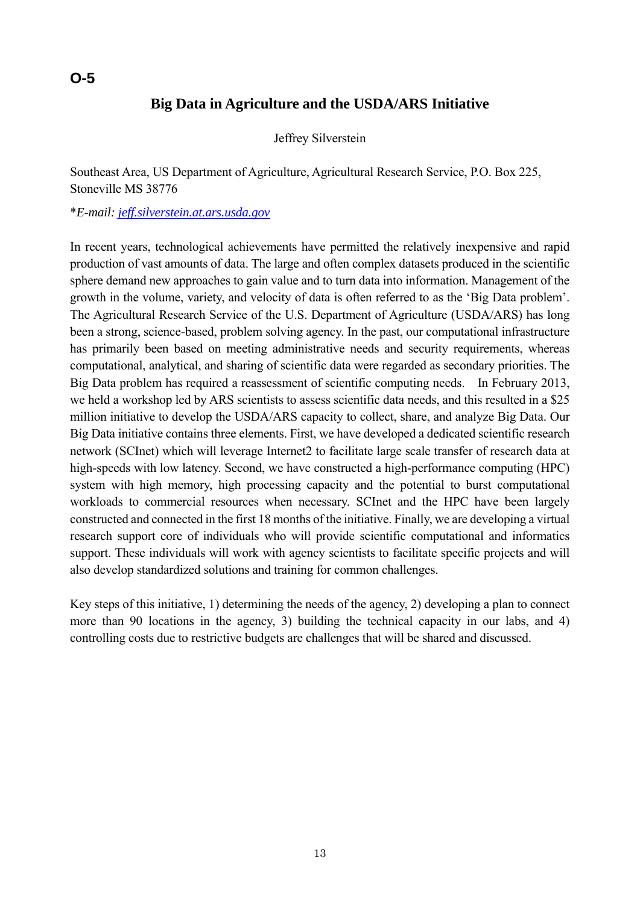**O-5**

# Big Data in Agriculture and the USDA/ARS Initiative

Jeffrey Silverstein

Southeast Area, US Department of Agriculture, Agricultural Research Service, P.O. Box 225, Stoneville MS 38776

*\*E-mail: jeff.silverstein.at.ars.usda.gov*

In recent years, technological achievements have permitted the relatively inexpensive and rapid production of vast amounts of data. The large and often complex datasets produced in the scientific sphere demand new approaches to gain value and to turn data into information. Management of the growth in the volume, variety, and velocity of data is often referred to as the 'Big Data problem'. The Agricultural Research Service of the U.S. Department of Agriculture (USDA/ARS) has long been a strong, science-based, problem solving agency. In the past, our computational infrastructure has primarily been based on meeting administrative needs and security requirements, whereas computational, analytical, and sharing of scientific data were regarded as secondary priorities. The Big Data problem has required a reassessment of scientific computing needs. In February 2013, we held a workshop led by ARS scientists to assess scientific data needs, and this resulted in a $25 million initiative to develop the USDA/ARS capacity to collect, share, and analyze Big Data. Our Big Data initiative contains three elements. First, we have developed a dedicated scientific research network (SCInet) which will leverage Internet2 to facilitate large scale transfer of research data at high-speeds with low latency. Second, we have constructed a high-performance computing (HPC) system with high memory, high processing capacity and the potential to burst computational workloads to commercial resources when necessary. SCInet and the HPC have been largely constructed and connected in the first 18 months of the initiative. Finally, we are developing a virtual research support core of individuals who will provide scientific computational and informatics support. These individuals will work with agency scientists to facilitate specific projects and will also develop standardized solutions and training for common challenges.

Key steps of this initiative, 1) determining the needs of the agency, 2) developing a plan to connect more than 90 locations in the agency, 3) building the technical capacity in our labs, and 4) controlling costs due to restrictive budgets are challenges that will be shared and discussed.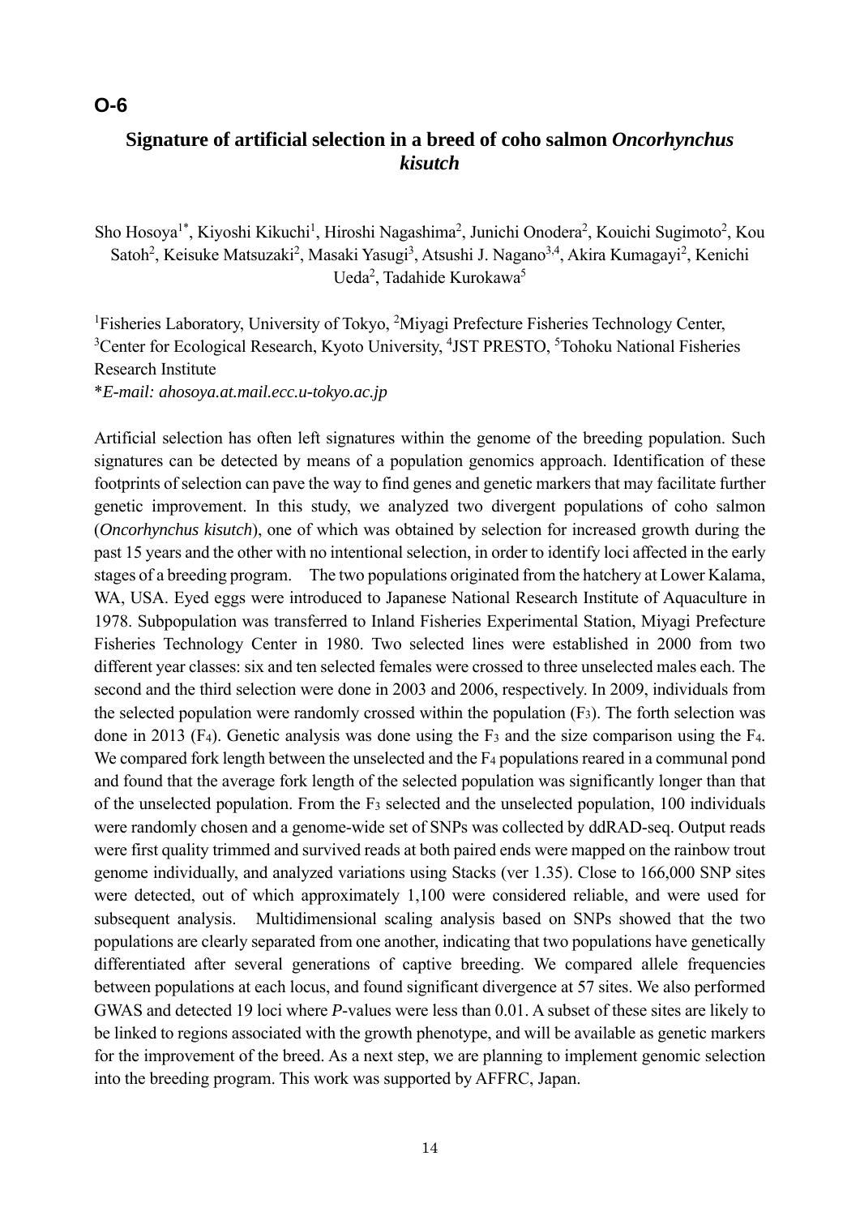**O-6**

## Signature of artificial selection in a breed of coho salmon *Oncorhynchus kisutch*

Sho Hosoya[1*], Kiyoshi Kikuchi[1], Hiroshi Nagashima[2], Junichi Onodera[2], Kouichi Sugimoto[2], Kou Satoh[2], Keisuke Matsuzaki[2], Masaki Yasugi[3], Atsushi J. Nagano[3,4], Akira Kumagayi[2], Kenichi Ueda[2], Tadahide Kurokawa[5]

[1]Fisheries Laboratory, University of Tokyo, [2]Miyagi Prefecture Fisheries Technology Center, [3]Center for Ecological Research, Kyoto University, [4]JST PRESTO, [5]Tohoku National Fisheries Research Institute

*\*E-mail: ahosoya.at.mail.ecc.u-tokyo.ac.jp*

Artificial selection has often left signatures within the genome of the breeding population. Such signatures can be detected by means of a population genomics approach. Identification of these footprints of selection can pave the way to find genes and genetic markers that may facilitate further genetic improvement. In this study, we analyzed two divergent populations of coho salmon (*Oncorhynchus kisutch*), one of which was obtained by selection for increased growth during the past 15 years and the other with no intentional selection, in order to identify loci affected in the early stages of a breeding program.　The two populations originated from the hatchery at Lower Kalama, WA, USA. Eyed eggs were introduced to Japanese National Research Institute of Aquaculture in 1978. Subpopulation was transferred to Inland Fisheries Experimental Station, Miyagi Prefecture Fisheries Technology Center in 1980. Two selected lines were established in 2000 from two different year classes: six and ten selected females were crossed to three unselected males each. The second and the third selection were done in 2003 and 2006, respectively. In 2009, individuals from the selected population were randomly crossed within the population ($F_3$). The forth selection was done in 2013 ($F_4$). Genetic analysis was done using the $F_3$ and the size comparison using the $F_4$. We compared fork length between the unselected and the $F_4$ populations reared in a communal pond and found that the average fork length of the selected population was significantly longer than that of the unselected population. From the $F_3$ selected and the unselected population, 100 individuals were randomly chosen and a genome-wide set of SNPs was collected by ddRAD-seq. Output reads were first quality trimmed and survived reads at both paired ends were mapped on the rainbow trout genome individually, and analyzed variations using Stacks (ver 1.35). Close to 166,000 SNP sites were detected, out of which approximately 1,100 were considered reliable, and were used for subsequent analysis.　Multidimensional scaling analysis based on SNPs showed that the two populations are clearly separated from one another, indicating that two populations have genetically differentiated after several generations of captive breeding. We compared allele frequencies between populations at each locus, and found significant divergence at 57 sites. We also performed GWAS and detected 19 loci where *P*-values were less than 0.01. A subset of these sites are likely to be linked to regions associated with the growth phenotype, and will be available as genetic markers for the improvement of the breed. As a next step, we are planning to implement genomic selection into the breeding program. This work was supported by AFFRC, Japan.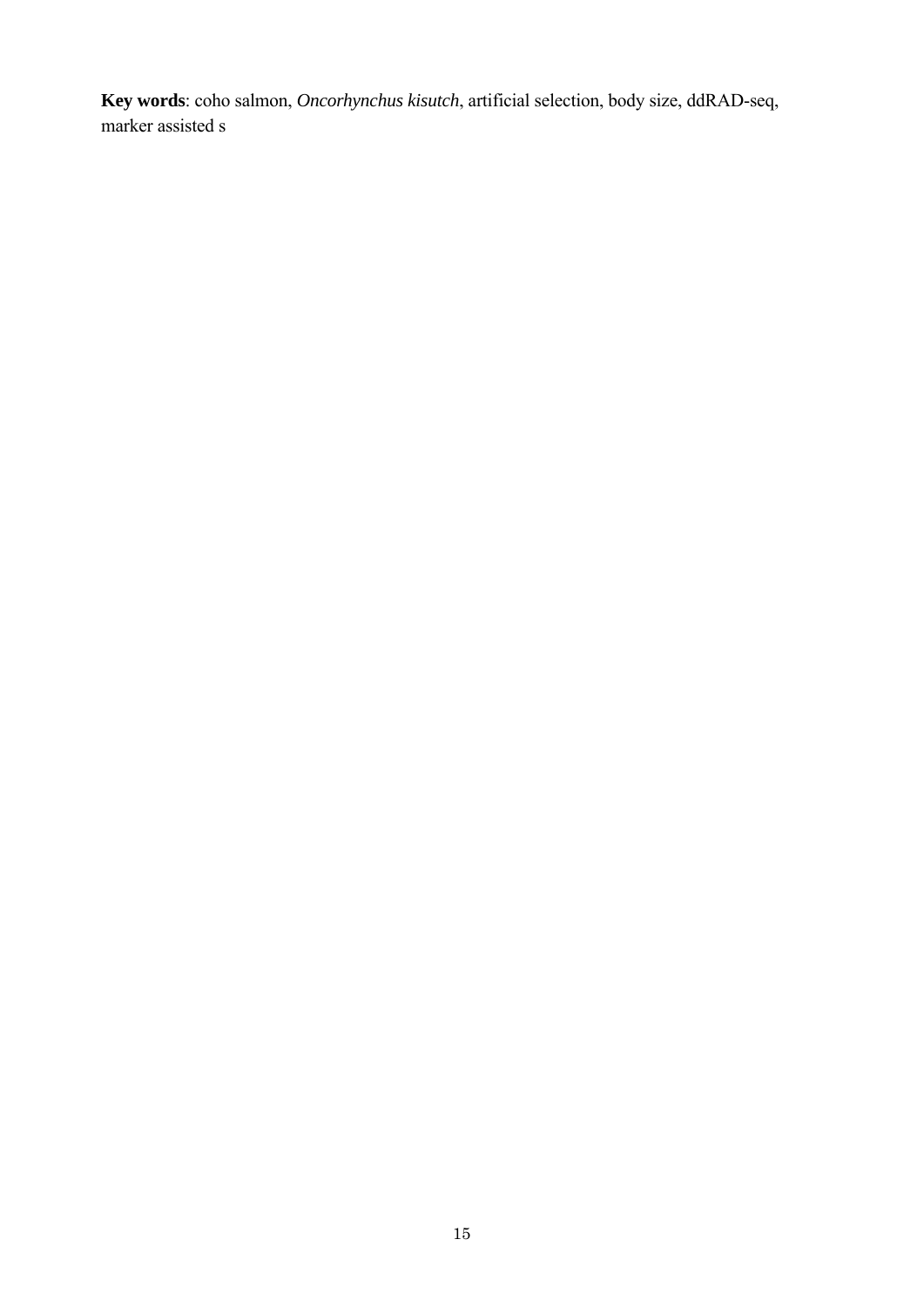**Key words**: coho salmon, *Oncorhynchus kisutch*, artificial selection, body size, ddRAD-seq, marker assisted s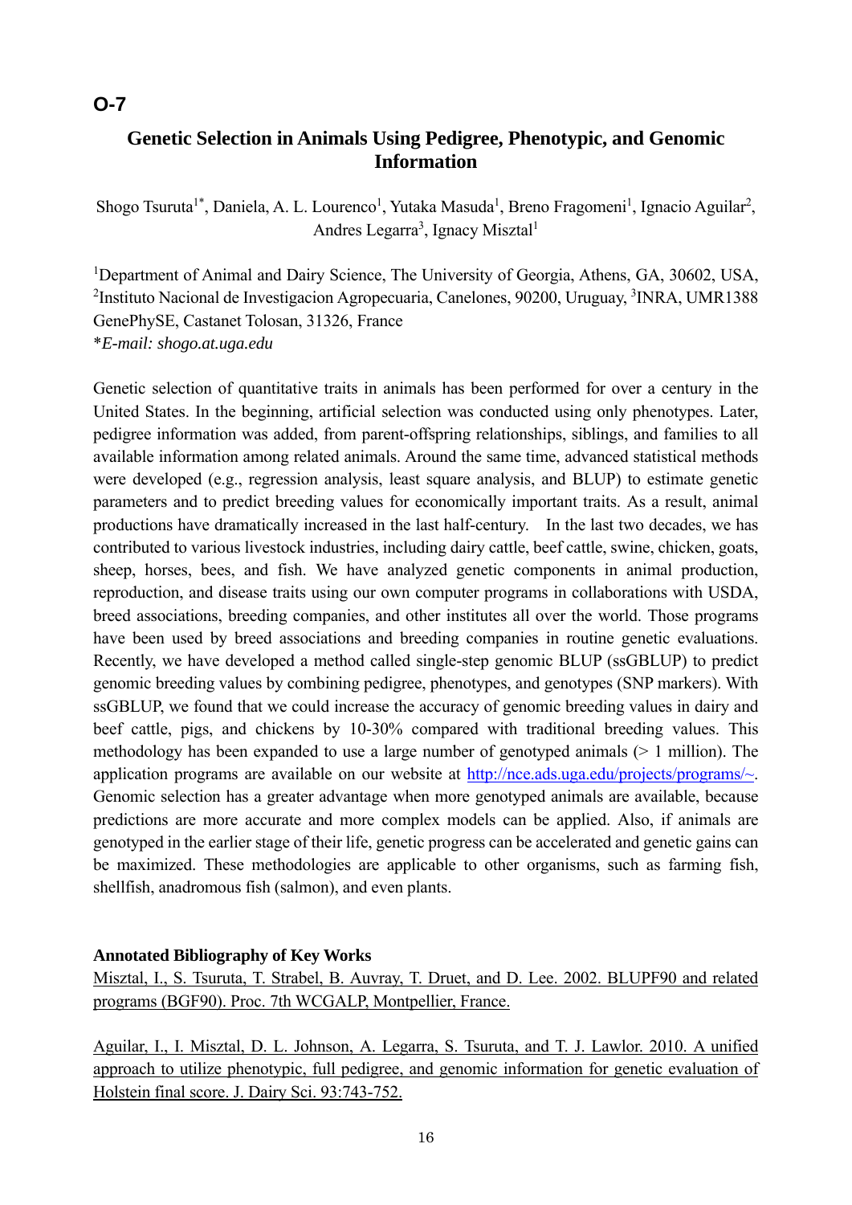**O-7**

# Genetic Selection in Animals Using Pedigree, Phenotypic, and Genomic Information

Shogo Tsuruta[1*], Daniela, A. L. Lourenco[1], Yutaka Masuda[1], Breno Fragomeni[1], Ignacio Aguilar[2], Andres Legarra[3], Ignacy Misztal[1]

[1]Department of Animal and Dairy Science, The University of Georgia, Athens, GA, 30602, USA, [2]Instituto Nacional de Investigacion Agropecuaria, Canelones, 90200, Uruguay, [3]INRA, UMR1388 GenePhySE, Castanet Tolosan, 31326, France
**E-mail: shogo.at.uga.edu*

Genetic selection of quantitative traits in animals has been performed for over a century in the United States. In the beginning, artificial selection was conducted using only phenotypes. Later, pedigree information was added, from parent-offspring relationships, siblings, and families to all available information among related animals. Around the same time, advanced statistical methods were developed (e.g., regression analysis, least square analysis, and BLUP) to estimate genetic parameters and to predict breeding values for economically important traits. As a result, animal productions have dramatically increased in the last half-century. In the last two decades, we has contributed to various livestock industries, including dairy cattle, beef cattle, swine, chicken, goats, sheep, horses, bees, and fish. We have analyzed genetic components in animal production, reproduction, and disease traits using our own computer programs in collaborations with USDA, breed associations, breeding companies, and other institutes all over the world. Those programs have been used by breed associations and breeding companies in routine genetic evaluations. Recently, we have developed a method called single-step genomic BLUP (ssGBLUP) to predict genomic breeding values by combining pedigree, phenotypes, and genotypes (SNP markers). With ssGBLUP, we found that we could increase the accuracy of genomic breeding values in dairy and beef cattle, pigs, and chickens by 10-30% compared with traditional breeding values. This methodology has been expanded to use a large number of genotyped animals (> 1 million). The application programs are available on our website at http://nce.ads.uga.edu/projects/programs/~. Genomic selection has a greater advantage when more genotyped animals are available, because predictions are more accurate and more complex models can be applied. Also, if animals are genotyped in the earlier stage of their life, genetic progress can be accelerated and genetic gains can be maximized. These methodologies are applicable to other organisms, such as farming fish, shellfish, anadromous fish (salmon), and even plants.

**Annotated Bibliography of Key Works**

Misztal, I., S. Tsuruta, T. Strabel, B. Auvray, T. Druet, and D. Lee. 2002. BLUPF90 and related programs (BGF90). Proc. 7th WCGALP, Montpellier, France.

Aguilar, I., I. Misztal, D. L. Johnson, A. Legarra, S. Tsuruta, and T. J. Lawlor. 2010. A unified approach to utilize phenotypic, full pedigree, and genomic information for genetic evaluation of Holstein final score. J. Dairy Sci. 93:743-752.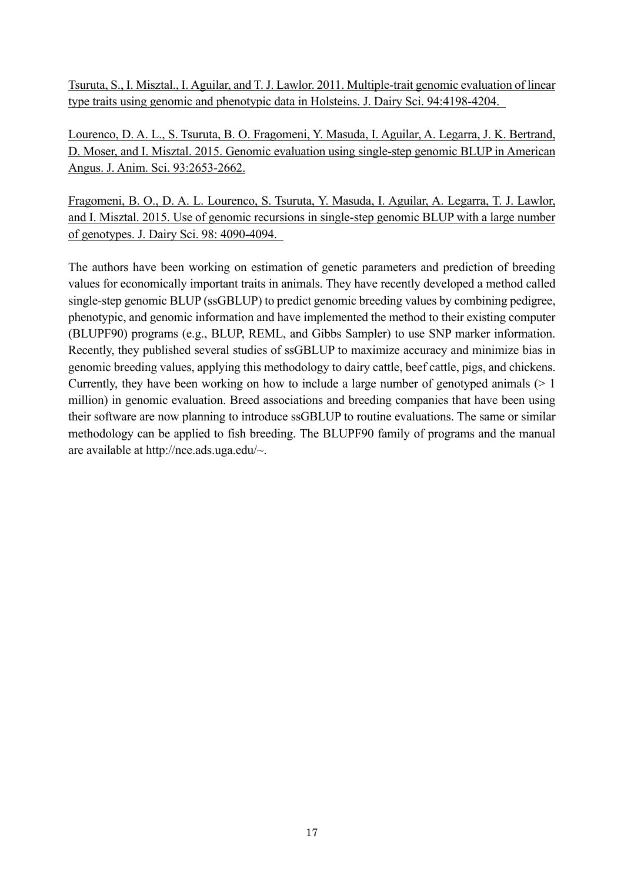Tsuruta, S., I. Misztal., I. Aguilar, and T. J. Lawlor. 2011. Multiple-trait genomic evaluation of linear type traits using genomic and phenotypic data in Holsteins. J. Dairy Sci. 94:4198-4204.

Lourenco, D. A. L., S. Tsuruta, B. O. Fragomeni, Y. Masuda, I. Aguilar, A. Legarra, J. K. Bertrand, D. Moser, and I. Misztal. 2015. Genomic evaluation using single-step genomic BLUP in American Angus. J. Anim. Sci. 93:2653-2662.

Fragomeni, B. O., D. A. L. Lourenco, S. Tsuruta, Y. Masuda, I. Aguilar, A. Legarra, T. J. Lawlor, and I. Misztal. 2015. Use of genomic recursions in single-step genomic BLUP with a large number of genotypes. J. Dairy Sci. 98: 4090-4094.

The authors have been working on estimation of genetic parameters and prediction of breeding values for economically important traits in animals. They have recently developed a method called single-step genomic BLUP (ssGBLUP) to predict genomic breeding values by combining pedigree, phenotypic, and genomic information and have implemented the method to their existing computer (BLUPF90) programs (e.g., BLUP, REML, and Gibbs Sampler) to use SNP marker information. Recently, they published several studies of ssGBLUP to maximize accuracy and minimize bias in genomic breeding values, applying this methodology to dairy cattle, beef cattle, pigs, and chickens. Currently, they have been working on how to include a large number of genotyped animals (> 1 million) in genomic evaluation. Breed associations and breeding companies that have been using their software are now planning to introduce ssGBLUP to routine evaluations. The same or similar methodology can be applied to fish breeding. The BLUPF90 family of programs and the manual are available at http://nce.ads.uga.edu/~.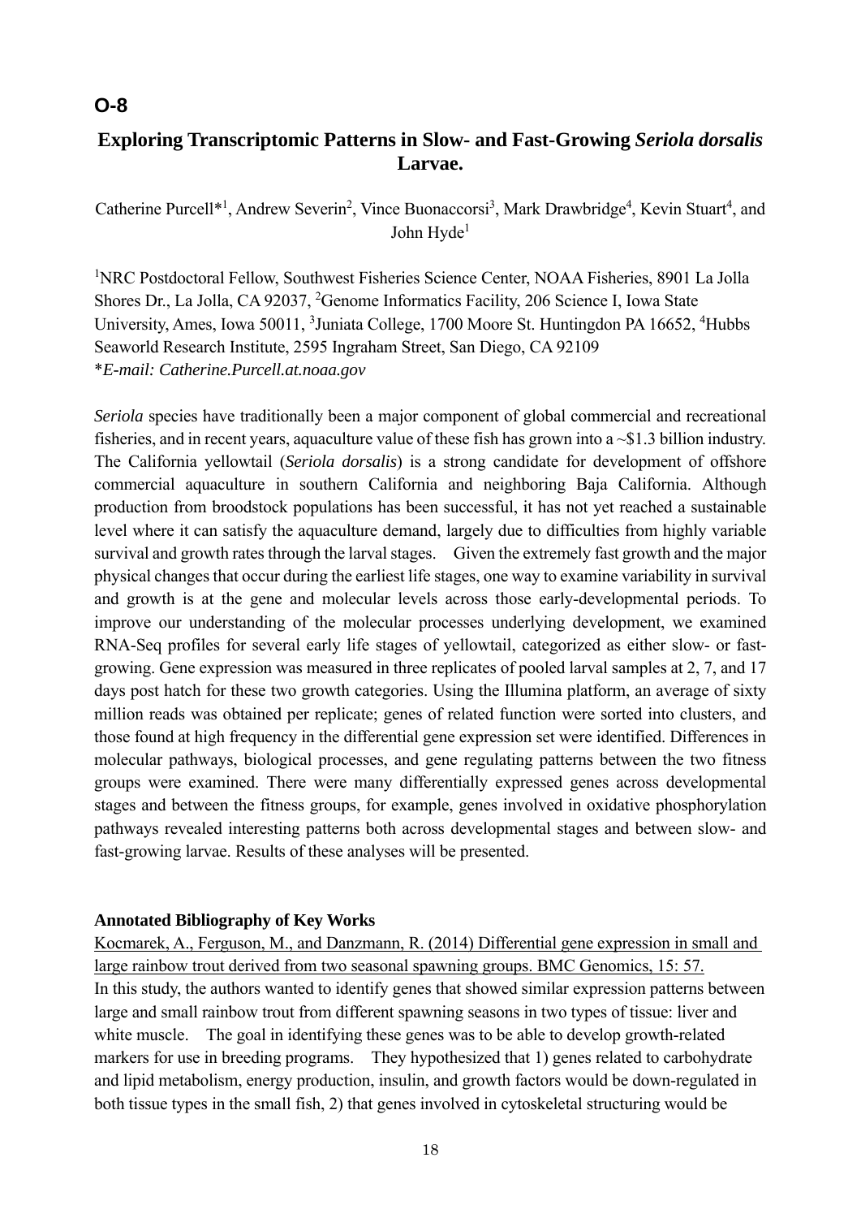## O-8

# Exploring Transcriptomic Patterns in Slow- and Fast-Growing *Seriola dorsalis* Larvae.

Catherine Purcell*[1], Andrew Severin[2], Vince Buonaccorsi[3], Mark Drawbridge[4], Kevin Stuart[4], and John Hyde[1]

[1]NRC Postdoctoral Fellow, Southwest Fisheries Science Center, NOAA Fisheries, 8901 La Jolla Shores Dr., La Jolla, CA 92037, [2]Genome Informatics Facility, 206 Science I, Iowa State University, Ames, Iowa 50011, [3]Juniata College, 1700 Moore St. Huntingdon PA 16652, [4]Hubbs Seaworld Research Institute, 2595 Ingraham Street, San Diego, CA 92109
**E-mail: Catherine.Purcell.at.noaa.gov*

*Seriola* species have traditionally been a major component of global commercial and recreational fisheries, and in recent years, aquaculture value of these fish has grown into a ~$1.3 billion industry. The California yellowtail (*Seriola dorsalis*) is a strong candidate for development of offshore commercial aquaculture in southern California and neighboring Baja California. Although production from broodstock populations has been successful, it has not yet reached a sustainable level where it can satisfy the aquaculture demand, largely due to difficulties from highly variable survival and growth rates through the larval stages. Given the extremely fast growth and the major physical changes that occur during the earliest life stages, one way to examine variability in survival and growth is at the gene and molecular levels across those early-developmental periods. To improve our understanding of the molecular processes underlying development, we examined RNA-Seq profiles for several early life stages of yellowtail, categorized as either slow- or fast-growing. Gene expression was measured in three replicates of pooled larval samples at 2, 7, and 17 days post hatch for these two growth categories. Using the Illumina platform, an average of sixty million reads was obtained per replicate; genes of related function were sorted into clusters, and those found at high frequency in the differential gene expression set were identified. Differences in molecular pathways, biological processes, and gene regulating patterns between the two fitness groups were examined. There were many differentially expressed genes across developmental stages and between the fitness groups, for example, genes involved in oxidative phosphorylation pathways revealed interesting patterns both across developmental stages and between slow- and fast-growing larvae. Results of these analyses will be presented.

**Annotated Bibliography of Key Works**

Kocmarek, A., Ferguson, M., and Danzmann, R. (2014) Differential gene expression in small and large rainbow trout derived from two seasonal spawning groups. BMC Genomics, 15: 57.

In this study, the authors wanted to identify genes that showed similar expression patterns between large and small rainbow trout from different spawning seasons in two types of tissue: liver and white muscle. The goal in identifying these genes was to be able to develop growth-related markers for use in breeding programs. They hypothesized that 1) genes related to carbohydrate and lipid metabolism, energy production, insulin, and growth factors would be down-regulated in both tissue types in the small fish, 2) that genes involved in cytoskeletal structuring would be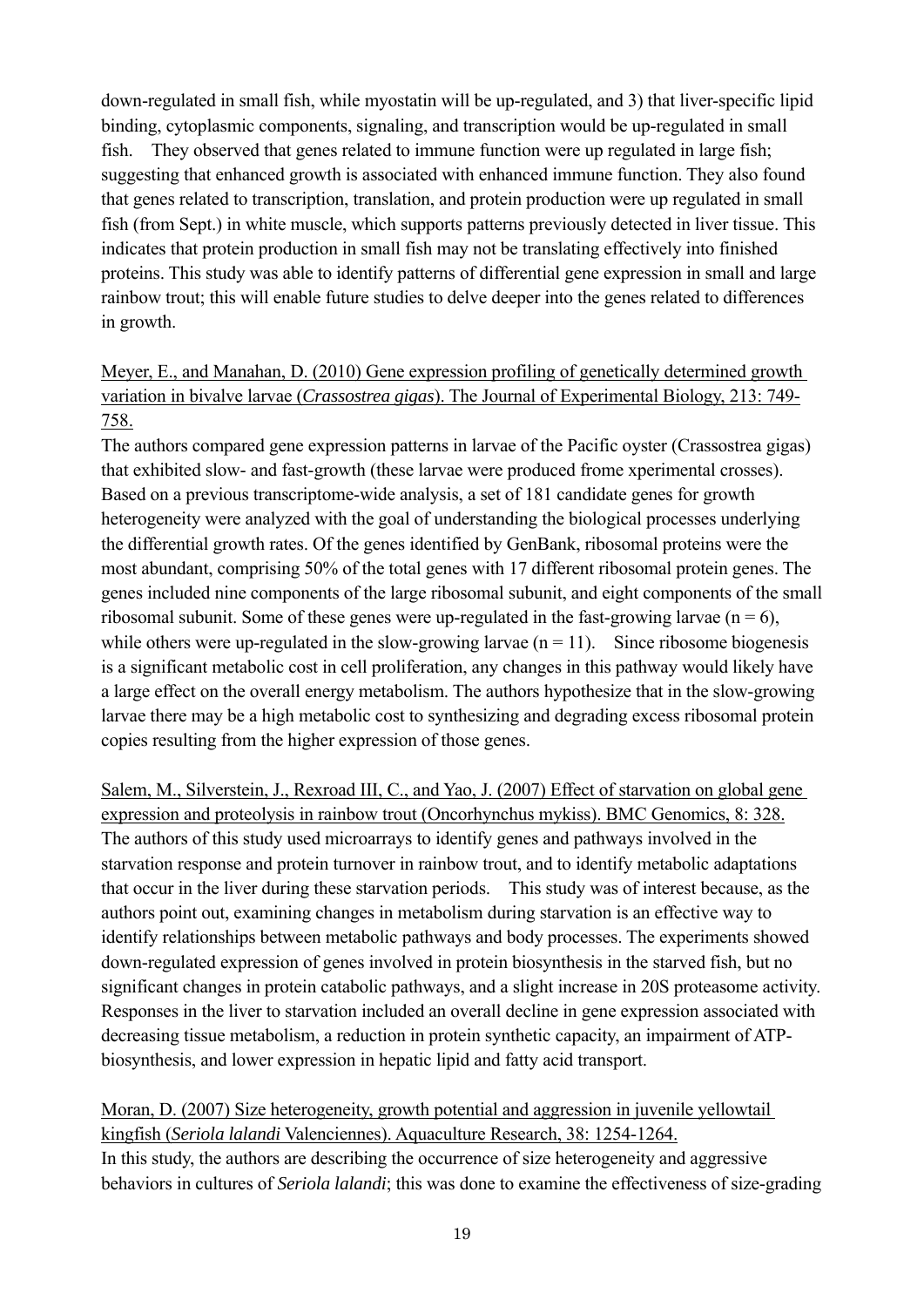down-regulated in small fish, while myostatin will be up-regulated, and 3) that liver-specific lipid binding, cytoplasmic components, signaling, and transcription would be up-regulated in small fish. They observed that genes related to immune function were up regulated in large fish; suggesting that enhanced growth is associated with enhanced immune function. They also found that genes related to transcription, translation, and protein production were up regulated in small fish (from Sept.) in white muscle, which supports patterns previously detected in liver tissue. This indicates that protein production in small fish may not be translating effectively into finished proteins. This study was able to identify patterns of differential gene expression in small and large rainbow trout; this will enable future studies to delve deeper into the genes related to differences in growth.

Meyer, E., and Manahan, D. (2010) Gene expression profiling of genetically determined growth variation in bivalve larvae (*Crassostrea gigas*). The Journal of Experimental Biology, 213: 749-758.

The authors compared gene expression patterns in larvae of the Pacific oyster (Crassostrea gigas) that exhibited slow- and fast-growth (these larvae were produced frome xperimental crosses). Based on a previous transcriptome-wide analysis, a set of 181 candidate genes for growth heterogeneity were analyzed with the goal of understanding the biological processes underlying the differential growth rates. Of the genes identified by GenBank, ribosomal proteins were the most abundant, comprising 50% of the total genes with 17 different ribosomal protein genes. The genes included nine components of the large ribosomal subunit, and eight components of the small ribosomal subunit. Some of these genes were up-regulated in the fast-growing larvae ($n = 6$), while others were up-regulated in the slow-growing larvae ($n = 11$). Since ribosome biogenesis is a significant metabolic cost in cell proliferation, any changes in this pathway would likely have a large effect on the overall energy metabolism. The authors hypothesize that in the slow-growing larvae there may be a high metabolic cost to synthesizing and degrading excess ribosomal protein copies resulting from the higher expression of those genes.

Salem, M., Silverstein, J., Rexroad III, C., and Yao, J. (2007) Effect of starvation on global gene expression and proteolysis in rainbow trout (Oncorhynchus mykiss). BMC Genomics, 8: 328.

The authors of this study used microarrays to identify genes and pathways involved in the starvation response and protein turnover in rainbow trout, and to identify metabolic adaptations that occur in the liver during these starvation periods. This study was of interest because, as the authors point out, examining changes in metabolism during starvation is an effective way to identify relationships between metabolic pathways and body processes. The experiments showed down-regulated expression of genes involved in protein biosynthesis in the starved fish, but no significant changes in protein catabolic pathways, and a slight increase in 20S proteasome activity. Responses in the liver to starvation included an overall decline in gene expression associated with decreasing tissue metabolism, a reduction in protein synthetic capacity, an impairment of ATP-biosynthesis, and lower expression in hepatic lipid and fatty acid transport.

Moran, D. (2007) Size heterogeneity, growth potential and aggression in juvenile yellowtail kingfish (*Seriola lalandi* Valenciennes). Aquaculture Research, 38: 1254-1264.

In this study, the authors are describing the occurrence of size heterogeneity and aggressive behaviors in cultures of *Seriola lalandi*; this was done to examine the effectiveness of size-grading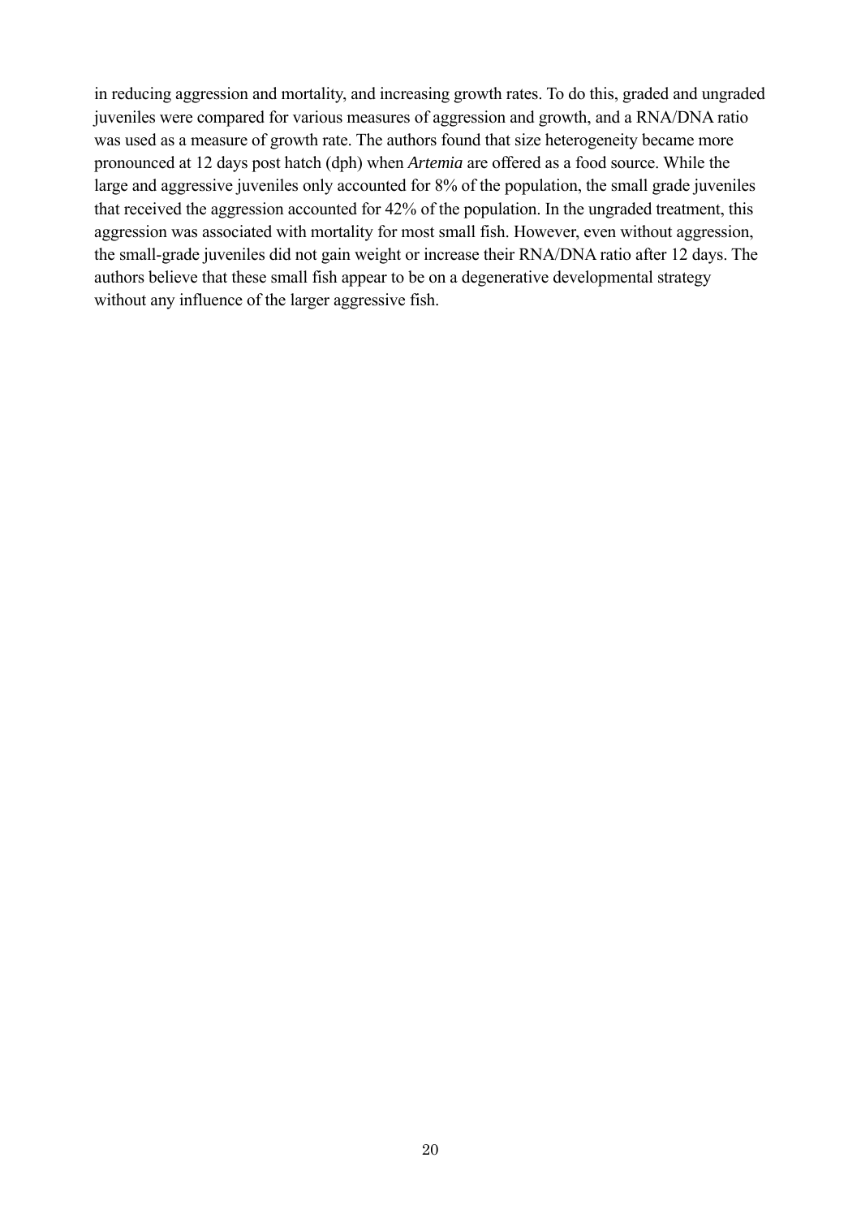in reducing aggression and mortality, and increasing growth rates. To do this, graded and ungraded juveniles were compared for various measures of aggression and growth, and a RNA/DNA ratio was used as a measure of growth rate. The authors found that size heterogeneity became more pronounced at 12 days post hatch (dph) when *Artemia* are offered as a food source. While the large and aggressive juveniles only accounted for 8% of the population, the small grade juveniles that received the aggression accounted for 42% of the population. In the ungraded treatment, this aggression was associated with mortality for most small fish. However, even without aggression, the small-grade juveniles did not gain weight or increase their RNA/DNA ratio after 12 days. The authors believe that these small fish appear to be on a degenerative developmental strategy without any influence of the larger aggressive fish.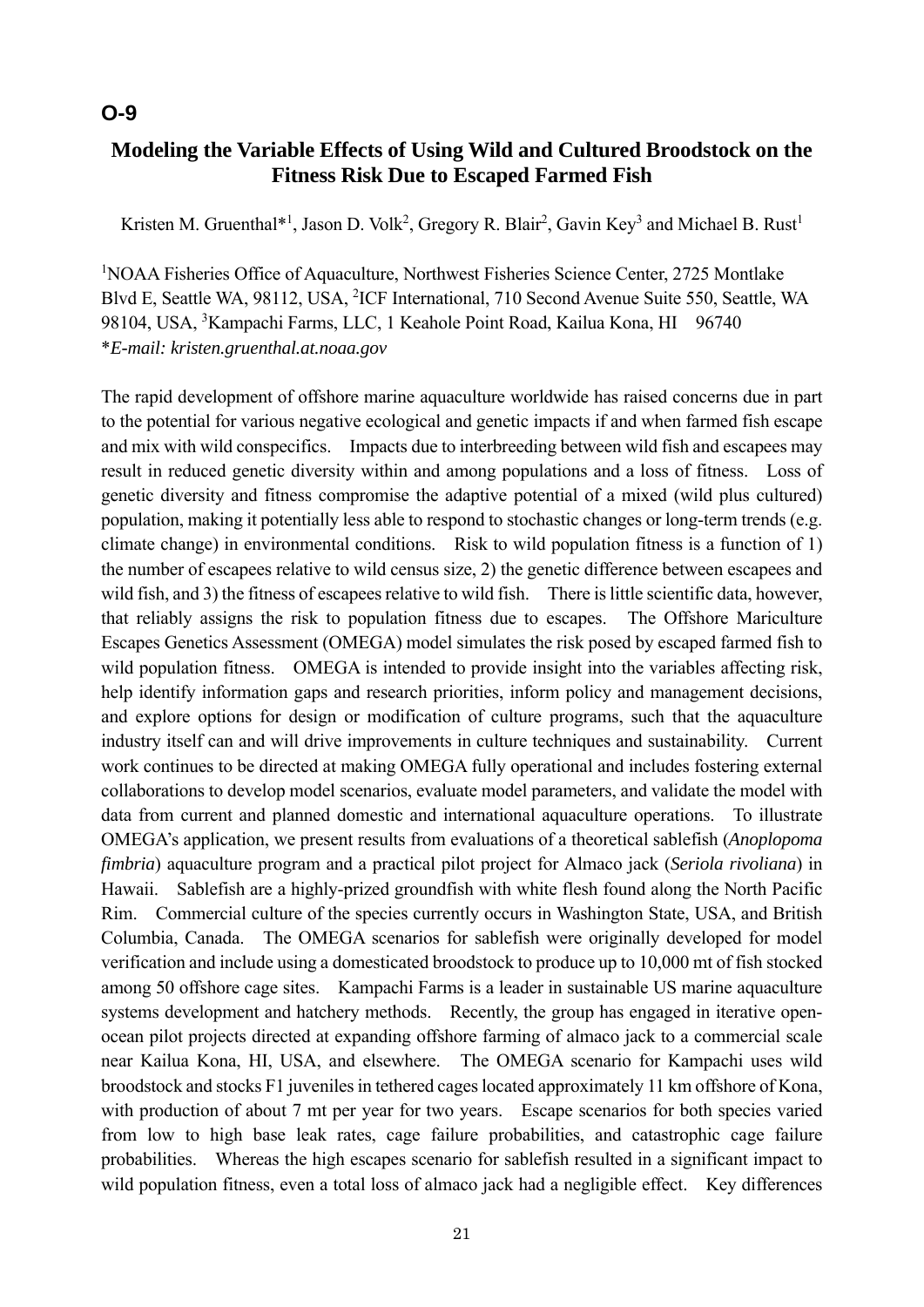**O-9**

## Modeling the Variable Effects of Using Wild and Cultured Broodstock on the Fitness Risk Due to Escaped Farmed Fish

Kristen M. Gruenthal*[1], Jason D. Volk[2], Gregory R. Blair[2], Gavin Key[3] and Michael B. Rust[1]

[1]NOAA Fisheries Office of Aquaculture, Northwest Fisheries Science Center, 2725 Montlake Blvd E, Seattle WA, 98112, USA, [2]ICF International, 710 Second Avenue Suite 550, Seattle, WA 98104, USA, [3]Kampachi Farms, LLC, 1 Keahole Point Road, Kailua Kona, HI 96740
**E-mail: kristen.gruenthal.at.noaa.gov*

The rapid development of offshore marine aquaculture worldwide has raised concerns due in part to the potential for various negative ecological and genetic impacts if and when farmed fish escape and mix with wild conspecifics. Impacts due to interbreeding between wild fish and escapees may result in reduced genetic diversity within and among populations and a loss of fitness. Loss of genetic diversity and fitness compromise the adaptive potential of a mixed (wild plus cultured) population, making it potentially less able to respond to stochastic changes or long-term trends (e.g. climate change) in environmental conditions. Risk to wild population fitness is a function of 1) the number of escapees relative to wild census size, 2) the genetic difference between escapees and wild fish, and 3) the fitness of escapees relative to wild fish. There is little scientific data, however, that reliably assigns the risk to population fitness due to escapes. The Offshore Mariculture Escapes Genetics Assessment (OMEGA) model simulates the risk posed by escaped farmed fish to wild population fitness. OMEGA is intended to provide insight into the variables affecting risk, help identify information gaps and research priorities, inform policy and management decisions, and explore options for design or modification of culture programs, such that the aquaculture industry itself can and will drive improvements in culture techniques and sustainability. Current work continues to be directed at making OMEGA fully operational and includes fostering external collaborations to develop model scenarios, evaluate model parameters, and validate the model with data from current and planned domestic and international aquaculture operations. To illustrate OMEGA's application, we present results from evaluations of a theoretical sablefish (*Anoplopoma fimbria*) aquaculture program and a practical pilot project for Almaco jack (*Seriola rivoliana*) in Hawaii. Sablefish are a highly-prized groundfish with white flesh found along the North Pacific Rim. Commercial culture of the species currently occurs in Washington State, USA, and British Columbia, Canada. The OMEGA scenarios for sablefish were originally developed for model verification and include using a domesticated broodstock to produce up to 10,000 mt of fish stocked among 50 offshore cage sites. Kampachi Farms is a leader in sustainable US marine aquaculture systems development and hatchery methods. Recently, the group has engaged in iterative open-ocean pilot projects directed at expanding offshore farming of almaco jack to a commercial scale near Kailua Kona, HI, USA, and elsewhere. The OMEGA scenario for Kampachi uses wild broodstock and stocks F1 juveniles in tethered cages located approximately 11 km offshore of Kona, with production of about 7 mt per year for two years. Escape scenarios for both species varied from low to high base leak rates, cage failure probabilities, and catastrophic cage failure probabilities. Whereas the high escapes scenario for sablefish resulted in a significant impact to wild population fitness, even a total loss of almaco jack had a negligible effect. Key differences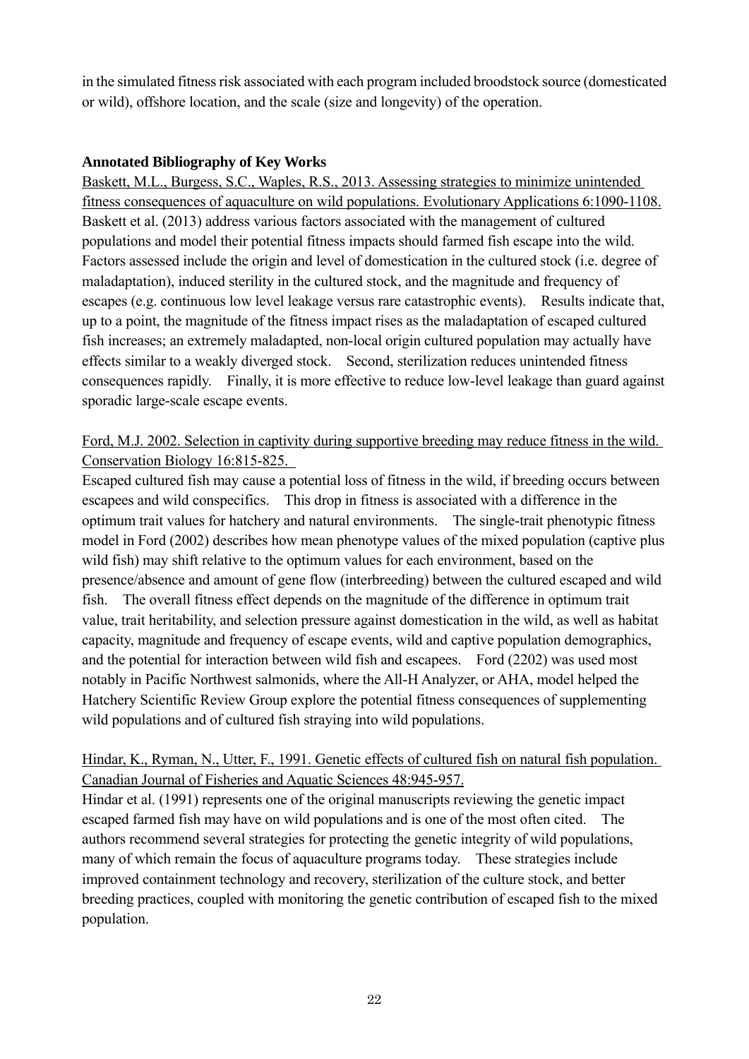in the simulated fitness risk associated with each program included broodstock source (domesticated or wild), offshore location, and the scale (size and longevity) of the operation.

**Annotated Bibliography of Key Works**

Baskett, M.L., Burgess, S.C., Waples, R.S., 2013. Assessing strategies to minimize unintended fitness consequences of aquaculture on wild populations. Evolutionary Applications 6:1090-1108.

Baskett et al. (2013) address various factors associated with the management of cultured populations and model their potential fitness impacts should farmed fish escape into the wild. Factors assessed include the origin and level of domestication in the cultured stock (i.e. degree of maladaptation), induced sterility in the cultured stock, and the magnitude and frequency of escapes (e.g. continuous low level leakage versus rare catastrophic events). Results indicate that, up to a point, the magnitude of the fitness impact rises as the maladaptation of escaped cultured fish increases; an extremely maladapted, non-local origin cultured population may actually have effects similar to a weakly diverged stock. Second, sterilization reduces unintended fitness consequences rapidly. Finally, it is more effective to reduce low-level leakage than guard against sporadic large-scale escape events.

Ford, M.J. 2002. Selection in captivity during supportive breeding may reduce fitness in the wild. Conservation Biology 16:815-825.

Escaped cultured fish may cause a potential loss of fitness in the wild, if breeding occurs between escapees and wild conspecifics. This drop in fitness is associated with a difference in the optimum trait values for hatchery and natural environments. The single-trait phenotypic fitness model in Ford (2002) describes how mean phenotype values of the mixed population (captive plus wild fish) may shift relative to the optimum values for each environment, based on the presence/absence and amount of gene flow (interbreeding) between the cultured escaped and wild fish. The overall fitness effect depends on the magnitude of the difference in optimum trait value, trait heritability, and selection pressure against domestication in the wild, as well as habitat capacity, magnitude and frequency of escape events, wild and captive population demographics, and the potential for interaction between wild fish and escapees. Ford (2202) was used most notably in Pacific Northwest salmonids, where the All-H Analyzer, or AHA, model helped the Hatchery Scientific Review Group explore the potential fitness consequences of supplementing wild populations and of cultured fish straying into wild populations.

Hindar, K., Ryman, N., Utter, F., 1991. Genetic effects of cultured fish on natural fish population. Canadian Journal of Fisheries and Aquatic Sciences 48:945-957.

Hindar et al. (1991) represents one of the original manuscripts reviewing the genetic impact escaped farmed fish may have on wild populations and is one of the most often cited. The authors recommend several strategies for protecting the genetic integrity of wild populations, many of which remain the focus of aquaculture programs today. These strategies include improved containment technology and recovery, sterilization of the culture stock, and better breeding practices, coupled with monitoring the genetic contribution of escaped fish to the mixed population.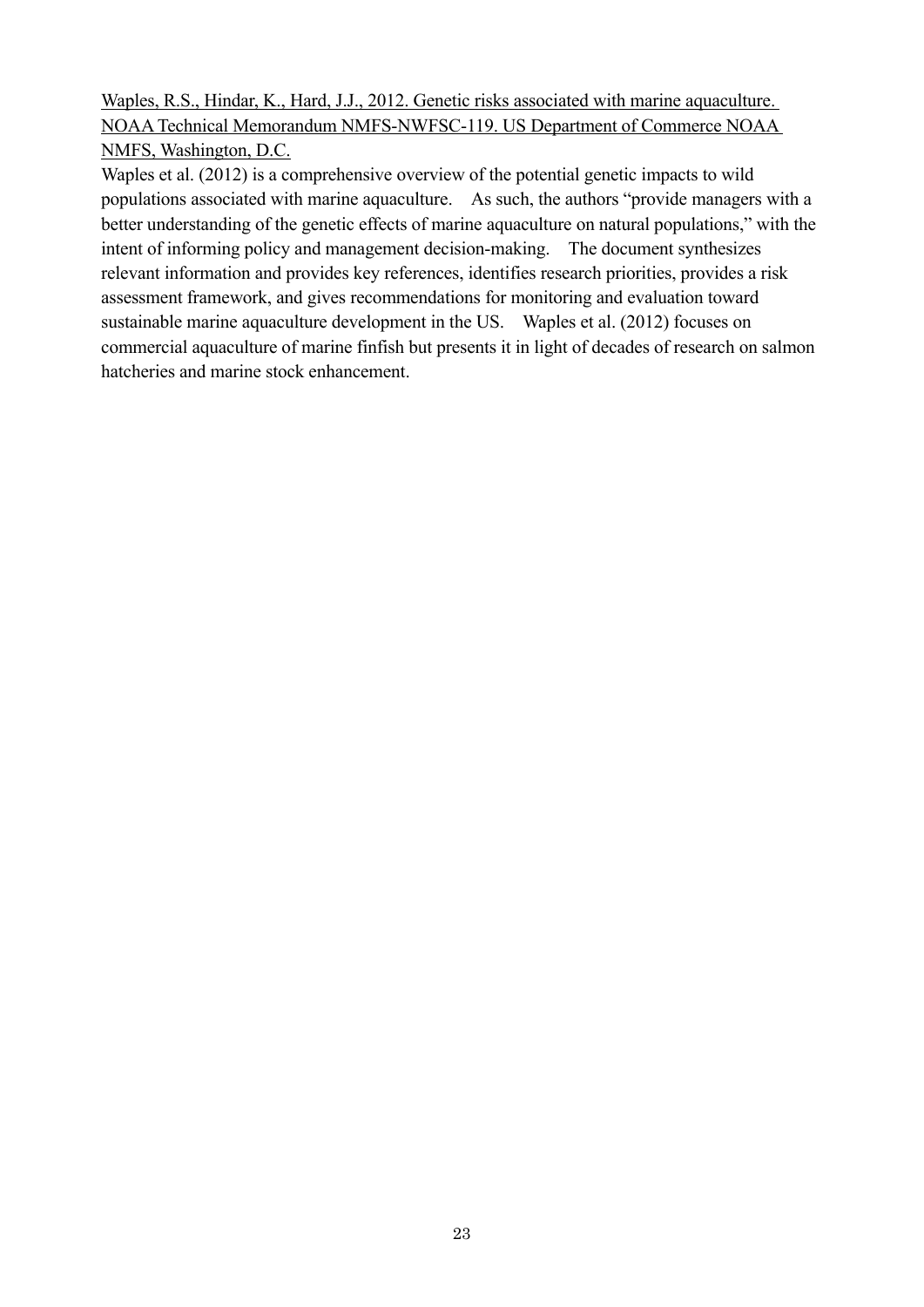<u>Waples, R.S., Hindar, K., Hard, J.J., 2012. Genetic risks associated with marine aquaculture. NOAA Technical Memorandum NMFS-NWFSC-119. US Department of Commerce NOAA NMFS, Washington, D.C.</u>

Waples et al. (2012) is a comprehensive overview of the potential genetic impacts to wild populations associated with marine aquaculture. As such, the authors "provide managers with a better understanding of the genetic effects of marine aquaculture on natural populations," with the intent of informing policy and management decision-making. The document synthesizes relevant information and provides key references, identifies research priorities, provides a risk assessment framework, and gives recommendations for monitoring and evaluation toward sustainable marine aquaculture development in the US. Waples et al. (2012) focuses on commercial aquaculture of marine finfish but presents it in light of decades of research on salmon hatcheries and marine stock enhancement.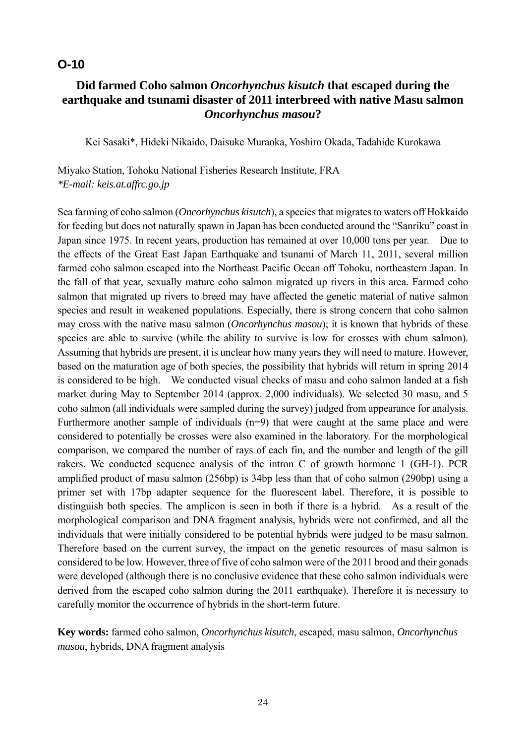## O-10

# Did farmed Coho salmon *Oncorhynchus kisutch* that escaped during the earthquake and tsunami disaster of 2011 interbreed with native Masu salmon *Oncorhynchus masou*?

Kei Sasaki*, Hideki Nikaido, Daisuke Muraoka, Yoshiro Okada, Tadahide Kurokawa

Miyako Station, Tohoku National Fisheries Research Institute, FRA
*\*E-mail: keis.at.affrc.go.jp*

Sea farming of coho salmon (*Oncorhynchus kisutch*), a species that migrates to waters off Hokkaido for feeding but does not naturally spawn in Japan has been conducted around the "Sanriku" coast in Japan since 1975. In recent years, production has remained at over 10,000 tons per year. Due to the effects of the Great East Japan Earthquake and tsunami of March 11, 2011, several million farmed coho salmon escaped into the Northeast Pacific Ocean off Tohoku, northeastern Japan. In the fall of that year, sexually mature coho salmon migrated up rivers in this area. Farmed coho salmon that migrated up rivers to breed may have affected the genetic material of native salmon species and result in weakened populations. Especially, there is strong concern that coho salmon may cross with the native masu salmon (*Oncorhynchus masou*); it is known that hybrids of these species are able to survive (while the ability to survive is low for crosses with chum salmon). Assuming that hybrids are present, it is unclear how many years they will need to mature. However, based on the maturation age of both species, the possibility that hybrids will return in spring 2014 is considered to be high. We conducted visual checks of masu and coho salmon landed at a fish market during May to September 2014 (approx. 2,000 individuals). We selected 30 masu, and 5 coho salmon (all individuals were sampled during the survey) judged from appearance for analysis. Furthermore another sample of individuals (n=9) that were caught at the same place and were considered to potentially be crosses were also examined in the laboratory. For the morphological comparison, we compared the number of rays of each fin, and the number and length of the gill rakers. We conducted sequence analysis of the intron C of growth hormone 1 (GH-1). PCR amplified product of masu salmon (256bp) is 34bp less than that of coho salmon (290bp) using a primer set with 17bp adapter sequence for the fluorescent label. Therefore, it is possible to distinguish both species. The amplicon is seen in both if there is a hybrid. As a result of the morphological comparison and DNA fragment analysis, hybrids were not confirmed, and all the individuals that were initially considered to be potential hybrids were judged to be masu salmon. Therefore based on the current survey, the impact on the genetic resources of masu salmon is considered to be low. However, three of five of coho salmon were of the 2011 brood and their gonads were developed (although there is no conclusive evidence that these coho salmon individuals were derived from the escaped coho salmon during the 2011 earthquake). Therefore it is necessary to carefully monitor the occurrence of hybrids in the short-term future.

**Key words:** farmed coho salmon, *Oncorhynchus kisutch*, escaped, masu salmon, *Oncorhynchus masou*, hybrids, DNA fragment analysis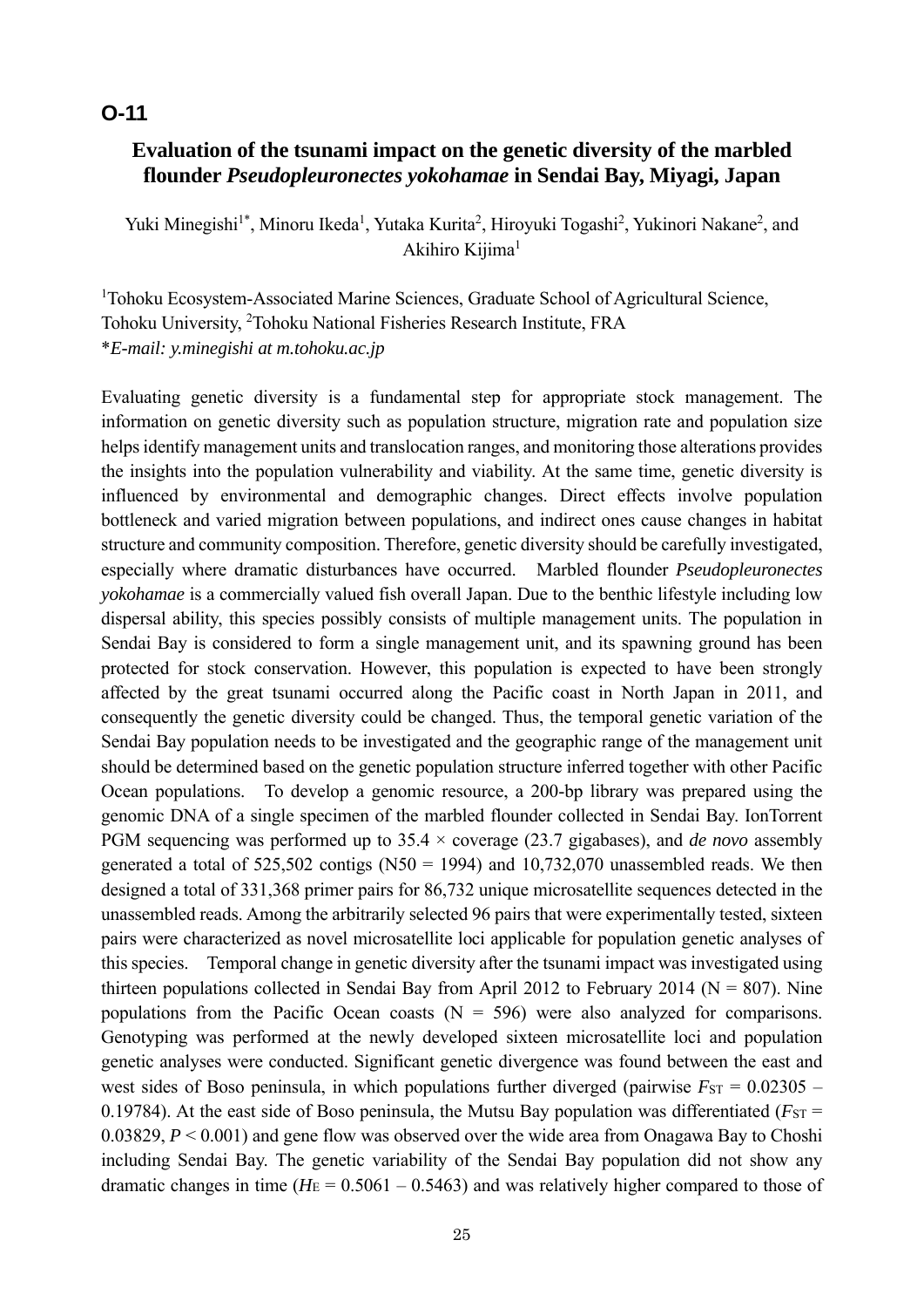**O-11**

## Evaluation of the tsunami impact on the genetic diversity of the marbled flounder *Pseudopleuronectes yokohamae* in Sendai Bay, Miyagi, Japan

Yuki Minegishi[1*], Minoru Ikeda[1], Yutaka Kurita[2], Hiroyuki Togashi[2], Yukinori Nakane[2], and Akihiro Kijima[1]

[1]Tohoku Ecosystem-Associated Marine Sciences, Graduate School of Agricultural Science, Tohoku University, [2]Tohoku National Fisheries Research Institute, FRA
**E-mail: y.minegishi at m.tohoku.ac.jp*

Evaluating genetic diversity is a fundamental step for appropriate stock management. The information on genetic diversity such as population structure, migration rate and population size helps identify management units and translocation ranges, and monitoring those alterations provides the insights into the population vulnerability and viability. At the same time, genetic diversity is influenced by environmental and demographic changes. Direct effects involve population bottleneck and varied migration between populations, and indirect ones cause changes in habitat structure and community composition. Therefore, genetic diversity should be carefully investigated, especially where dramatic disturbances have occurred. Marbled flounder *Pseudopleuronectes yokohamae* is a commercially valued fish overall Japan. Due to the benthic lifestyle including low dispersal ability, this species possibly consists of multiple management units. The population in Sendai Bay is considered to form a single management unit, and its spawning ground has been protected for stock conservation. However, this population is expected to have been strongly affected by the great tsunami occurred along the Pacific coast in North Japan in 2011, and consequently the genetic diversity could be changed. Thus, the temporal genetic variation of the Sendai Bay population needs to be investigated and the geographic range of the management unit should be determined based on the genetic population structure inferred together with other Pacific Ocean populations. To develop a genomic resource, a 200-bp library was prepared using the genomic DNA of a single specimen of the marbled flounder collected in Sendai Bay. IonTorrent PGM sequencing was performed up to 35.4 × coverage (23.7 gigabases), and *de novo* assembly generated a total of 525,502 contigs (N50 = 1994) and 10,732,070 unassembled reads. We then designed a total of 331,368 primer pairs for 86,732 unique microsatellite sequences detected in the unassembled reads. Among the arbitrarily selected 96 pairs that were experimentally tested, sixteen pairs were characterized as novel microsatellite loci applicable for population genetic analyses of this species. Temporal change in genetic diversity after the tsunami impact was investigated using thirteen populations collected in Sendai Bay from April 2012 to February 2014 (N = 807). Nine populations from the Pacific Ocean coasts (N = 596) were also analyzed for comparisons. Genotyping was performed at the newly developed sixteen microsatellite loci and population genetic analyses were conducted. Significant genetic divergence was found between the east and west sides of Boso peninsula, in which populations further diverged (pairwise $F_{ST}$ = 0.02305 – 0.19784). At the east side of Boso peninsula, the Mutsu Bay population was differentiated ($F_{ST}$ = 0.03829, $P < 0.001$) and gene flow was observed over the wide area from Onagawa Bay to Choshi including Sendai Bay. The genetic variability of the Sendai Bay population did not show any dramatic changes in time ($H_E$ = 0.5061 – 0.5463) and was relatively higher compared to those of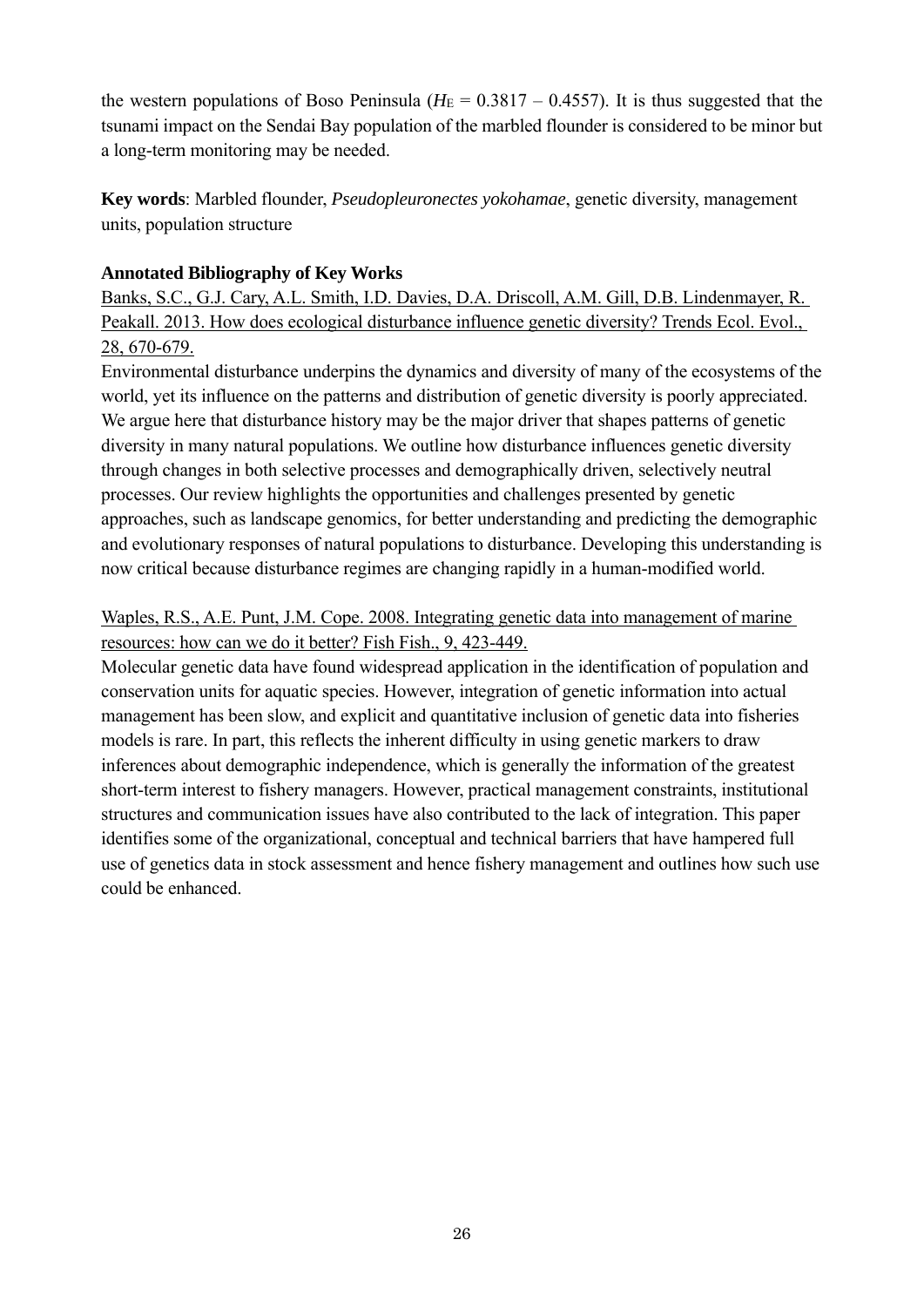the western populations of Boso Peninsula ($H_E$ = 0.3817 – 0.4557). It is thus suggested that the tsunami impact on the Sendai Bay population of the marbled flounder is considered to be minor but a long-term monitoring may be needed.

**Key words**: Marbled flounder, *Pseudopleuronectes yokohamae*, genetic diversity, management units, population structure

**Annotated Bibliography of Key Works**

Banks, S.C., G.J. Cary, A.L. Smith, I.D. Davies, D.A. Driscoll, A.M. Gill, D.B. Lindenmayer, R. Peakall. 2013. How does ecological disturbance influence genetic diversity? Trends Ecol. Evol., 28, 670-679.

Environmental disturbance underpins the dynamics and diversity of many of the ecosystems of the world, yet its influence on the patterns and distribution of genetic diversity is poorly appreciated. We argue here that disturbance history may be the major driver that shapes patterns of genetic diversity in many natural populations. We outline how disturbance influences genetic diversity through changes in both selective processes and demographically driven, selectively neutral processes. Our review highlights the opportunities and challenges presented by genetic approaches, such as landscape genomics, for better understanding and predicting the demographic and evolutionary responses of natural populations to disturbance. Developing this understanding is now critical because disturbance regimes are changing rapidly in a human-modified world.

Waples, R.S., A.E. Punt, J.M. Cope. 2008. Integrating genetic data into management of marine resources: how can we do it better? Fish Fish., 9, 423-449.

Molecular genetic data have found widespread application in the identification of population and conservation units for aquatic species. However, integration of genetic information into actual management has been slow, and explicit and quantitative inclusion of genetic data into fisheries models is rare. In part, this reflects the inherent difficulty in using genetic markers to draw inferences about demographic independence, which is generally the information of the greatest short-term interest to fishery managers. However, practical management constraints, institutional structures and communication issues have also contributed to the lack of integration. This paper identifies some of the organizational, conceptual and technical barriers that have hampered full use of genetics data in stock assessment and hence fishery management and outlines how such use could be enhanced.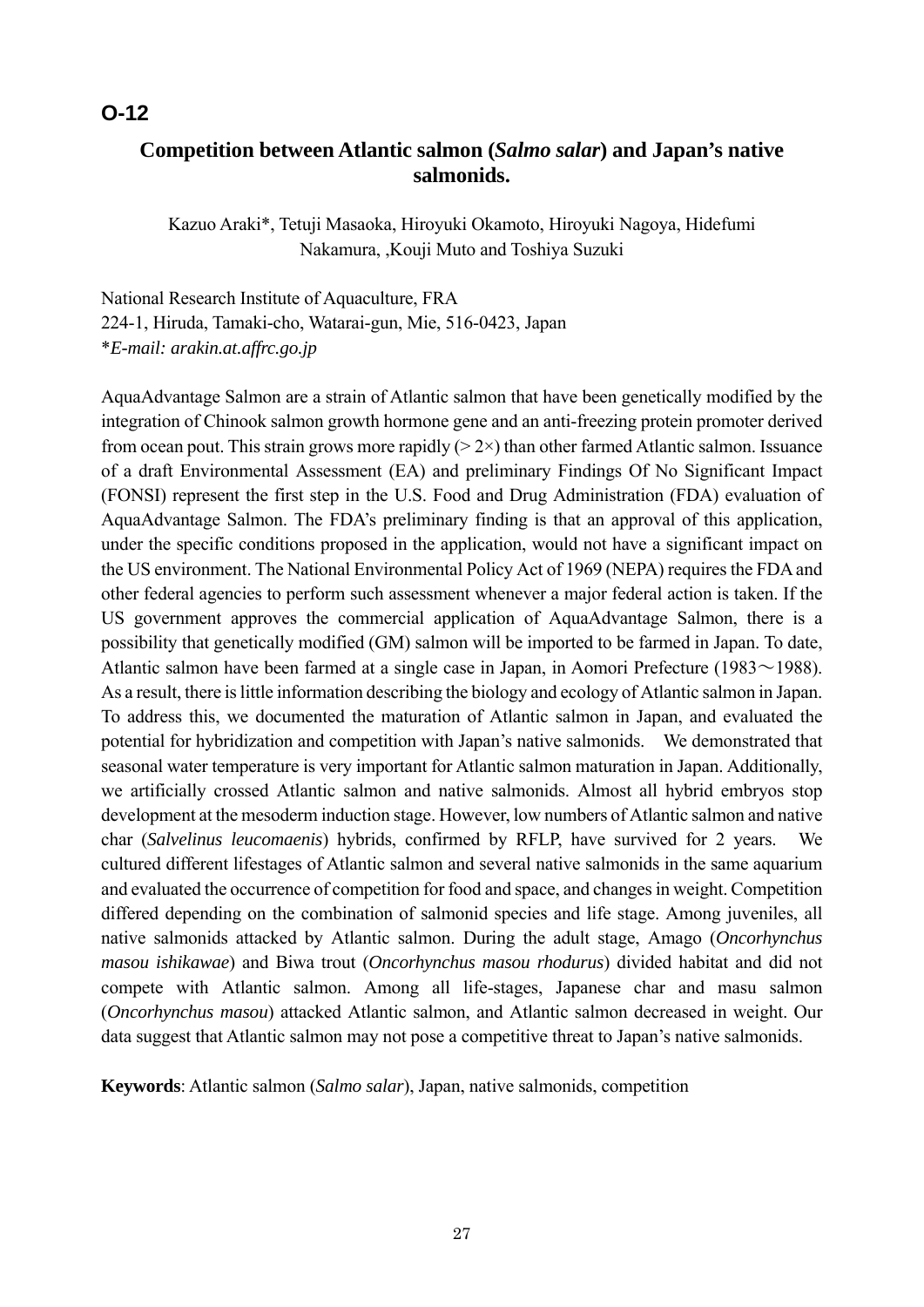**O-12**

## Competition between Atlantic salmon (*Salmo salar*) and Japan's native salmonids.

Kazuo Araki*, Tetuji Masaoka, Hiroyuki Okamoto, Hiroyuki Nagoya, Hidefumi Nakamura, ,Kouji Muto and Toshiya Suzuki

National Research Institute of Aquaculture, FRA
224-1, Hiruda, Tamaki-cho, Watarai-gun, Mie, 516-0423, Japan
**E-mail: arakin.at.affrc.go.jp*

AquaAdvantage Salmon are a strain of Atlantic salmon that have been genetically modified by the integration of Chinook salmon growth hormone gene and an anti-freezing protein promoter derived from ocean pout. This strain grows more rapidly (> 2×) than other farmed Atlantic salmon. Issuance of a draft Environmental Assessment (EA) and preliminary Findings Of No Significant Impact (FONSI) represent the first step in the U.S. Food and Drug Administration (FDA) evaluation of AquaAdvantage Salmon. The FDA's preliminary finding is that an approval of this application, under the specific conditions proposed in the application, would not have a significant impact on the US environment. The National Environmental Policy Act of 1969 (NEPA) requires the FDA and other federal agencies to perform such assessment whenever a major federal action is taken. If the US government approves the commercial application of AquaAdvantage Salmon, there is a possibility that genetically modified (GM) salmon will be imported to be farmed in Japan. To date, Atlantic salmon have been farmed at a single case in Japan, in Aomori Prefecture (1983～1988). As a result, there is little information describing the biology and ecology of Atlantic salmon in Japan. To address this, we documented the maturation of Atlantic salmon in Japan, and evaluated the potential for hybridization and competition with Japan's native salmonids. We demonstrated that seasonal water temperature is very important for Atlantic salmon maturation in Japan. Additionally, we artificially crossed Atlantic salmon and native salmonids. Almost all hybrid embryos stop development at the mesoderm induction stage. However, low numbers of Atlantic salmon and native char (*Salvelinus leucomaenis*) hybrids, confirmed by RFLP, have survived for 2 years. We cultured different lifestages of Atlantic salmon and several native salmonids in the same aquarium and evaluated the occurrence of competition for food and space, and changes in weight. Competition differed depending on the combination of salmonid species and life stage. Among juveniles, all native salmonids attacked by Atlantic salmon. During the adult stage, Amago (*Oncorhynchus masou ishikawae*) and Biwa trout (*Oncorhynchus masou rhodurus*) divided habitat and did not compete with Atlantic salmon. Among all life-stages, Japanese char and masu salmon (*Oncorhynchus masou*) attacked Atlantic salmon, and Atlantic salmon decreased in weight. Our data suggest that Atlantic salmon may not pose a competitive threat to Japan's native salmonids.

**Keywords**: Atlantic salmon (*Salmo salar*), Japan, native salmonids, competition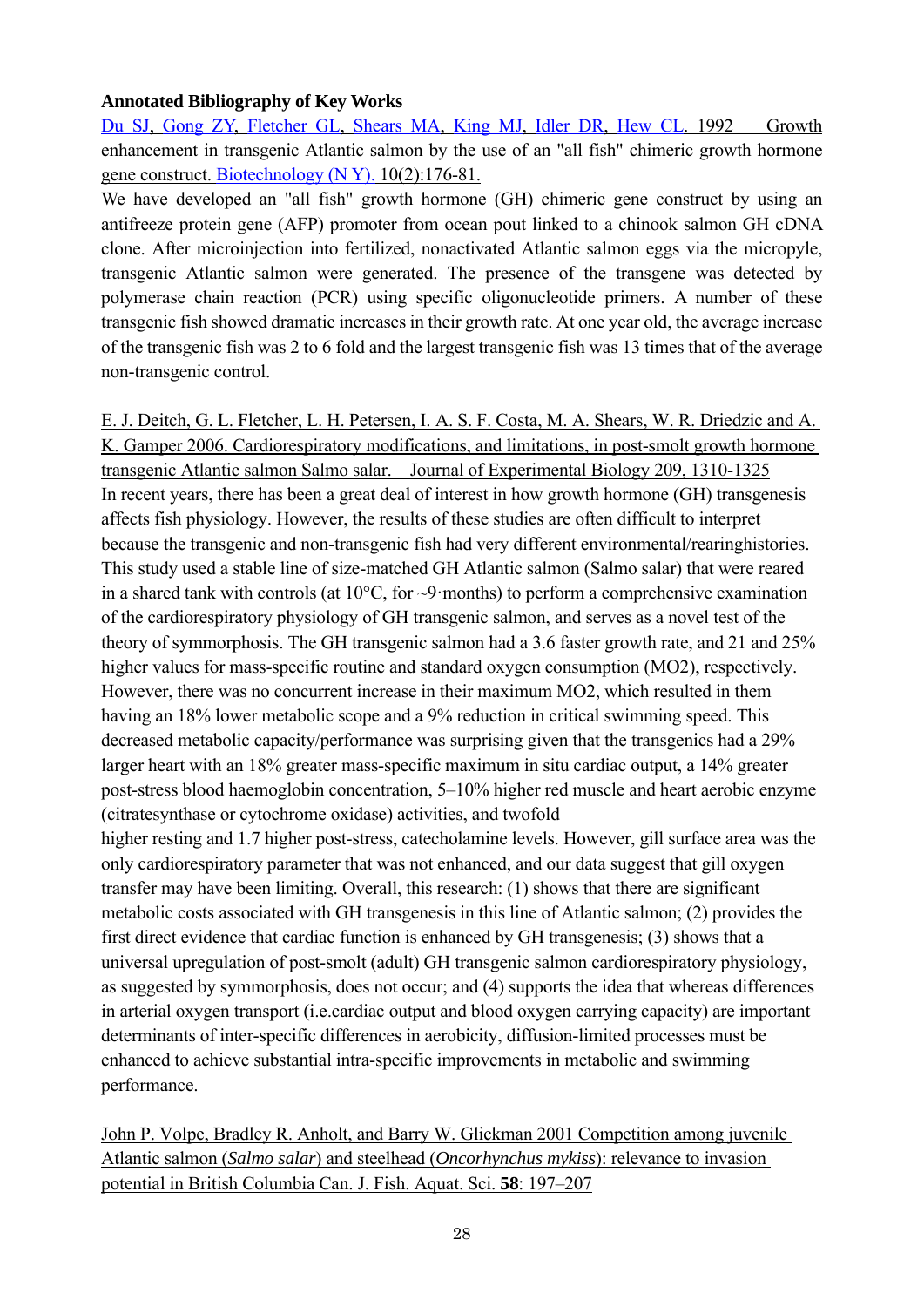**Annotated Bibliography of Key Works**

Du SJ, Gong ZY, Fletcher GL, Shears MA, King MJ, Idler DR, Hew CL. 1992 Growth enhancement in transgenic Atlantic salmon by the use of an "all fish" chimeric growth hormone gene construct. Biotechnology (N Y). 10(2):176-81.

We have developed an "all fish" growth hormone (GH) chimeric gene construct by using an antifreeze protein gene (AFP) promoter from ocean pout linked to a chinook salmon GH cDNA clone. After microinjection into fertilized, nonactivated Atlantic salmon eggs via the micropyle, transgenic Atlantic salmon were generated. The presence of the transgene was detected by polymerase chain reaction (PCR) using specific oligonucleotide primers. A number of these transgenic fish showed dramatic increases in their growth rate. At one year old, the average increase of the transgenic fish was 2 to 6 fold and the largest transgenic fish was 13 times that of the average non-transgenic control.

E. J. Deitch, G. L. Fletcher, L. H. Petersen, I. A. S. F. Costa, M. A. Shears, W. R. Driedzic and A. K. Gamper 2006. Cardiorespiratory modifications, and limitations, in post-smolt growth hormone transgenic Atlantic salmon Salmo salar. Journal of Experimental Biology 209, 1310-1325

In recent years, there has been a great deal of interest in how growth hormone (GH) transgenesis affects fish physiology. However, the results of these studies are often difficult to interpret because the transgenic and non-transgenic fish had very different environmental/rearinghistories. This study used a stable line of size-matched GH Atlantic salmon (Salmo salar) that were reared in a shared tank with controls (at 10°C, for ~9·months) to perform a comprehensive examination of the cardiorespiratory physiology of GH transgenic salmon, and serves as a novel test of the theory of symmorphosis. The GH transgenic salmon had a 3.6 faster growth rate, and 21 and 25% higher values for mass-specific routine and standard oxygen consumption (MO2), respectively. However, there was no concurrent increase in their maximum MO2, which resulted in them having an 18% lower metabolic scope and a 9% reduction in critical swimming speed. This decreased metabolic capacity/performance was surprising given that the transgenics had a 29% larger heart with an 18% greater mass-specific maximum in situ cardiac output, a 14% greater post-stress blood haemoglobin concentration, 5–10% higher red muscle and heart aerobic enzyme (citratesynthase or cytochrome oxidase) activities, and twofold higher resting and 1.7 higher post-stress, catecholamine levels. However, gill surface area was the only cardiorespiratory parameter that was not enhanced, and our data suggest that gill oxygen transfer may have been limiting. Overall, this research: (1) shows that there are significant metabolic costs associated with GH transgenesis in this line of Atlantic salmon; (2) provides the first direct evidence that cardiac function is enhanced by GH transgenesis; (3) shows that a universal upregulation of post-smolt (adult) GH transgenic salmon cardiorespiratory physiology, as suggested by symmorphosis, does not occur; and (4) supports the idea that whereas differences in arterial oxygen transport (i.e.cardiac output and blood oxygen carrying capacity) are important determinants of inter-specific differences in aerobicity, diffusion-limited processes must be enhanced to achieve substantial intra-specific improvements in metabolic and swimming performance.

John P. Volpe, Bradley R. Anholt, and Barry W. Glickman 2001 Competition among juvenile Atlantic salmon (*Salmo salar*) and steelhead (*Oncorhynchus mykiss*): relevance to invasion potential in British Columbia Can. J. Fish. Aquat. Sci. **58**: 197–207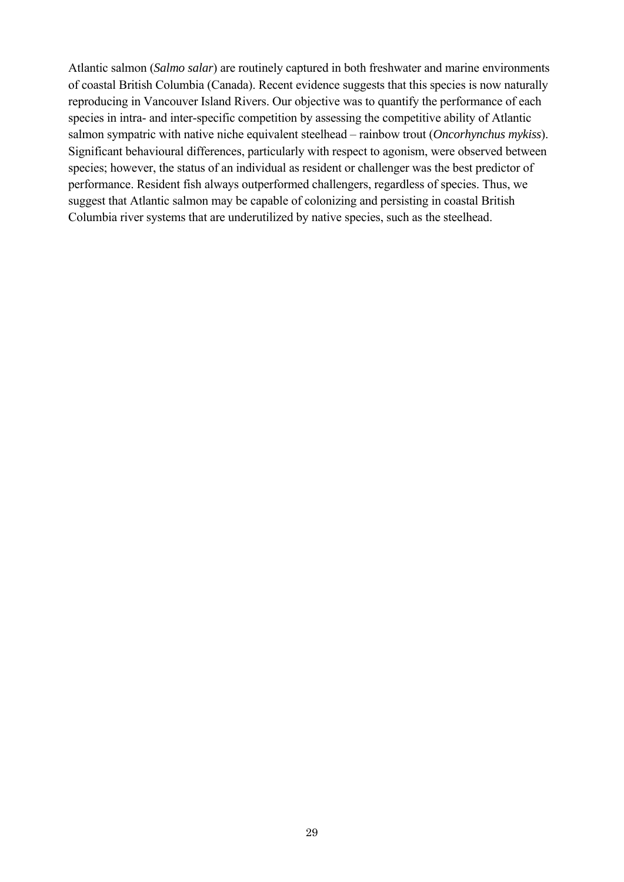Atlantic salmon (*Salmo salar*) are routinely captured in both freshwater and marine environments of coastal British Columbia (Canada). Recent evidence suggests that this species is now naturally reproducing in Vancouver Island Rivers. Our objective was to quantify the performance of each species in intra- and inter-specific competition by assessing the competitive ability of Atlantic salmon sympatric with native niche equivalent steelhead – rainbow trout (*Oncorhynchus mykiss*). Significant behavioural differences, particularly with respect to agonism, were observed between species; however, the status of an individual as resident or challenger was the best predictor of performance. Resident fish always outperformed challengers, regardless of species. Thus, we suggest that Atlantic salmon may be capable of colonizing and persisting in coastal British Columbia river systems that are underutilized by native species, such as the steelhead.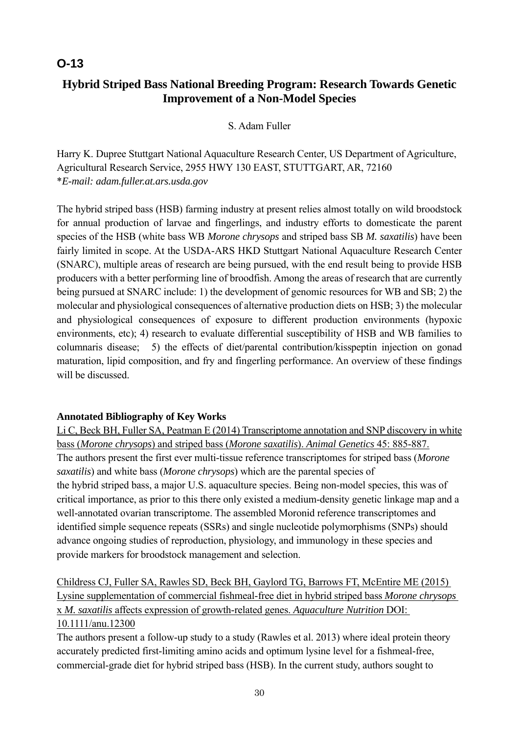## O-13

# Hybrid Striped Bass National Breeding Program: Research Towards Genetic Improvement of a Non-Model Species

S. Adam Fuller

Harry K. Dupree Stuttgart National Aquaculture Research Center, US Department of Agriculture, Agricultural Research Service, 2955 HWY 130 EAST, STUTTGART, AR, 72160
**E-mail: adam.fuller.at.ars.usda.gov*

The hybrid striped bass (HSB) farming industry at present relies almost totally on wild broodstock for annual production of larvae and fingerlings, and industry efforts to domesticate the parent species of the HSB (white bass WB *Morone chrysops* and striped bass SB *M. saxatilis*) have been fairly limited in scope. At the USDA-ARS HKD Stuttgart National Aquaculture Research Center (SNARC), multiple areas of research are being pursued, with the end result being to provide HSB producers with a better performing line of broodfish. Among the areas of research that are currently being pursued at SNARC include: 1) the development of genomic resources for WB and SB; 2) the molecular and physiological consequences of alternative production diets on HSB; 3) the molecular and physiological consequences of exposure to different production environments (hypoxic environments, etc); 4) research to evaluate differential susceptibility of HSB and WB families to columnaris disease; 5) the effects of diet/parental contribution/kisspeptin injection on gonad maturation, lipid composition, and fry and fingerling performance. An overview of these findings will be discussed.

**Annotated Bibliography of Key Works**

Li C, Beck BH, Fuller SA, Peatman E (2014) Transcriptome annotation and SNP discovery in white bass (*Morone chrysops*) and striped bass (*Morone saxatilis*). *Animal Genetics* 45: 885-887.
The authors present the first ever multi-tissue reference transcriptomes for striped bass (*Morone saxatilis*) and white bass (*Morone chrysops*) which are the parental species of the hybrid striped bass, a major U.S. aquaculture species. Being non-model species, this was of critical importance, as prior to this there only existed a medium-density genetic linkage map and a well-annotated ovarian transcriptome. The assembled Moronid reference transcriptomes and identified simple sequence repeats (SSRs) and single nucleotide polymorphisms (SNPs) should advance ongoing studies of reproduction, physiology, and immunology in these species and provide markers for broodstock management and selection.

Childress CJ, Fuller SA, Rawles SD, Beck BH, Gaylord TG, Barrows FT, McEntire ME (2015) Lysine supplementation of commercial fishmeal-free diet in hybrid striped bass *Morone chrysops* x *M. saxatilis* affects expression of growth-related genes. *Aquaculture Nutrition* DOI: 10.1111/anu.12300
The authors present a follow-up study to a study (Rawles et al. 2013) where ideal protein theory accurately predicted first-limiting amino acids and optimum lysine level for a fishmeal-free, commercial-grade diet for hybrid striped bass (HSB). In the current study, authors sought to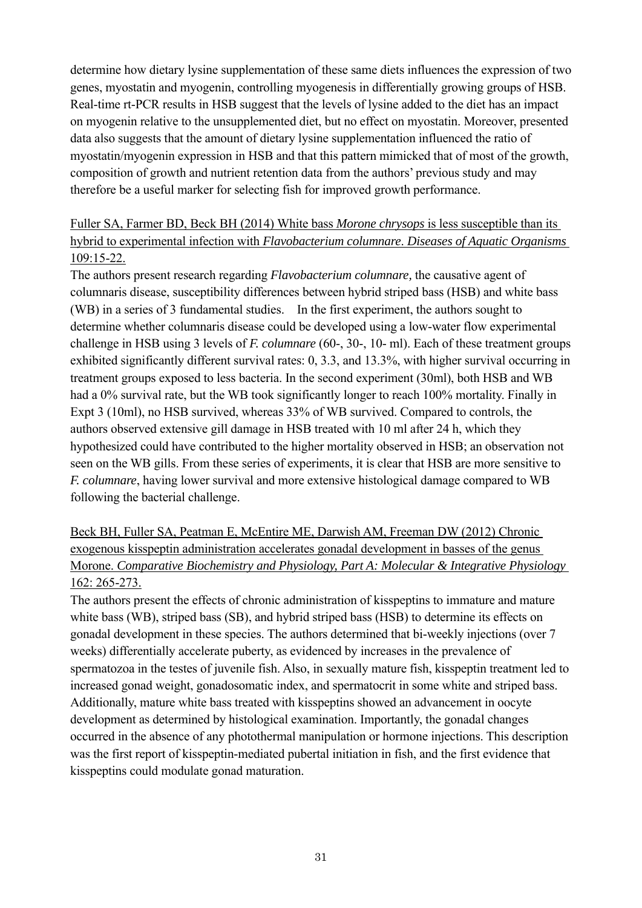determine how dietary lysine supplementation of these same diets influences the expression of two genes, myostatin and myogenin, controlling myogenesis in differentially growing groups of HSB. Real-time rt-PCR results in HSB suggest that the levels of lysine added to the diet has an impact on myogenin relative to the unsupplemented diet, but no effect on myostatin. Moreover, presented data also suggests that the amount of dietary lysine supplementation influenced the ratio of myostatin/myogenin expression in HSB and that this pattern mimicked that of most of the growth, composition of growth and nutrient retention data from the authors' previous study and may therefore be a useful marker for selecting fish for improved growth performance.

Fuller SA, Farmer BD, Beck BH (2014) White bass *Morone chrysops* is less susceptible than its hybrid to experimental infection with *Flavobacterium columnare*. *Diseases of Aquatic Organisms* 109:15-22.

The authors present research regarding *Flavobacterium columnare*, the causative agent of columnaris disease, susceptibility differences between hybrid striped bass (HSB) and white bass (WB) in a series of 3 fundamental studies. In the first experiment, the authors sought to determine whether columnaris disease could be developed using a low-water flow experimental challenge in HSB using 3 levels of *F. columnare* (60-, 30-, 10- ml). Each of these treatment groups exhibited significantly different survival rates: 0, 3.3, and 13.3%, with higher survival occurring in treatment groups exposed to less bacteria. In the second experiment (30ml), both HSB and WB had a 0% survival rate, but the WB took significantly longer to reach 100% mortality. Finally in Expt 3 (10ml), no HSB survived, whereas 33% of WB survived. Compared to controls, the authors observed extensive gill damage in HSB treated with 10 ml after 24 h, which they hypothesized could have contributed to the higher mortality observed in HSB; an observation not seen on the WB gills. From these series of experiments, it is clear that HSB are more sensitive to *F. columnare*, having lower survival and more extensive histological damage compared to WB following the bacterial challenge.

Beck BH, Fuller SA, Peatman E, McEntire ME, Darwish AM, Freeman DW (2012) Chronic exogenous kisspeptin administration accelerates gonadal development in basses of the genus Morone. *Comparative Biochemistry and Physiology, Part A: Molecular & Integrative Physiology* 162: 265-273.

The authors present the effects of chronic administration of kisspeptins to immature and mature white bass (WB), striped bass (SB), and hybrid striped bass (HSB) to determine its effects on gonadal development in these species. The authors determined that bi-weekly injections (over 7 weeks) differentially accelerate puberty, as evidenced by increases in the prevalence of spermatozoa in the testes of juvenile fish. Also, in sexually mature fish, kisspeptin treatment led to increased gonad weight, gonadosomatic index, and spermatocrit in some white and striped bass. Additionally, mature white bass treated with kisspeptins showed an advancement in oocyte development as determined by histological examination. Importantly, the gonadal changes occurred in the absence of any photothermal manipulation or hormone injections. This description was the first report of kisspeptin-mediated pubertal initiation in fish, and the first evidence that kisspeptins could modulate gonad maturation.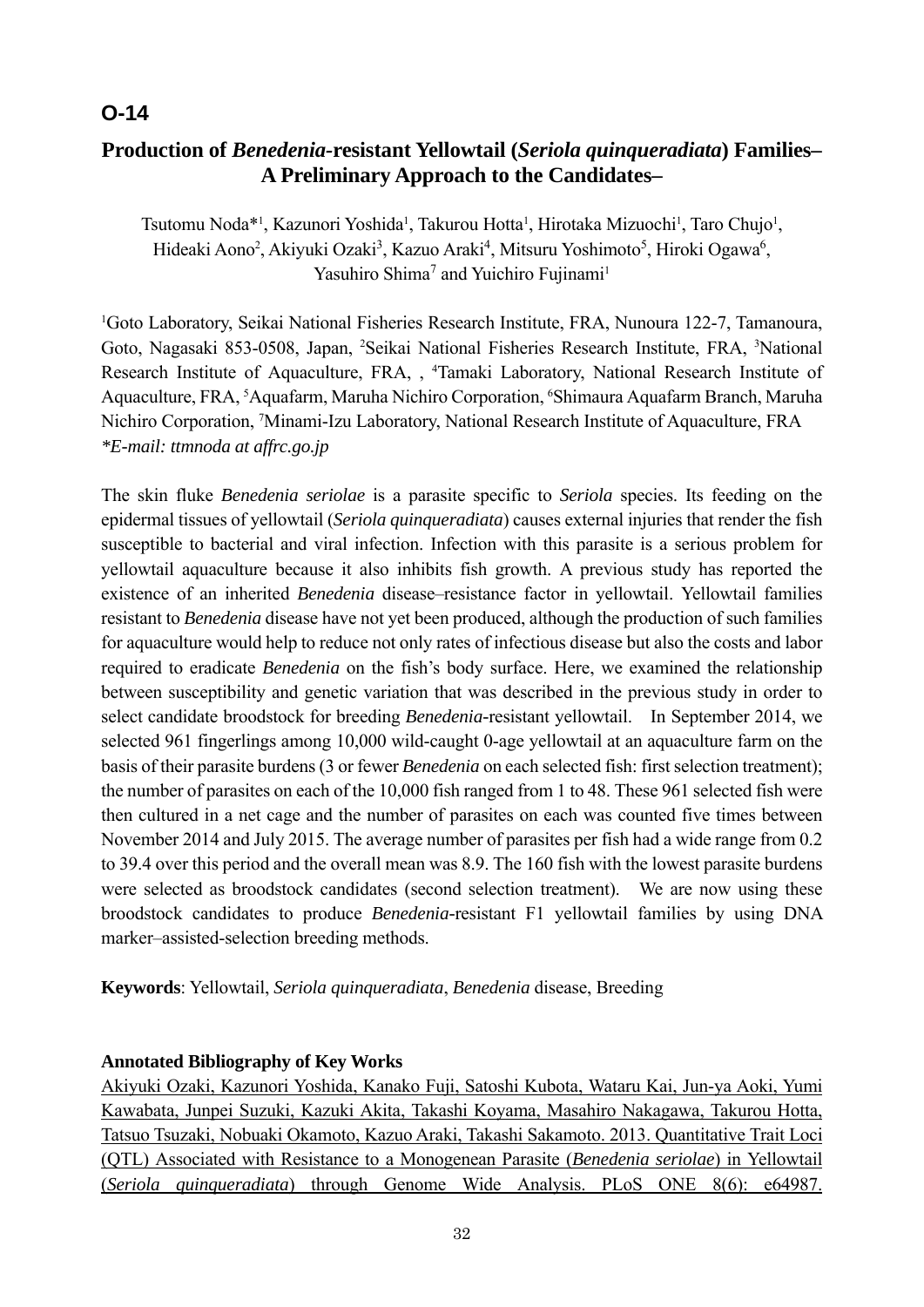## O-14

# Production of *Benedenia*-resistant Yellowtail (*Seriola quinqueradiata*) Families– A Preliminary Approach to the Candidates–

Tsutomu Noda*[1], Kazunori Yoshida[1], Takurou Hotta[1], Hirotaka Mizuochi[1], Taro Chujo[1], Hideaki Aono[2], Akiyuki Ozaki[3], Kazuo Araki[4], Mitsuru Yoshimoto[5], Hiroki Ogawa[6], Yasuhiro Shima[7] and Yuichiro Fujinami[1]

[1]Goto Laboratory, Seikai National Fisheries Research Institute, FRA, Nunoura 122-7, Tamanoura, Goto, Nagasaki 853-0508, Japan, [2]Seikai National Fisheries Research Institute, FRA, [3]National Research Institute of Aquaculture, FRA, , [4]Tamaki Laboratory, National Research Institute of Aquaculture, FRA, [5]Aquafarm, Maruha Nichiro Corporation, [6]Shimaura Aquafarm Branch, Maruha Nichiro Corporation, [7]Minami-Izu Laboratory, National Research Institute of Aquaculture, FRA
*\*E-mail: ttmnoda at affrc.go.jp*

The skin fluke *Benedenia seriolae* is a parasite specific to *Seriola* species. Its feeding on the epidermal tissues of yellowtail (*Seriola quinqueradiata*) causes external injuries that render the fish susceptible to bacterial and viral infection. Infection with this parasite is a serious problem for yellowtail aquaculture because it also inhibits fish growth. A previous study has reported the existence of an inherited *Benedenia* disease–resistance factor in yellowtail. Yellowtail families resistant to *Benedenia* disease have not yet been produced, although the production of such families for aquaculture would help to reduce not only rates of infectious disease but also the costs and labor required to eradicate *Benedenia* on the fish's body surface. Here, we examined the relationship between susceptibility and genetic variation that was described in the previous study in order to select candidate broodstock for breeding *Benedenia*-resistant yellowtail. In September 2014, we selected 961 fingerlings among 10,000 wild-caught 0-age yellowtail at an aquaculture farm on the basis of their parasite burdens (3 or fewer *Benedenia* on each selected fish: first selection treatment); the number of parasites on each of the 10,000 fish ranged from 1 to 48. These 961 selected fish were then cultured in a net cage and the number of parasites on each was counted five times between November 2014 and July 2015. The average number of parasites per fish had a wide range from 0.2 to 39.4 over this period and the overall mean was 8.9. The 160 fish with the lowest parasite burdens were selected as broodstock candidates (second selection treatment). We are now using these broodstock candidates to produce *Benedenia*-resistant F1 yellowtail families by using DNA marker–assisted-selection breeding methods.

**Keywords**: Yellowtail, *Seriola quinqueradiata*, *Benedenia* disease, Breeding

**Annotated Bibliography of Key Works**

Akiyuki Ozaki, Kazunori Yoshida, Kanako Fuji, Satoshi Kubota, Wataru Kai, Jun-ya Aoki, Yumi Kawabata, Junpei Suzuki, Kazuki Akita, Takashi Koyama, Masahiro Nakagawa, Takurou Hotta, Tatsuo Tsuzaki, Nobuaki Okamoto, Kazuo Araki, Takashi Sakamoto. 2013. Quantitative Trait Loci (QTL) Associated with Resistance to a Monogenean Parasite (*Benedenia seriolae*) in Yellowtail (*Seriola quinqueradiata*) through Genome Wide Analysis. PLoS ONE 8(6): e64987.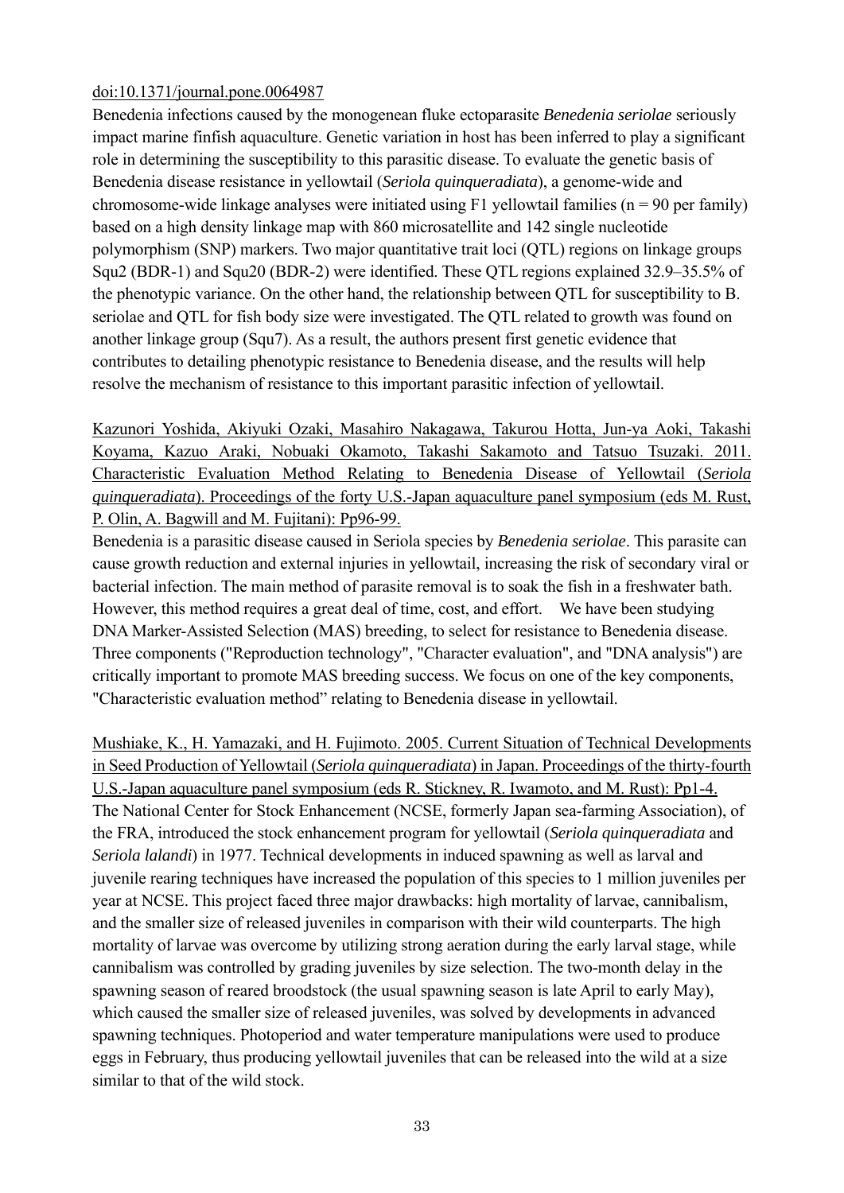doi:10.1371/journal.pone.0064987

Benedenia infections caused by the monogenean fluke ectoparasite *Benedenia seriolae* seriously impact marine finfish aquaculture. Genetic variation in host has been inferred to play a significant role in determining the susceptibility to this parasitic disease. To evaluate the genetic basis of Benedenia disease resistance in yellowtail (*Seriola quinqueradiata*), a genome-wide and chromosome-wide linkage analyses were initiated using F1 yellowtail families (n = 90 per family) based on a high density linkage map with 860 microsatellite and 142 single nucleotide polymorphism (SNP) markers. Two major quantitative trait loci (QTL) regions on linkage groups Squ2 (BDR-1) and Squ20 (BDR-2) were identified. These QTL regions explained 32.9–35.5% of the phenotypic variance. On the other hand, the relationship between QTL for susceptibility to B. seriolae and QTL for fish body size were investigated. The QTL related to growth was found on another linkage group (Squ7). As a result, the authors present first genetic evidence that contributes to detailing phenotypic resistance to Benedenia disease, and the results will help resolve the mechanism of resistance to this important parasitic infection of yellowtail.

Kazunori Yoshida, Akiyuki Ozaki, Masahiro Nakagawa, Takurou Hotta, Jun-ya Aoki, Takashi Koyama, Kazuo Araki, Nobuaki Okamoto, Takashi Sakamoto and Tatsuo Tsuzaki. 2011. Characteristic Evaluation Method Relating to Benedenia Disease of Yellowtail (*Seriola quinqueradiata*). Proceedings of the forty U.S.-Japan aquaculture panel symposium (eds M. Rust, P. Olin, A. Bagwill and M. Fujitani): Pp96-99.

Benedenia is a parasitic disease caused in Seriola species by *Benedenia seriolae*. This parasite can cause growth reduction and external injuries in yellowtail, increasing the risk of secondary viral or bacterial infection. The main method of parasite removal is to soak the fish in a freshwater bath. However, this method requires a great deal of time, cost, and effort. We have been studying DNA Marker-Assisted Selection (MAS) breeding, to select for resistance to Benedenia disease. Three components ("Reproduction technology", "Character evaluation", and "DNA analysis") are critically important to promote MAS breeding success. We focus on one of the key components, "Characteristic evaluation method" relating to Benedenia disease in yellowtail.

Mushiake, K., H. Yamazaki, and H. Fujimoto. 2005. Current Situation of Technical Developments in Seed Production of Yellowtail (*Seriola quinqueradiata*) in Japan. Proceedings of the thirty-fourth U.S.-Japan aquaculture panel symposium (eds R. Stickney, R. Iwamoto, and M. Rust): Pp1-4.

The National Center for Stock Enhancement (NCSE, formerly Japan sea-farming Association), of the FRA, introduced the stock enhancement program for yellowtail (*Seriola quinqueradiata* and *Seriola lalandi*) in 1977. Technical developments in induced spawning as well as larval and juvenile rearing techniques have increased the population of this species to 1 million juveniles per year at NCSE. This project faced three major drawbacks: high mortality of larvae, cannibalism, and the smaller size of released juveniles in comparison with their wild counterparts. The high mortality of larvae was overcome by utilizing strong aeration during the early larval stage, while cannibalism was controlled by grading juveniles by size selection. The two-month delay in the spawning season of reared broodstock (the usual spawning season is late April to early May), which caused the smaller size of released juveniles, was solved by developments in advanced spawning techniques. Photoperiod and water temperature manipulations were used to produce eggs in February, thus producing yellowtail juveniles that can be released into the wild at a size similar to that of the wild stock.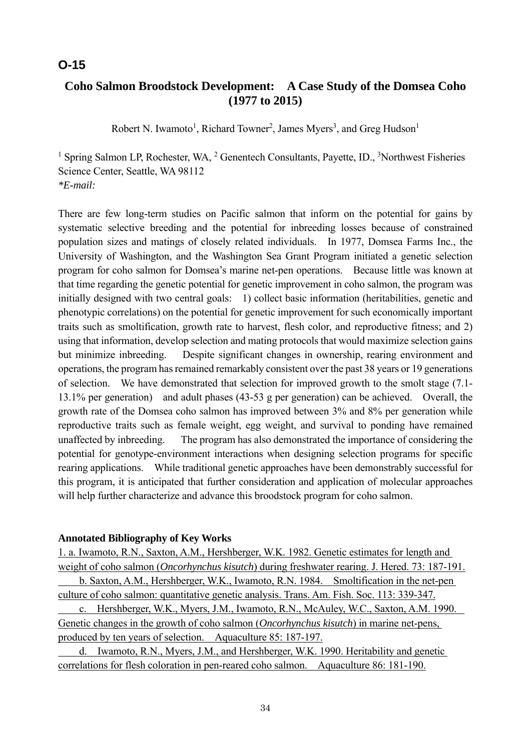**O-15**

## Coho Salmon Broodstock Development: A Case Study of the Domsea Coho (1977 to 2015)

Robert N. Iwamoto[1], Richard Towner[2], James Myers[3], and Greg Hudson[1]

[1] Spring Salmon LP, Rochester, WA, [2] Genentech Consultants, Payette, ID., [3]Northwest Fisheries Science Center, Seattle, WA 98112
*\*E-mail:*

There are few long-term studies on Pacific salmon that inform on the potential for gains by systematic selective breeding and the potential for inbreeding losses because of constrained population sizes and matings of closely related individuals. In 1977, Domsea Farms Inc., the University of Washington, and the Washington Sea Grant Program initiated a genetic selection program for coho salmon for Domsea's marine net-pen operations. Because little was known at that time regarding the genetic potential for genetic improvement in coho salmon, the program was initially designed with two central goals: 1) collect basic information (heritabilities, genetic and phenotypic correlations) on the potential for genetic improvement for such economically important traits such as smoltification, growth rate to harvest, flesh color, and reproductive fitness; and 2) using that information, develop selection and mating protocols that would maximize selection gains but minimize inbreeding. Despite significant changes in ownership, rearing environment and operations, the program has remained remarkably consistent over the past 38 years or 19 generations of selection. We have demonstrated that selection for improved growth to the smolt stage (7.1-13.1% per generation) and adult phases (43-53 g per generation) can be achieved. Overall, the growth rate of the Domsea coho salmon has improved between 3% and 8% per generation while reproductive traits such as female weight, egg weight, and survival to ponding have remained unaffected by inbreeding. The program has also demonstrated the importance of considering the potential for genotype-environment interactions when designing selection programs for specific rearing applications. While traditional genetic approaches have been demonstrably successful for this program, it is anticipated that further consideration and application of molecular approaches will help further characterize and advance this broodstock program for coho salmon.

**Annotated Bibliography of Key Works**

1. a. Iwamoto, R.N., Saxton, A.M., Hershberger, W.K. 1982. Genetic estimates for length and weight of coho salmon (*Oncorhynchus kisutch*) during freshwater rearing. J. Hered. 73: 187-191.
   b. Saxton, A.M., Hershberger, W.K., Iwamoto, R.N. 1984. Smoltification in the net-pen culture of coho salmon: quantitative genetic analysis. Trans. Am. Fish. Soc. 113: 339-347.
   c. Hershberger, W.K., Myers, J.M., Iwamoto, R.N., McAuley, W.C., Saxton, A.M. 1990. Genetic changes in the growth of coho salmon (*Oncorhynchus kisutch*) in marine net-pens, produced by ten years of selection. Aquaculture 85: 187-197.
   d. Iwamoto, R.N., Myers, J.M., and Hershberger, W.K. 1990. Heritability and genetic correlations for flesh coloration in pen-reared coho salmon. Aquaculture 86: 181-190.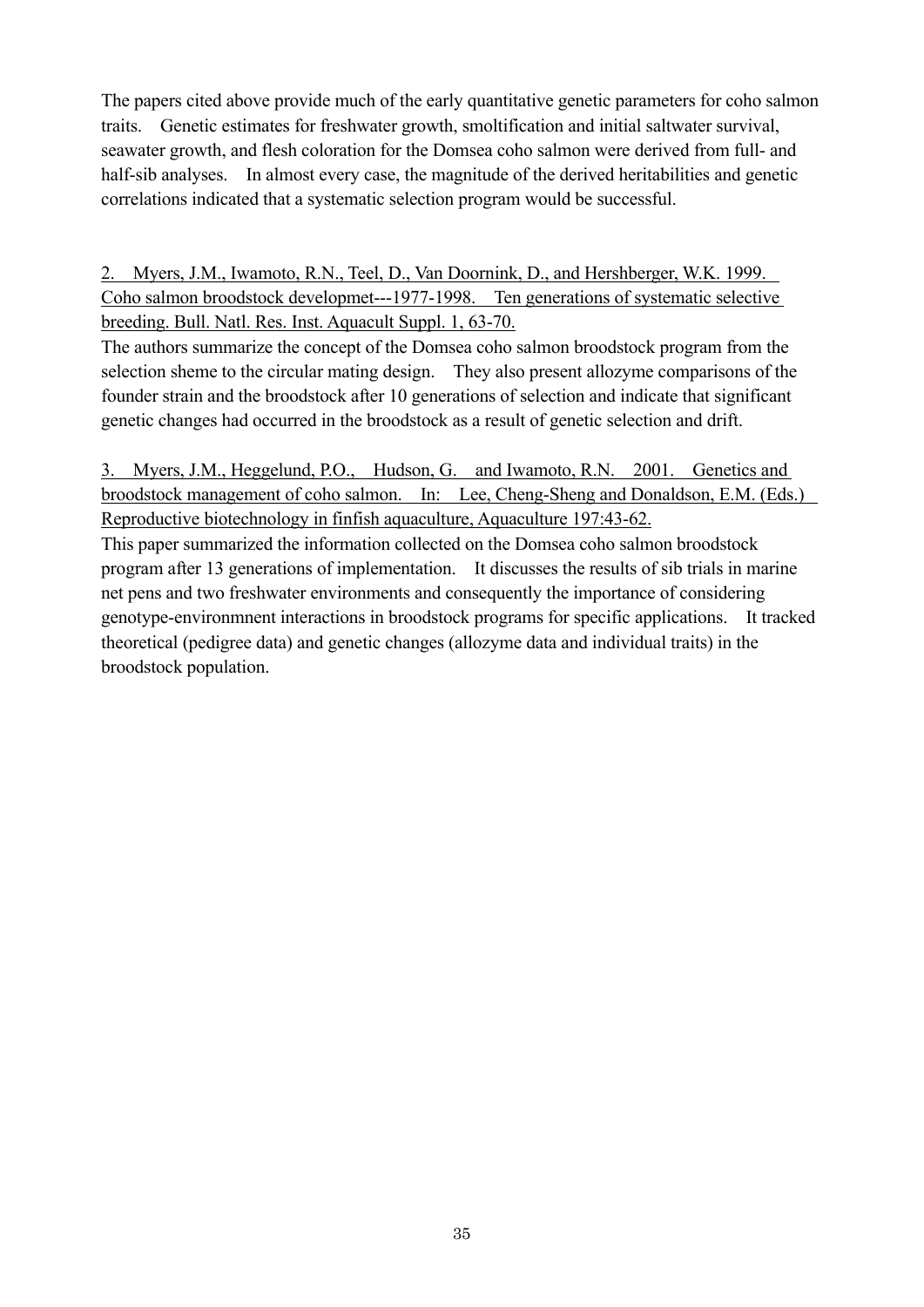The papers cited above provide much of the early quantitative genetic parameters for coho salmon traits. Genetic estimates for freshwater growth, smoltification and initial saltwater survival, seawater growth, and flesh coloration for the Domsea coho salmon were derived from full- and half-sib analyses. In almost every case, the magnitude of the derived heritabilities and genetic correlations indicated that a systematic selection program would be successful.

2. Myers, J.M., Iwamoto, R.N., Teel, D., Van Doornink, D., and Hershberger, W.K. 1999. Coho salmon broodstock developmet---1977-1998. Ten generations of systematic selective breeding. Bull. Natl. Res. Inst. Aquacult Suppl. 1, 63-70.

The authors summarize the concept of the Domsea coho salmon broodstock program from the selection sheme to the circular mating design. They also present allozyme comparisons of the founder strain and the broodstock after 10 generations of selection and indicate that significant genetic changes had occurred in the broodstock as a result of genetic selection and drift.

3. Myers, J.M., Heggelund, P.O., Hudson, G. and Iwamoto, R.N. 2001. Genetics and broodstock management of coho salmon. In: Lee, Cheng-Sheng and Donaldson, E.M. (Eds.) Reproductive biotechnology in finfish aquaculture, Aquaculture 197:43-62.

This paper summarized the information collected on the Domsea coho salmon broodstock program after 13 generations of implementation. It discusses the results of sib trials in marine net pens and two freshwater environments and consequently the importance of considering genotype-environmnent interactions in broodstock programs for specific applications. It tracked theoretical (pedigree data) and genetic changes (allozyme data and individual traits) in the broodstock population.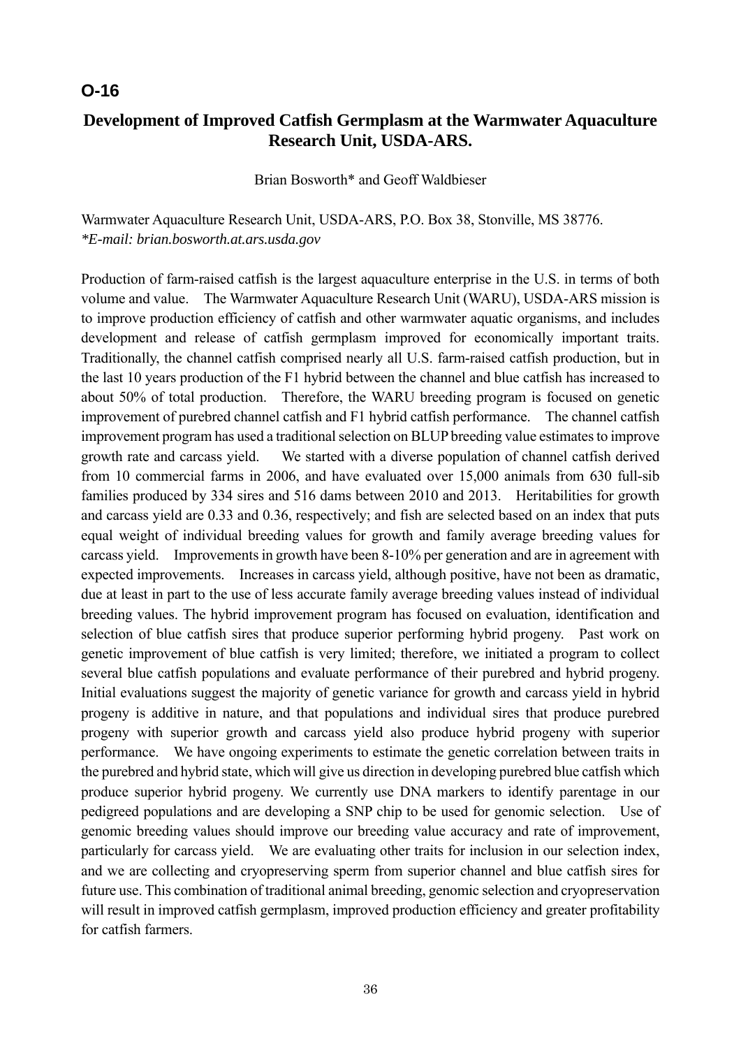**O-16**

## Development of Improved Catfish Germplasm at the Warmwater Aquaculture Research Unit, USDA-ARS.

Brian Bosworth* and Geoff Waldbieser

Warmwater Aquaculture Research Unit, USDA-ARS, P.O. Box 38, Stonville, MS 38776.
*\*E-mail: brian.bosworth.at.ars.usda.gov*

Production of farm-raised catfish is the largest aquaculture enterprise in the U.S. in terms of both volume and value. The Warmwater Aquaculture Research Unit (WARU), USDA-ARS mission is to improve production efficiency of catfish and other warmwater aquatic organisms, and includes development and release of catfish germplasm improved for economically important traits. Traditionally, the channel catfish comprised nearly all U.S. farm-raised catfish production, but in the last 10 years production of the F1 hybrid between the channel and blue catfish has increased to about 50% of total production. Therefore, the WARU breeding program is focused on genetic improvement of purebred channel catfish and F1 hybrid catfish performance. The channel catfish improvement program has used a traditional selection on BLUP breeding value estimates to improve growth rate and carcass yield. We started with a diverse population of channel catfish derived from 10 commercial farms in 2006, and have evaluated over 15,000 animals from 630 full-sib families produced by 334 sires and 516 dams between 2010 and 2013. Heritabilities for growth and carcass yield are 0.33 and 0.36, respectively; and fish are selected based on an index that puts equal weight of individual breeding values for growth and family average breeding values for carcass yield. Improvements in growth have been 8-10% per generation and are in agreement with expected improvements. Increases in carcass yield, although positive, have not been as dramatic, due at least in part to the use of less accurate family average breeding values instead of individual breeding values. The hybrid improvement program has focused on evaluation, identification and selection of blue catfish sires that produce superior performing hybrid progeny. Past work on genetic improvement of blue catfish is very limited; therefore, we initiated a program to collect several blue catfish populations and evaluate performance of their purebred and hybrid progeny. Initial evaluations suggest the majority of genetic variance for growth and carcass yield in hybrid progeny is additive in nature, and that populations and individual sires that produce purebred progeny with superior growth and carcass yield also produce hybrid progeny with superior performance. We have ongoing experiments to estimate the genetic correlation between traits in the purebred and hybrid state, which will give us direction in developing purebred blue catfish which produce superior hybrid progeny. We currently use DNA markers to identify parentage in our pedigreed populations and are developing a SNP chip to be used for genomic selection. Use of genomic breeding values should improve our breeding value accuracy and rate of improvement, particularly for carcass yield. We are evaluating other traits for inclusion in our selection index, and we are collecting and cryopreserving sperm from superior channel and blue catfish sires for future use. This combination of traditional animal breeding, genomic selection and cryopreservation will result in improved catfish germplasm, improved production efficiency and greater profitability for catfish farmers.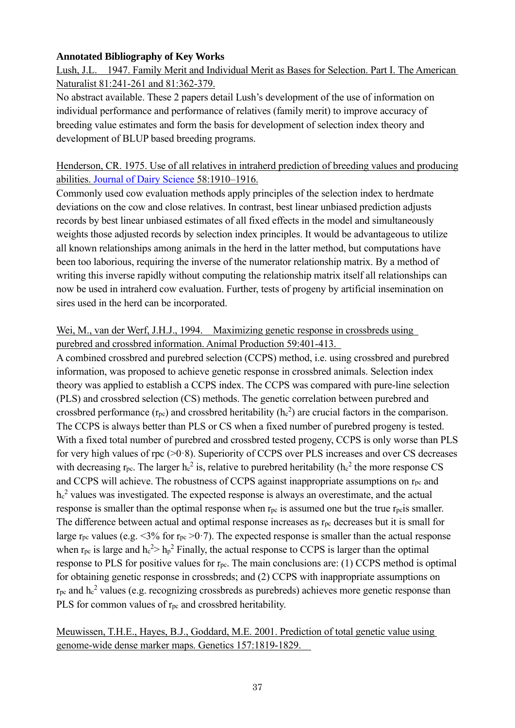**Annotated Bibliography of Key Works**

Lush, J.L. 1947. Family Merit and Individual Merit as Bases for Selection. Part I. The American Naturalist 81:241-261 and 81:362-379.

No abstract available. These 2 papers detail Lush's development of the use of information on individual performance and performance of relatives (family merit) to improve accuracy of breeding value estimates and form the basis for development of selection index theory and development of BLUP based breeding programs.

Henderson, CR. 1975. Use of all relatives in intraherd prediction of breeding values and producing abilities. Journal of Dairy Science 58:1910–1916.

Commonly used cow evaluation methods apply principles of the selection index to herdmate deviations on the cow and close relatives. In contrast, best linear unbiased prediction adjusts records by best linear unbiased estimates of all fixed effects in the model and simultaneously weights those adjusted records by selection index principles. It would be advantageous to utilize all known relationships among animals in the herd in the latter method, but computations have been too laborious, requiring the inverse of the numerator relationship matrix. By a method of writing this inverse rapidly without computing the relationship matrix itself all relationships can now be used in intraherd cow evaluation. Further, tests of progeny by artificial insemination on sires used in the herd can be incorporated.

Wei, M., van der Werf, J.H.J., 1994. Maximizing genetic response in crossbreds using purebred and crossbred information. Animal Production 59:401-413.

A combined crossbred and purebred selection (CCPS) method, i.e. using crossbred and purebred information, was proposed to achieve genetic response in crossbred animals. Selection index theory was applied to establish a CCPS index. The CCPS was compared with pure-line selection (PLS) and crossbred selection (CS) methods. The genetic correlation between purebred and crossbred performance ($r_{pc}$) and crossbred heritability ($h_c^2$) are crucial factors in the comparison. The CCPS is always better than PLS or CS when a fixed number of purebred progeny is tested. With a fixed total number of purebred and crossbred tested progeny, CCPS is only worse than PLS for very high values of rpc (>0·8). Superiority of CCPS over PLS increases and over CS decreases with decreasing $r_{pc}$. The larger $h_c^2$ is, relative to purebred heritability ($h_c^2$ the more response CS and CCPS will achieve. The robustness of CCPS against inappropriate assumptions on $r_{pc}$ and $h_c^2$ values was investigated. The expected response is always an overestimate, and the actual response is smaller than the optimal response when $r_{pc}$ is assumed one but the true $r_{pc}$is smaller. The difference between actual and optimal response increases as $r_{pc}$ decreases but it is small for large $r_{pc}$ values (e.g. <3% for $r_{pc}$ >0·7). The expected response is smaller than the actual response when $r_{pc}$ is large and $h_c^2 > h_p^2$ Finally, the actual response to CCPS is larger than the optimal response to PLS for positive values for $r_{pc}$. The main conclusions are: (1) CCPS method is optimal for obtaining genetic response in crossbreds; and (2) CCPS with inappropriate assumptions on $r_{pc}$ and $h_c^2$ values (e.g. recognizing crossbreds as purebreds) achieves more genetic response than PLS for common values of $r_{pc}$ and crossbred heritability.

Meuwissen, T.H.E., Hayes, B.J., Goddard, M.E. 2001. Prediction of total genetic value using genome-wide dense marker maps. Genetics 157:1819-1829.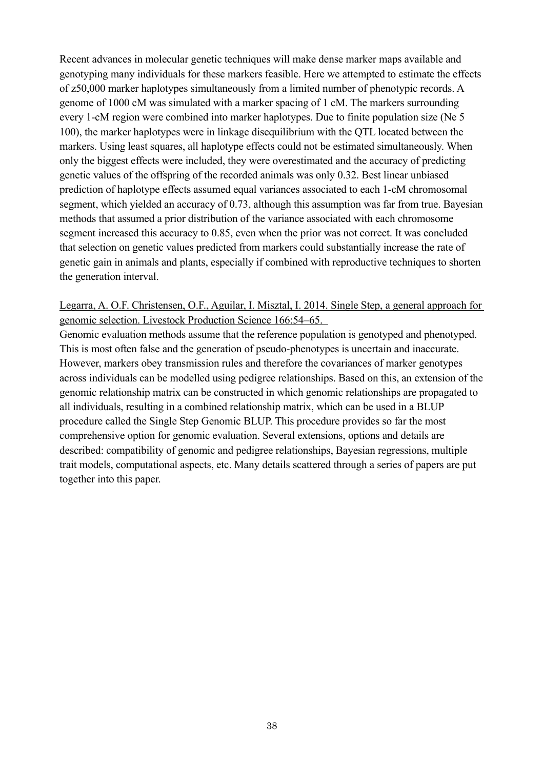Recent advances in molecular genetic techniques will make dense marker maps available and genotyping many individuals for these markers feasible. Here we attempted to estimate the effects of z50,000 marker haplotypes simultaneously from a limited number of phenotypic records. A genome of 1000 cM was simulated with a marker spacing of 1 cM. The markers surrounding every 1-cM region were combined into marker haplotypes. Due to finite population size (Ne 5 100), the marker haplotypes were in linkage disequilibrium with the QTL located between the markers. Using least squares, all haplotype effects could not be estimated simultaneously. When only the biggest effects were included, they were overestimated and the accuracy of predicting genetic values of the offspring of the recorded animals was only 0.32. Best linear unbiased prediction of haplotype effects assumed equal variances associated to each 1-cM chromosomal segment, which yielded an accuracy of 0.73, although this assumption was far from true. Bayesian methods that assumed a prior distribution of the variance associated with each chromosome segment increased this accuracy to 0.85, even when the prior was not correct. It was concluded that selection on genetic values predicted from markers could substantially increase the rate of genetic gain in animals and plants, especially if combined with reproductive techniques to shorten the generation interval.

Legarra, A. O.F. Christensen, O.F., Aguilar, I. Misztal, I. 2014. Single Step, a general approach for genomic selection. Livestock Production Science 166:54–65.

Genomic evaluation methods assume that the reference population is genotyped and phenotyped. This is most often false and the generation of pseudo-phenotypes is uncertain and inaccurate. However, markers obey transmission rules and therefore the covariances of marker genotypes across individuals can be modelled using pedigree relationships. Based on this, an extension of the genomic relationship matrix can be constructed in which genomic relationships are propagated to all individuals, resulting in a combined relationship matrix, which can be used in a BLUP procedure called the Single Step Genomic BLUP. This procedure provides so far the most comprehensive option for genomic evaluation. Several extensions, options and details are described: compatibility of genomic and pedigree relationships, Bayesian regressions, multiple trait models, computational aspects, etc. Many details scattered through a series of papers are put together into this paper.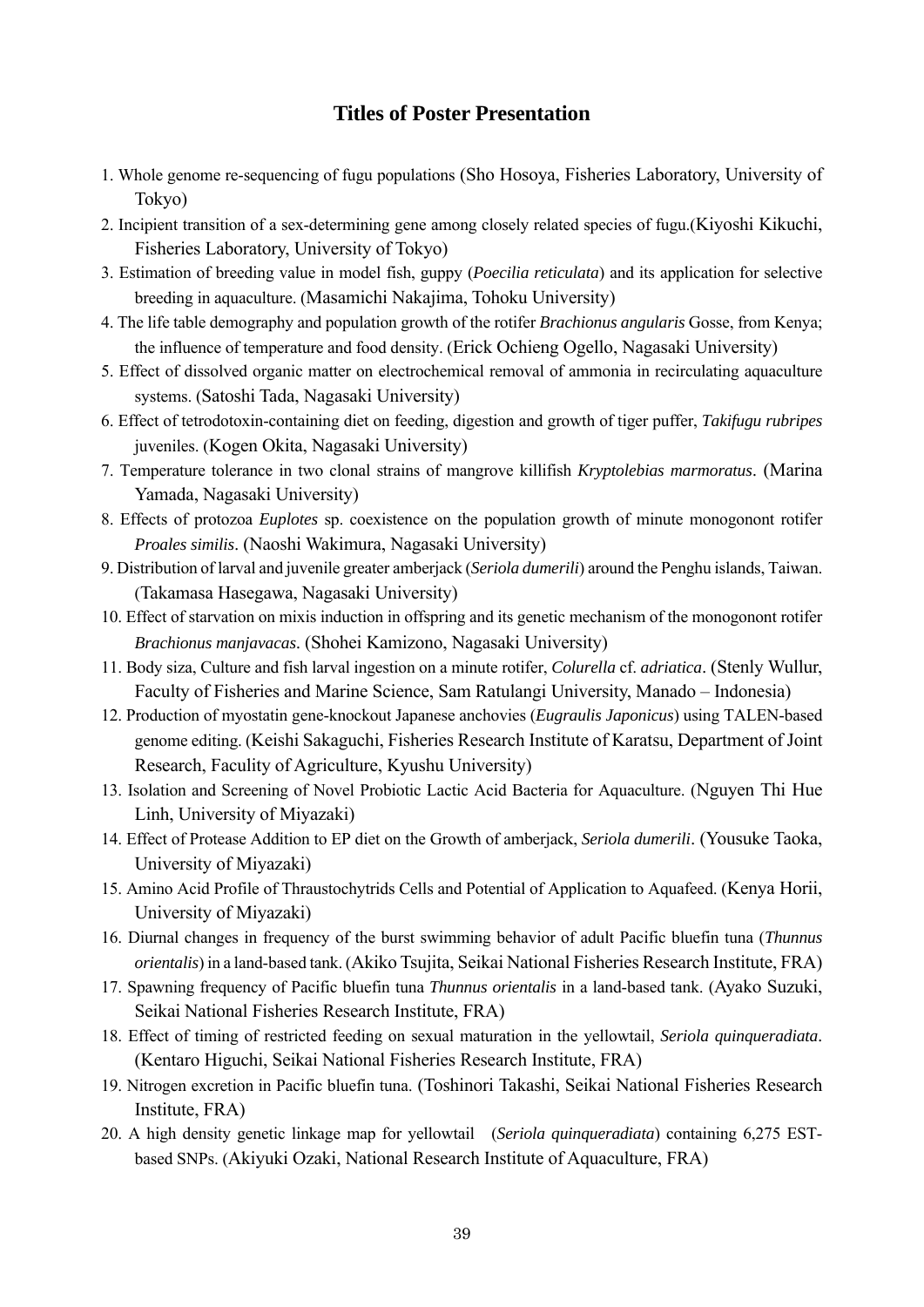# Titles of Poster Presentation

1. Whole genome re-sequencing of fugu populations (Sho Hosoya, Fisheries Laboratory, University of Tokyo)
2. Incipient transition of a sex-determining gene among closely related species of fugu.(Kiyoshi Kikuchi, Fisheries Laboratory, University of Tokyo)
3. Estimation of breeding value in model fish, guppy (*Poecilia reticulata*) and its application for selective breeding in aquaculture. (Masamichi Nakajima, Tohoku University)
4. The life table demography and population growth of the rotifer *Brachionus angularis* Gosse, from Kenya; the influence of temperature and food density. (Erick Ochieng Ogello, Nagasaki University)
5. Effect of dissolved organic matter on electrochemical removal of ammonia in recirculating aquaculture systems. (Satoshi Tada, Nagasaki University)
6. Effect of tetrodotoxin-containing diet on feeding, digestion and growth of tiger puffer, *Takifugu rubripes* juveniles. (Kogen Okita, Nagasaki University)
7. Temperature tolerance in two clonal strains of mangrove killifish *Kryptolebias marmoratus*. (Marina Yamada, Nagasaki University)
8. Effects of protozoa *Euplotes* sp. coexistence on the population growth of minute monogonont rotifer *Proales similis*. (Naoshi Wakimura, Nagasaki University)
9. Distribution of larval and juvenile greater amberjack (*Seriola dumerili*) around the Penghu islands, Taiwan. (Takamasa Hasegawa, Nagasaki University)
10. Effect of starvation on mixis induction in offspring and its genetic mechanism of the monogonont rotifer *Brachionus manjavacas*. (Shohei Kamizono, Nagasaki University)
11. Body siza, Culture and fish larval ingestion on a minute rotifer, *Colurella* cf. *adriatica*. (Stenly Wullur, Faculty of Fisheries and Marine Science, Sam Ratulangi University, Manado – Indonesia)
12. Production of myostatin gene-knockout Japanese anchovies (*Eugraulis Japonicus*) using TALEN-based genome editing. (Keishi Sakaguchi, Fisheries Research Institute of Karatsu, Department of Joint Research, Faculity of Agriculture, Kyushu University)
13. Isolation and Screening of Novel Probiotic Lactic Acid Bacteria for Aquaculture. (Nguyen Thi Hue Linh, University of Miyazaki)
14. Effect of Protease Addition to EP diet on the Growth of amberjack, *Seriola dumerili*. (Yousuke Taoka, University of Miyazaki)
15. Amino Acid Profile of Thraustochytrids Cells and Potential of Application to Aquafeed. (Kenya Horii, University of Miyazaki)
16. Diurnal changes in frequency of the burst swimming behavior of adult Pacific bluefin tuna (*Thunnus orientalis*) in a land-based tank. (Akiko Tsujita, Seikai National Fisheries Research Institute, FRA)
17. Spawning frequency of Pacific bluefin tuna *Thunnus orientalis* in a land-based tank. (Ayako Suzuki, Seikai National Fisheries Research Institute, FRA)
18. Effect of timing of restricted feeding on sexual maturation in the yellowtail, *Seriola quinqueradiata*. (Kentaro Higuchi, Seikai National Fisheries Research Institute, FRA)
19. Nitrogen excretion in Pacific bluefin tuna. (Toshinori Takashi, Seikai National Fisheries Research Institute, FRA)
20. A high density genetic linkage map for yellowtail (*Seriola quinqueradiata*) containing 6,275 EST-based SNPs. (Akiyuki Ozaki, National Research Institute of Aquaculture, FRA)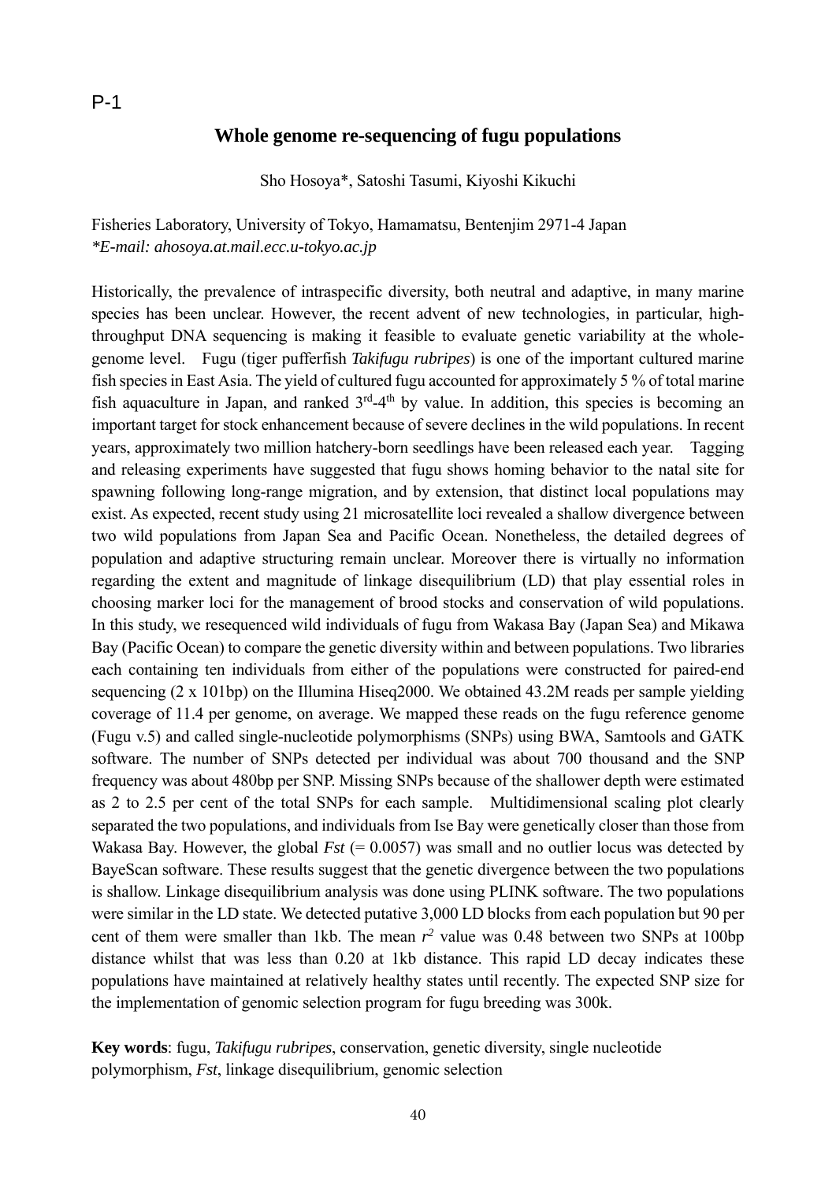P-1

## Whole genome re-sequencing of fugu populations

Sho Hosoya*, Satoshi Tasumi, Kiyoshi Kikuchi

Fisheries Laboratory, University of Tokyo, Hamamatsu, Bentenjim 2971-4 Japan
*\*E-mail: ahosoya.at.mail.ecc.u-tokyo.ac.jp*

Historically, the prevalence of intraspecific diversity, both neutral and adaptive, in many marine species has been unclear. However, the recent advent of new technologies, in particular, high-throughput DNA sequencing is making it feasible to evaluate genetic variability at the whole-genome level. Fugu (tiger pufferfish *Takifugu rubripes*) is one of the important cultured marine fish species in East Asia. The yield of cultured fugu accounted for approximately 5 % of total marine fish aquaculture in Japan, and ranked 3rd-4th by value. In addition, this species is becoming an important target for stock enhancement because of severe declines in the wild populations. In recent years, approximately two million hatchery-born seedlings have been released each year. Tagging and releasing experiments have suggested that fugu shows homing behavior to the natal site for spawning following long-range migration, and by extension, that distinct local populations may exist. As expected, recent study using 21 microsatellite loci revealed a shallow divergence between two wild populations from Japan Sea and Pacific Ocean. Nonetheless, the detailed degrees of population and adaptive structuring remain unclear. Moreover there is virtually no information regarding the extent and magnitude of linkage disequilibrium (LD) that play essential roles in choosing marker loci for the management of brood stocks and conservation of wild populations. In this study, we resequenced wild individuals of fugu from Wakasa Bay (Japan Sea) and Mikawa Bay (Pacific Ocean) to compare the genetic diversity within and between populations. Two libraries each containing ten individuals from either of the populations were constructed for paired-end sequencing (2 x 101bp) on the Illumina Hiseq2000. We obtained 43.2M reads per sample yielding coverage of 11.4 per genome, on average. We mapped these reads on the fugu reference genome (Fugu v.5) and called single-nucleotide polymorphisms (SNPs) using BWA, Samtools and GATK software. The number of SNPs detected per individual was about 700 thousand and the SNP frequency was about 480bp per SNP. Missing SNPs because of the shallower depth were estimated as 2 to 2.5 per cent of the total SNPs for each sample. Multidimensional scaling plot clearly separated the two populations, and individuals from Ise Bay were genetically closer than those from Wakasa Bay. However, the global *Fst* (= 0.0057) was small and no outlier locus was detected by BayeScan software. These results suggest that the genetic divergence between the two populations is shallow. Linkage disequilibrium analysis was done using PLINK software. The two populations were similar in the LD state. We detected putative 3,000 LD blocks from each population but 90 per cent of them were smaller than 1kb. The mean $r^2$ value was 0.48 between two SNPs at 100bp distance whilst that was less than 0.20 at 1kb distance. This rapid LD decay indicates these populations have maintained at relatively healthy states until recently. The expected SNP size for the implementation of genomic selection program for fugu breeding was 300k.

**Key words**: fugu, *Takifugu rubripes*, conservation, genetic diversity, single nucleotide polymorphism, *Fst*, linkage disequilibrium, genomic selection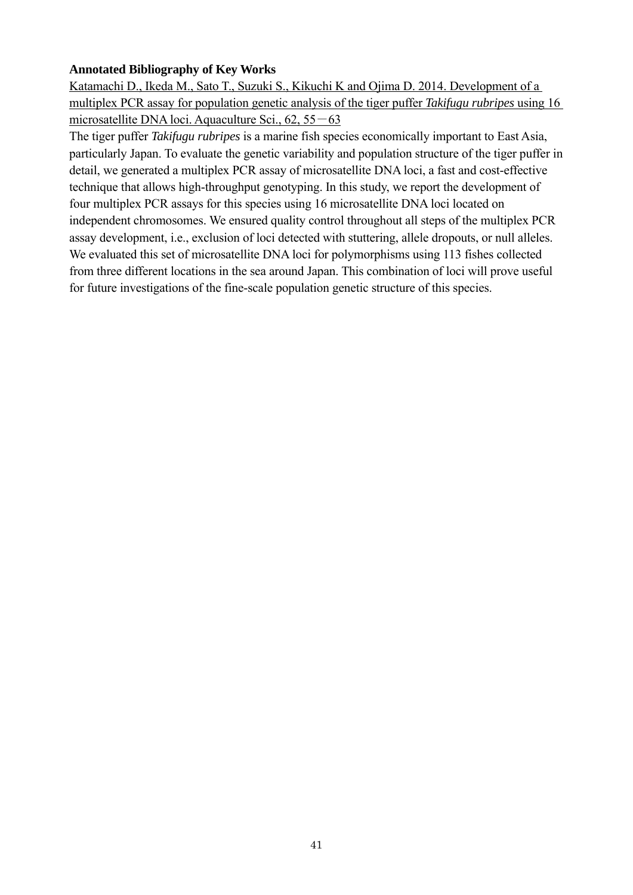**Annotated Bibliography of Key Works**

Katamachi D., Ikeda M., Sato T., Suzuki S., Kikuchi K and Ojima D. 2014. Development of a multiplex PCR assay for population genetic analysis of the tiger puffer *Takifugu rubripes* using 16 microsatellite DNA loci. Aquaculture Sci., 62, 55－63

The tiger puffer *Takifugu rubripes* is a marine fish species economically important to East Asia, particularly Japan. To evaluate the genetic variability and population structure of the tiger puffer in detail, we generated a multiplex PCR assay of microsatellite DNA loci, a fast and cost-effective technique that allows high-throughput genotyping. In this study, we report the development of four multiplex PCR assays for this species using 16 microsatellite DNA loci located on independent chromosomes. We ensured quality control throughout all steps of the multiplex PCR assay development, i.e., exclusion of loci detected with stuttering, allele dropouts, or null alleles. We evaluated this set of microsatellite DNA loci for polymorphisms using 113 fishes collected from three different locations in the sea around Japan. This combination of loci will prove useful for future investigations of the fine-scale population genetic structure of this species.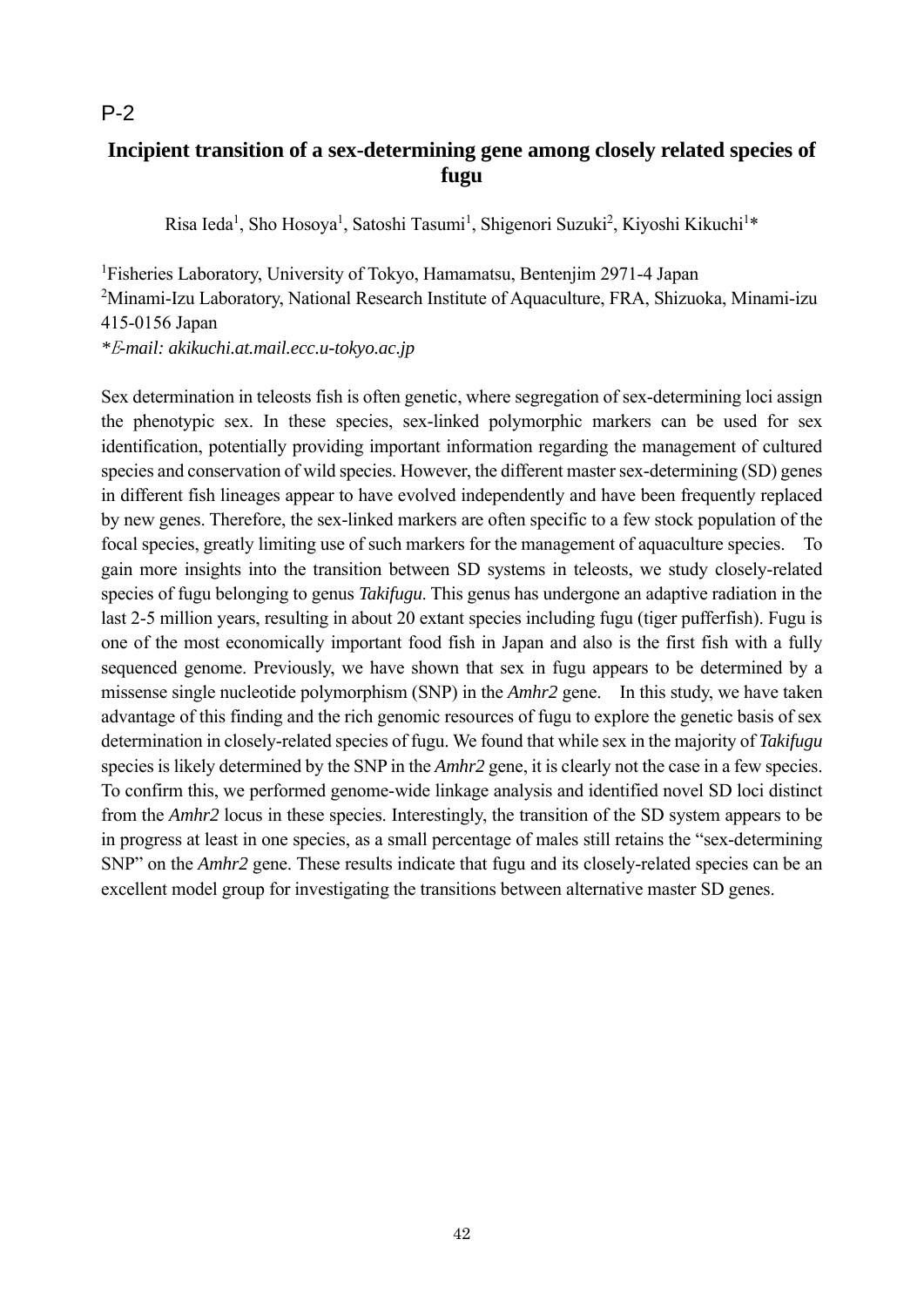P-2

## Incipient transition of a sex-determining gene among closely related species of fugu

Risa Ieda[1], Sho Hosoya[1], Satoshi Tasumi[1], Shigenori Suzuki[2], Kiyoshi Kikuchi[1]*

[1]Fisheries Laboratory, University of Tokyo, Hamamatsu, Bentenjim 2971-4 Japan
[2]Minami-Izu Laboratory, National Research Institute of Aquaculture, FRA, Shizuoka, Minami-izu 415-0156 Japan
**E-mail: akikuchi.at.mail.ecc.u-tokyo.ac.jp*

Sex determination in teleosts fish is often genetic, where segregation of sex-determining loci assign the phenotypic sex. In these species, sex-linked polymorphic markers can be used for sex identification, potentially providing important information regarding the management of cultured species and conservation of wild species. However, the different master sex-determining (SD) genes in different fish lineages appear to have evolved independently and have been frequently replaced by new genes. Therefore, the sex-linked markers are often specific to a few stock population of the focal species, greatly limiting use of such markers for the management of aquaculture species. To gain more insights into the transition between SD systems in teleosts, we study closely-related species of fugu belonging to genus *Takifugu*. This genus has undergone an adaptive radiation in the last 2-5 million years, resulting in about 20 extant species including fugu (tiger pufferfish). Fugu is one of the most economically important food fish in Japan and also is the first fish with a fully sequenced genome. Previously, we have shown that sex in fugu appears to be determined by a missense single nucleotide polymorphism (SNP) in the *Amhr2* gene. In this study, we have taken advantage of this finding and the rich genomic resources of fugu to explore the genetic basis of sex determination in closely-related species of fugu. We found that while sex in the majority of *Takifugu* species is likely determined by the SNP in the *Amhr2* gene, it is clearly not the case in a few species. To confirm this, we performed genome-wide linkage analysis and identified novel SD loci distinct from the *Amhr2* locus in these species. Interestingly, the transition of the SD system appears to be in progress at least in one species, as a small percentage of males still retains the "sex-determining SNP" on the *Amhr2* gene. These results indicate that fugu and its closely-related species can be an excellent model group for investigating the transitions between alternative master SD genes.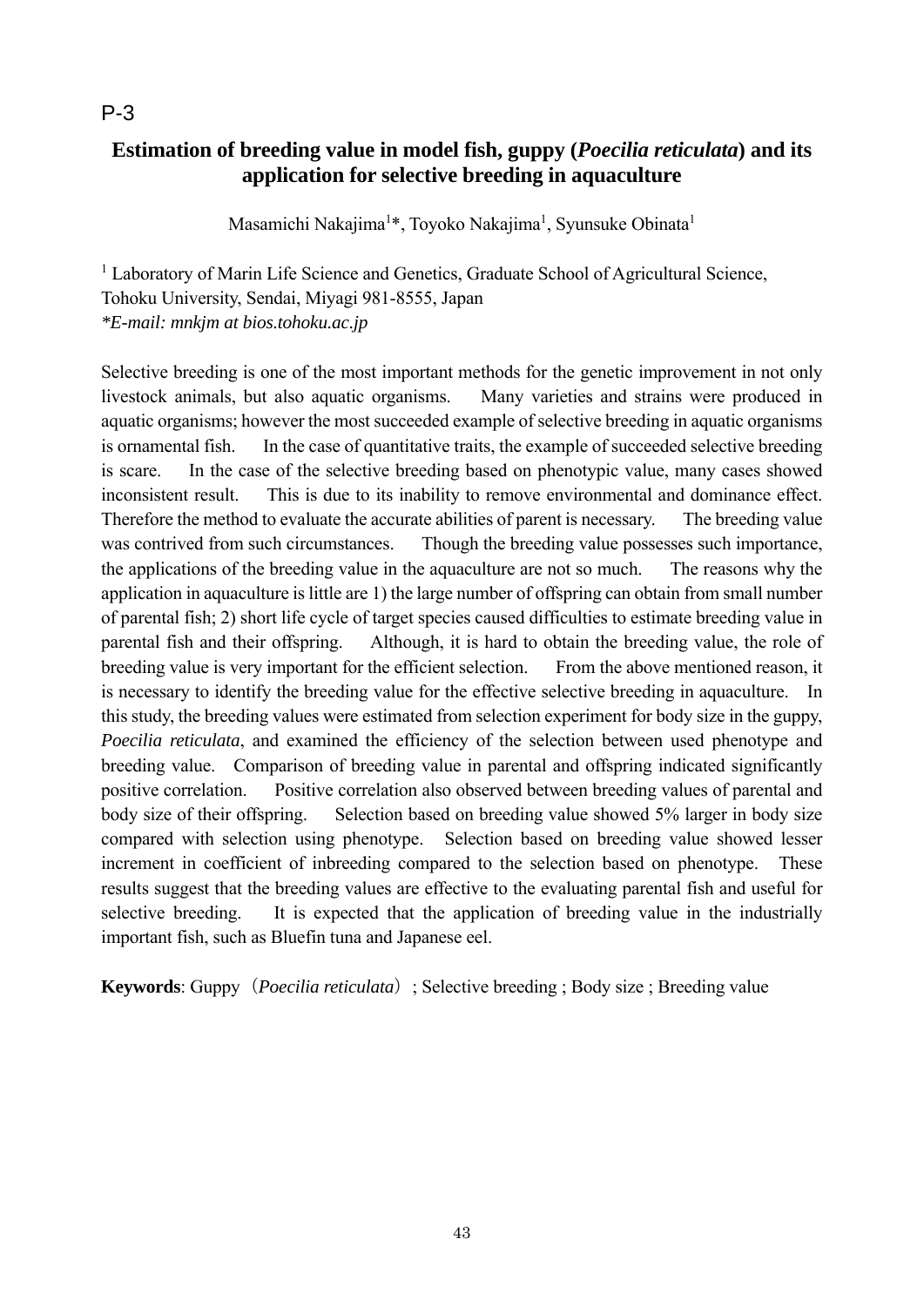P-3

# Estimation of breeding value in model fish, guppy (*Poecilia reticulata*) and its application for selective breeding in aquaculture

Masamichi Nakajima[1]*, Toyoko Nakajima[1], Syunsuke Obinata[1]

[1] Laboratory of Marin Life Science and Genetics, Graduate School of Agricultural Science, Tohoku University, Sendai, Miyagi 981-8555, Japan
*\*E-mail: mnkjm at bios.tohoku.ac.jp*

Selective breeding is one of the most important methods for the genetic improvement in not only livestock animals, but also aquatic organisms. Many varieties and strains were produced in aquatic organisms; however the most succeeded example of selective breeding in aquatic organisms is ornamental fish. In the case of quantitative traits, the example of succeeded selective breeding is scare. In the case of the selective breeding based on phenotypic value, many cases showed inconsistent result. This is due to its inability to remove environmental and dominance effect. Therefore the method to evaluate the accurate abilities of parent is necessary. The breeding value was contrived from such circumstances. Though the breeding value possesses such importance, the applications of the breeding value in the aquaculture are not so much. The reasons why the application in aquaculture is little are 1) the large number of offspring can obtain from small number of parental fish; 2) short life cycle of target species caused difficulties to estimate breeding value in parental fish and their offspring. Although, it is hard to obtain the breeding value, the role of breeding value is very important for the efficient selection. From the above mentioned reason, it is necessary to identify the breeding value for the effective selective breeding in aquaculture. In this study, the breeding values were estimated from selection experiment for body size in the guppy, *Poecilia reticulata*, and examined the efficiency of the selection between used phenotype and breeding value. Comparison of breeding value in parental and offspring indicated significantly positive correlation. Positive correlation also observed between breeding values of parental and body size of their offspring. Selection based on breeding value showed 5% larger in body size compared with selection using phenotype. Selection based on breeding value showed lesser increment in coefficient of inbreeding compared to the selection based on phenotype. These results suggest that the breeding values are effective to the evaluating parental fish and useful for selective breeding. It is expected that the application of breeding value in the industrially important fish, such as Bluefin tuna and Japanese eel.

**Keywords**: Guppy（*Poecilia reticulata*）; Selective breeding ; Body size ; Breeding value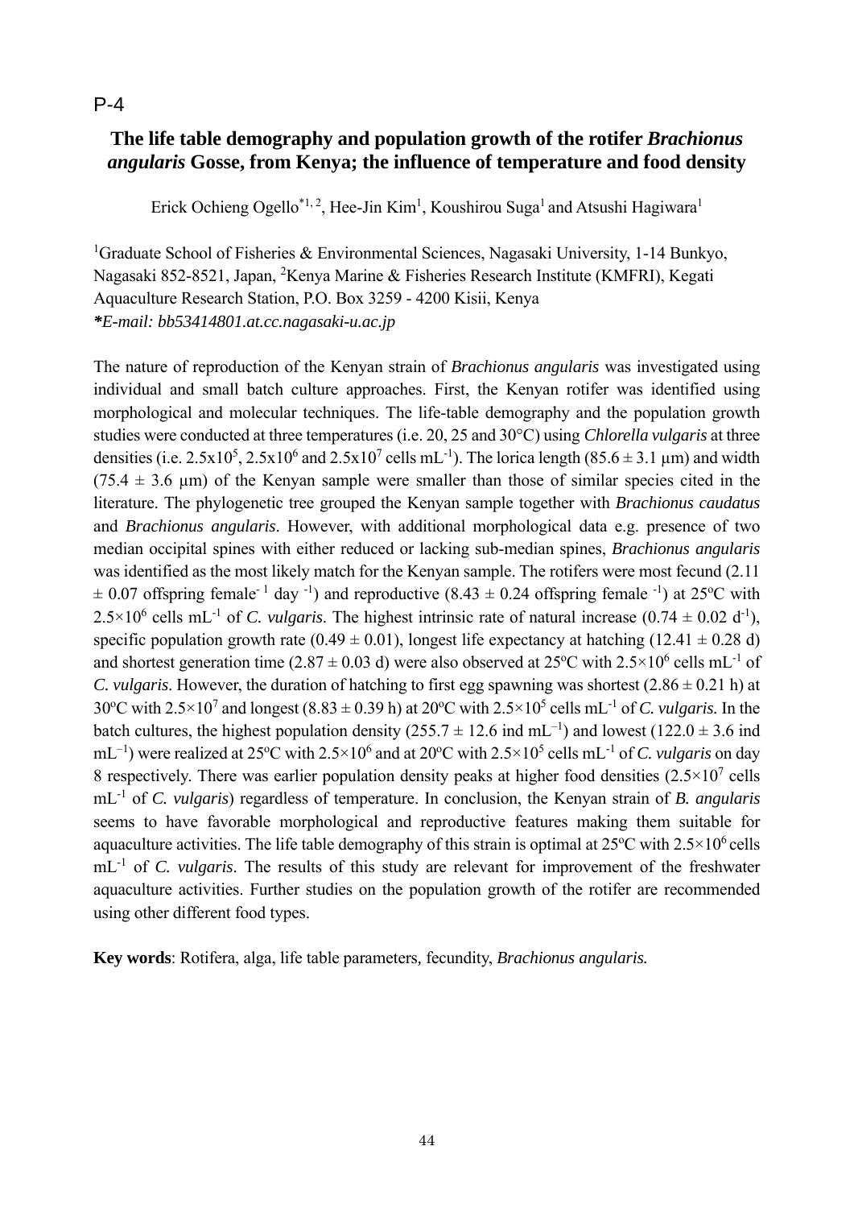P-4

# The life table demography and population growth of the rotifer *Brachionus angularis* Gosse, from Kenya; the influence of temperature and food density

Erick Ochieng Ogello[*1, 2], Hee-Jin Kim[1], Koushirou Suga[1] and Atsushi Hagiwara[1]

[1]Graduate School of Fisheries & Environmental Sciences, Nagasaki University, 1-14 Bunkyo, Nagasaki 852-8521, Japan, [2]Kenya Marine & Fisheries Research Institute (KMFRI), Kegati Aquaculture Research Station, P.O. Box 3259 - 4200 Kisii, Kenya
***E-mail: bb53414801.at.cc.nagasaki-u.ac.jp***

The nature of reproduction of the Kenyan strain of *Brachionus angularis* was investigated using individual and small batch culture approaches. First, the Kenyan rotifer was identified using morphological and molecular techniques. The life-table demography and the population growth studies were conducted at three temperatures (i.e. 20, 25 and 30°C) using *Chlorella vulgaris* at three densities (i.e. $2.5 \times 10^5$, $2.5 \times 10^6$ and $2.5 \times 10^7$ cells mL$^{-1}$). The lorica length (85.6 ± 3.1 µm) and width (75.4 ± 3.6 µm) of the Kenyan sample were smaller than those of similar species cited in the literature. The phylogenetic tree grouped the Kenyan sample together with *Brachionus caudatus* and *Brachionus angularis*. However, with additional morphological data e.g. presence of two median occipital spines with either reduced or lacking sub-median spines, *Brachionus angularis* was identified as the most likely match for the Kenyan sample. The rotifers were most fecund (2.11 ± 0.07 offspring female$^{-1}$ day$^{-1}$) and reproductive (8.43 ± 0.24 offspring female$^{-1}$) at 25°C with $2.5 \times 10^6$ cells mL$^{-1}$ of *C. vulgaris*. The highest intrinsic rate of natural increase (0.74 ± 0.02 d$^{-1}$), specific population growth rate (0.49 ± 0.01), longest life expectancy at hatching (12.41 ± 0.28 d) and shortest generation time (2.87 ± 0.03 d) were also observed at 25°C with $2.5 \times 10^6$ cells mL$^{-1}$ of *C. vulgaris*. However, the duration of hatching to first egg spawning was shortest (2.86 ± 0.21 h) at 30°C with $2.5 \times 10^7$ and longest (8.83 ± 0.39 h) at 20°C with $2.5 \times 10^5$ cells mL$^{-1}$ of *C. vulgaris*. In the batch cultures, the highest population density (255.7 ± 12.6 ind mL$^{-1}$) and lowest (122.0 ± 3.6 ind mL$^{-1}$) were realized at 25°C with $2.5 \times 10^6$ and at 20°C with $2.5 \times 10^5$ cells mL$^{-1}$ of *C. vulgaris* on day 8 respectively. There was earlier population density peaks at higher food densities ($2.5 \times 10^7$ cells mL$^{-1}$ of *C. vulgaris*) regardless of temperature. In conclusion, the Kenyan strain of *B. angularis* seems to have favorable morphological and reproductive features making them suitable for aquaculture activities. The life table demography of this strain is optimal at 25°C with $2.5 \times 10^6$ cells mL$^{-1}$ of *C. vulgaris*. The results of this study are relevant for improvement of the freshwater aquaculture activities. Further studies on the population growth of the rotifer are recommended using other different food types.

**Key words**: Rotifera, alga, life table parameters, fecundity, *Brachionus angularis.*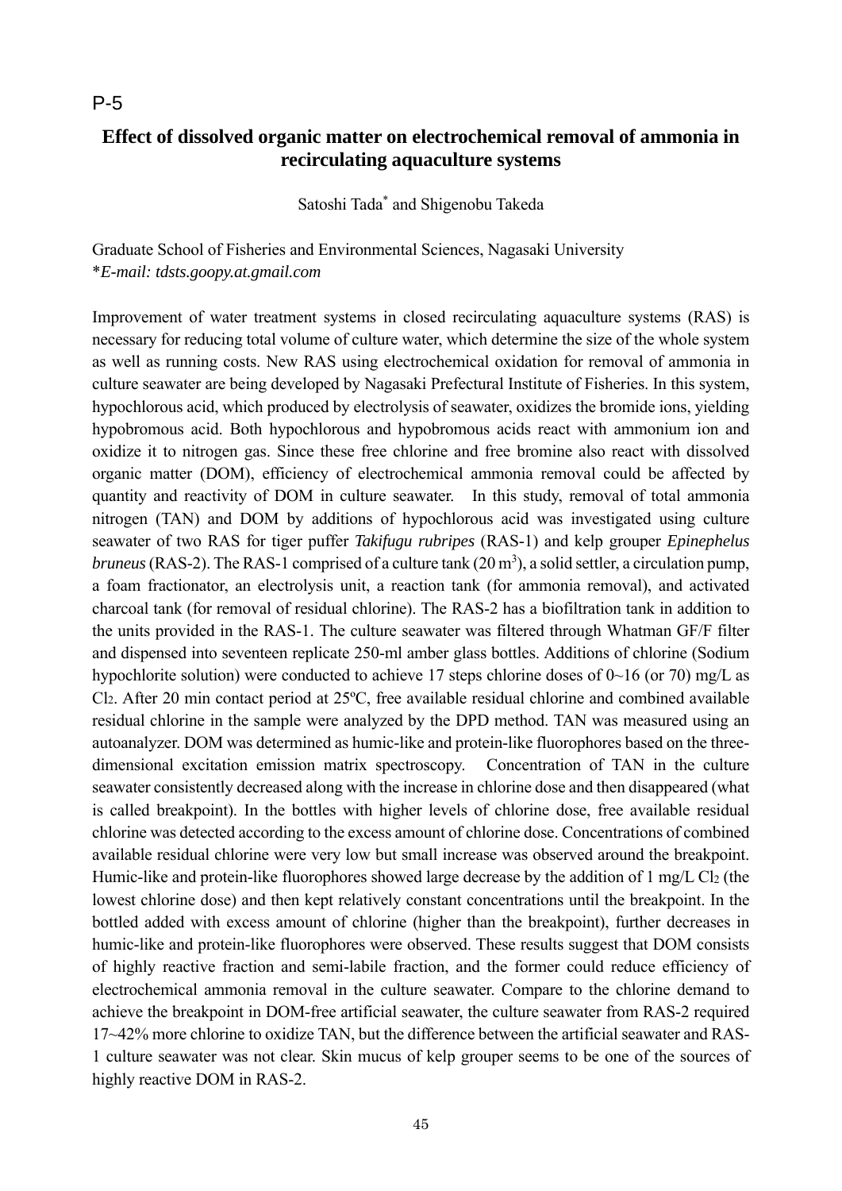P-5

## Effect of dissolved organic matter on electrochemical removal of ammonia in recirculating aquaculture systems

Satoshi Tada* and Shigenobu Takeda

Graduate School of Fisheries and Environmental Sciences, Nagasaki University
**E-mail: tdsts.goopy.at.gmail.com*

Improvement of water treatment systems in closed recirculating aquaculture systems (RAS) is necessary for reducing total volume of culture water, which determine the size of the whole system as well as running costs. New RAS using electrochemical oxidation for removal of ammonia in culture seawater are being developed by Nagasaki Prefectural Institute of Fisheries. In this system, hypochlorous acid, which produced by electrolysis of seawater, oxidizes the bromide ions, yielding hypobromous acid. Both hypochlorous and hypobromous acids react with ammonium ion and oxidize it to nitrogen gas. Since these free chlorine and free bromine also react with dissolved organic matter (DOM), efficiency of electrochemical ammonia removal could be affected by quantity and reactivity of DOM in culture seawater. In this study, removal of total ammonia nitrogen (TAN) and DOM by additions of hypochlorous acid was investigated using culture seawater of two RAS for tiger puffer *Takifugu rubripes* (RAS-1) and kelp grouper *Epinephelus bruneus* (RAS-2). The RAS-1 comprised of a culture tank (20 $m^3$), a solid settler, a circulation pump, a foam fractionator, an electrolysis unit, a reaction tank (for ammonia removal), and activated charcoal tank (for removal of residual chlorine). The RAS-2 has a biofiltration tank in addition to the units provided in the RAS-1. The culture seawater was filtered through Whatman GF/F filter and dispensed into seventeen replicate 250-ml amber glass bottles. Additions of chlorine (Sodium hypochlorite solution) were conducted to achieve 17 steps chlorine doses of 0~16 (or 70) mg/L as $Cl_2$. After 20 min contact period at 25ºC, free available residual chlorine and combined available residual chlorine in the sample were analyzed by the DPD method. TAN was measured using an autoanalyzer. DOM was determined as humic-like and protein-like fluorophores based on the three-dimensional excitation emission matrix spectroscopy. Concentration of TAN in the culture seawater consistently decreased along with the increase in chlorine dose and then disappeared (what is called breakpoint). In the bottles with higher levels of chlorine dose, free available residual chlorine was detected according to the excess amount of chlorine dose. Concentrations of combined available residual chlorine were very low but small increase was observed around the breakpoint. Humic-like and protein-like fluorophores showed large decrease by the addition of 1 mg/L $Cl_2$ (the lowest chlorine dose) and then kept relatively constant concentrations until the breakpoint. In the bottled added with excess amount of chlorine (higher than the breakpoint), further decreases in humic-like and protein-like fluorophores were observed. These results suggest that DOM consists of highly reactive fraction and semi-labile fraction, and the former could reduce efficiency of electrochemical ammonia removal in the culture seawater. Compare to the chlorine demand to achieve the breakpoint in DOM-free artificial seawater, the culture seawater from RAS-2 required 17~42% more chlorine to oxidize TAN, but the difference between the artificial seawater and RAS-1 culture seawater was not clear. Skin mucus of kelp grouper seems to be one of the sources of highly reactive DOM in RAS-2.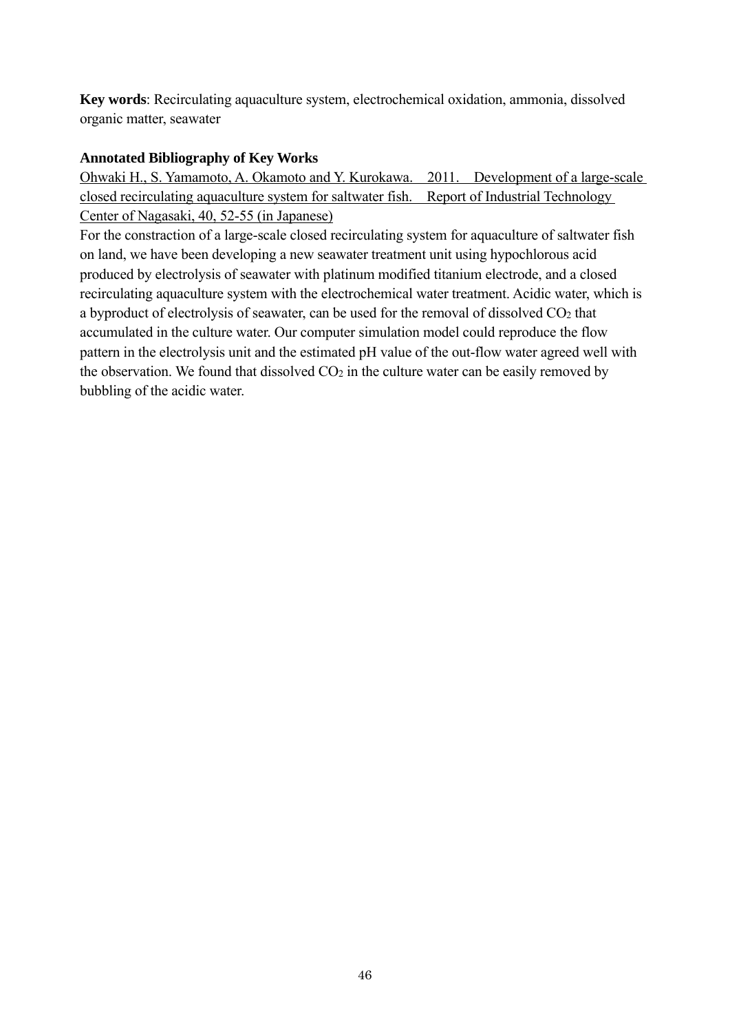**Key words**: Recirculating aquaculture system, electrochemical oxidation, ammonia, dissolved organic matter, seawater

**Annotated Bibliography of Key Works**

Ohwaki H., S. Yamamoto, A. Okamoto and Y. Kurokawa. 2011. Development of a large-scale closed recirculating aquaculture system for saltwater fish. Report of Industrial Technology Center of Nagasaki, 40, 52-55 (in Japanese)

For the constraction of a large-scale closed recirculating system for aquaculture of saltwater fish on land, we have been developing a new seawater treatment unit using hypochlorous acid produced by electrolysis of seawater with platinum modified titanium electrode, and a closed recirculating aquaculture system with the electrochemical water treatment. Acidic water, which is a byproduct of electrolysis of seawater, can be used for the removal of dissolved $CO_2$ that accumulated in the culture water. Our computer simulation model could reproduce the flow pattern in the electrolysis unit and the estimated pH value of the out-flow water agreed well with the observation. We found that dissolved $CO_2$ in the culture water can be easily removed by bubbling of the acidic water.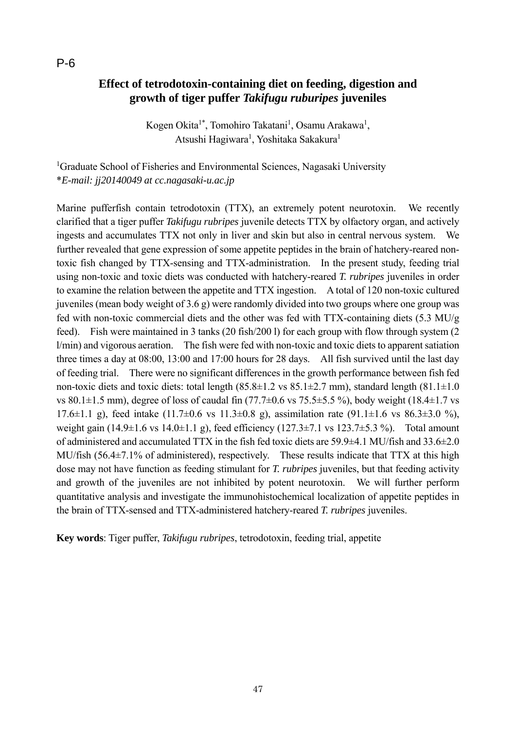P-6

## Effect of tetrodotoxin-containing diet on feeding, digestion and growth of tiger puffer *Takifugu ruburipes* juveniles

Kogen Okita[1*], Tomohiro Takatani[1], Osamu Arakawa[1], Atsushi Hagiwara[1], Yoshitaka Sakakura[1]

[1]Graduate School of Fisheries and Environmental Sciences, Nagasaki University
**E-mail: jj20140049 at cc.nagasaki-u.ac.jp*

Marine pufferfish contain tetrodotoxin (TTX), an extremely potent neurotoxin. We recently clarified that a tiger puffer *Takifugu rubripes* juvenile detects TTX by olfactory organ, and actively ingests and accumulates TTX not only in liver and skin but also in central nervous system. We further revealed that gene expression of some appetite peptides in the brain of hatchery-reared non-toxic fish changed by TTX-sensing and TTX-administration. In the present study, feeding trial using non-toxic and toxic diets was conducted with hatchery-reared *T. rubripes* juveniles in order to examine the relation between the appetite and TTX ingestion. A total of 120 non-toxic cultured juveniles (mean body weight of 3.6 g) were randomly divided into two groups where one group was fed with non-toxic commercial diets and the other was fed with TTX-containing diets (5.3 MU/g feed). Fish were maintained in 3 tanks (20 fish/200 l) for each group with flow through system (2 l/min) and vigorous aeration. The fish were fed with non-toxic and toxic diets to apparent satiation three times a day at 08:00, 13:00 and 17:00 hours for 28 days. All fish survived until the last day of feeding trial. There were no significant differences in the growth performance between fish fed non-toxic diets and toxic diets: total length (85.8±1.2 vs 85.1±2.7 mm), standard length (81.1±1.0 vs 80.1±1.5 mm), degree of loss of caudal fin (77.7±0.6 vs 75.5±5.5 %), body weight (18.4±1.7 vs 17.6±1.1 g), feed intake (11.7±0.6 vs 11.3±0.8 g), assimilation rate (91.1±1.6 vs 86.3±3.0 %), weight gain (14.9±1.6 vs 14.0±1.1 g), feed efficiency (127.3±7.1 vs 123.7±5.3 %). Total amount of administered and accumulated TTX in the fish fed toxic diets are 59.9±4.1 MU/fish and 33.6±2.0 MU/fish (56.4±7.1% of administered), respectively. These results indicate that TTX at this high dose may not have function as feeding stimulant for *T. rubripes* juveniles, but that feeding activity and growth of the juveniles are not inhibited by potent neurotoxin. We will further perform quantitative analysis and investigate the immunohistochemical localization of appetite peptides in the brain of TTX-sensed and TTX-administered hatchery-reared *T. rubripes* juveniles.

**Key words**: Tiger puffer, *Takifugu rubripes*, tetrodotoxin, feeding trial, appetite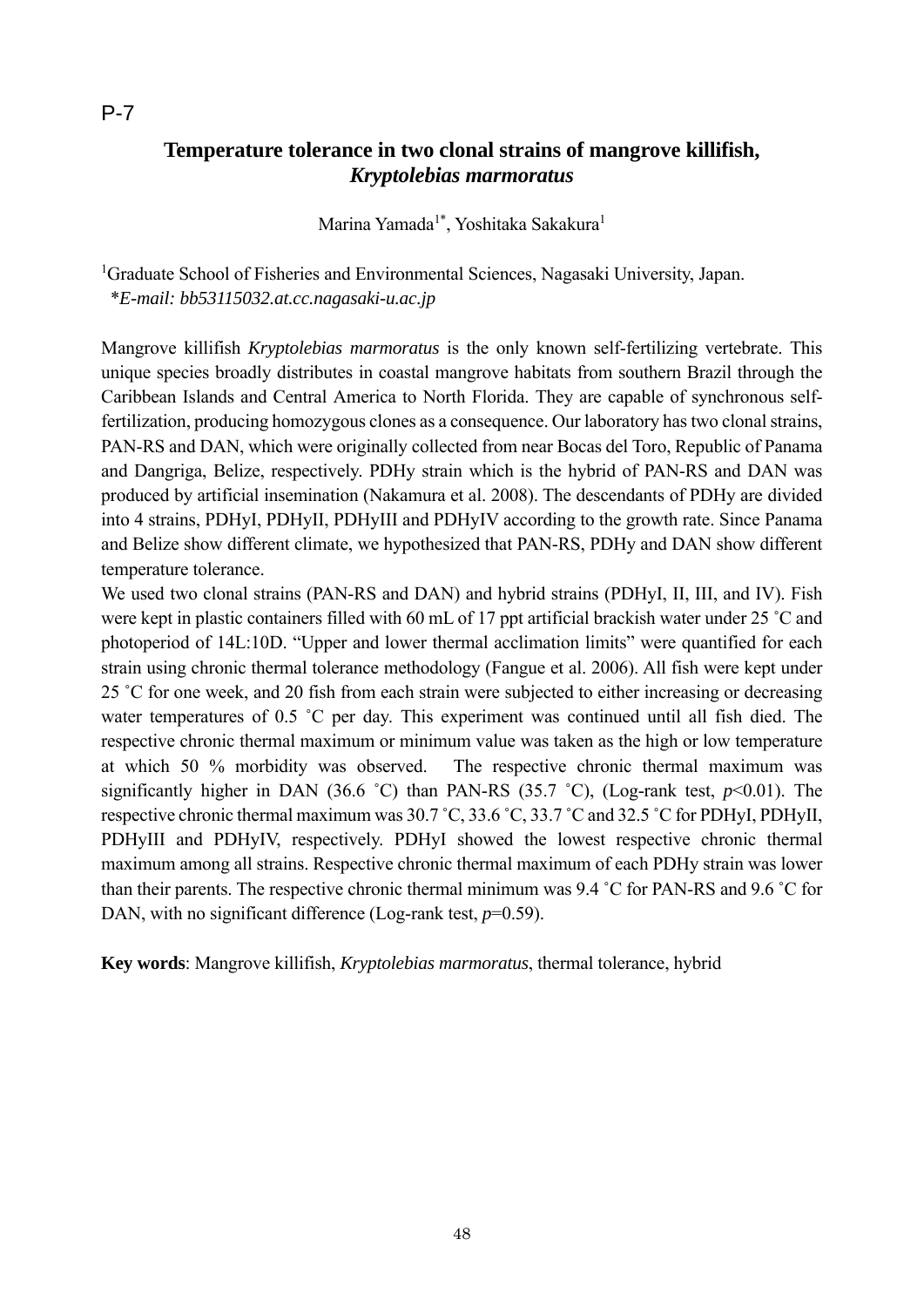P-7

# Temperature tolerance in two clonal strains of mangrove killifish, *Kryptolebias marmoratus*

Marina Yamada[1*], Yoshitaka Sakakura[1]

[1]Graduate School of Fisheries and Environmental Sciences, Nagasaki University, Japan.
*\*E-mail: bb53115032.at.cc.nagasaki-u.ac.jp*

Mangrove killifish *Kryptolebias marmoratus* is the only known self-fertilizing vertebrate. This unique species broadly distributes in coastal mangrove habitats from southern Brazil through the Caribbean Islands and Central America to North Florida. They are capable of synchronous self-fertilization, producing homozygous clones as a consequence. Our laboratory has two clonal strains, PAN-RS and DAN, which were originally collected from near Bocas del Toro, Republic of Panama and Dangriga, Belize, respectively. PDHy strain which is the hybrid of PAN-RS and DAN was produced by artificial insemination (Nakamura et al. 2008). The descendants of PDHy are divided into 4 strains, PDHyI, PDHyII, PDHyIII and PDHyIV according to the growth rate. Since Panama and Belize show different climate, we hypothesized that PAN-RS, PDHy and DAN show different temperature tolerance.

We used two clonal strains (PAN-RS and DAN) and hybrid strains (PDHyI, II, III, and IV). Fish were kept in plastic containers filled with 60 mL of 17 ppt artificial brackish water under 25 ˚C and photoperiod of 14L:10D. "Upper and lower thermal acclimation limits" were quantified for each strain using chronic thermal tolerance methodology (Fangue et al. 2006). All fish were kept under 25 ˚C for one week, and 20 fish from each strain were subjected to either increasing or decreasing water temperatures of 0.5 ˚C per day. This experiment was continued until all fish died. The respective chronic thermal maximum or minimum value was taken as the high or low temperature at which 50 % morbidity was observed. The respective chronic thermal maximum was significantly higher in DAN (36.6 ˚C) than PAN-RS (35.7 ˚C), (Log-rank test, $p<0.01$). The respective chronic thermal maximum was 30.7 ˚C, 33.6 ˚C, 33.7 ˚C and 32.5 ˚C for PDHyI, PDHyII, PDHyIII and PDHyIV, respectively. PDHyI showed the lowest respective chronic thermal maximum among all strains. Respective chronic thermal maximum of each PDHy strain was lower than their parents. The respective chronic thermal minimum was 9.4 ˚C for PAN-RS and 9.6 ˚C for DAN, with no significant difference (Log-rank test, $p=0.59$).

**Key words**: Mangrove killifish, *Kryptolebias marmoratus*, thermal tolerance, hybrid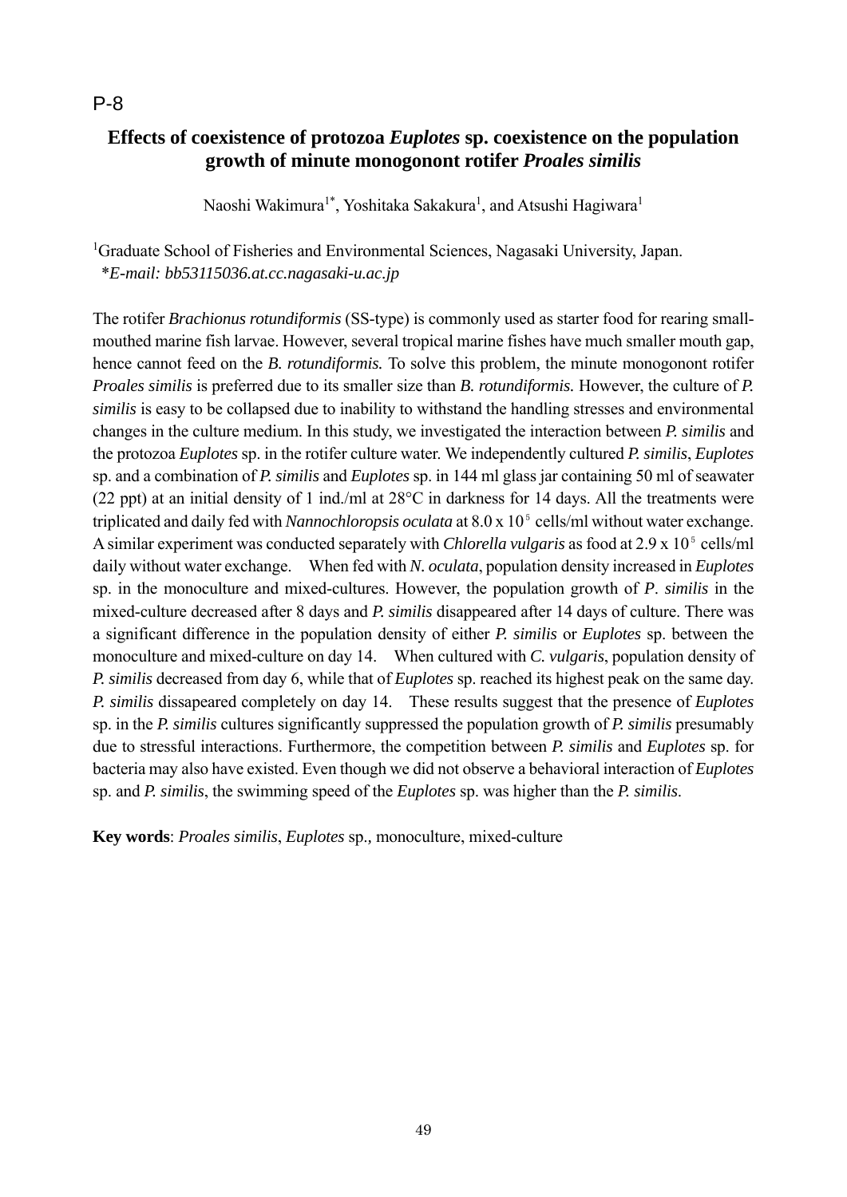P-8

# Effects of coexistence of protozoa *Euplotes* sp. coexistence on the population growth of minute monogonont rotifer *Proales similis*

Naoshi Wakimura[1*], Yoshitaka Sakakura[1], and Atsushi Hagiwara[1]

[1]Graduate School of Fisheries and Environmental Sciences, Nagasaki University, Japan.
*\*E-mail: bb53115036.at.cc.nagasaki-u.ac.jp*

The rotifer *Brachionus rotundiformis* (SS-type) is commonly used as starter food for rearing small-mouthed marine fish larvae. However, several tropical marine fishes have much smaller mouth gap, hence cannot feed on the *B. rotundiformis.* To solve this problem, the minute monogonont rotifer *Proales similis* is preferred due to its smaller size than *B. rotundiformis.* However, the culture of *P. similis* is easy to be collapsed due to inability to withstand the handling stresses and environmental changes in the culture medium. In this study, we investigated the interaction between *P. similis* and the protozoa *Euplotes* sp. in the rotifer culture water. We independently cultured *P. similis*, *Euplotes* sp. and a combination of *P. similis* and *Euplotes* sp. in 144 ml glass jar containing 50 ml of seawater (22 ppt) at an initial density of 1 ind./ml at 28°C in darkness for 14 days. All the treatments were triplicated and daily fed with *Nannochloropsis oculata* at $8.0 \times 10^5$ cells/ml without water exchange. A similar experiment was conducted separately with *Chlorella vulgaris* as food at $2.9 \times 10^5$ cells/ml daily without water exchange. When fed with *N. oculata*, population density increased in *Euplotes* sp. in the monoculture and mixed-cultures. However, the population growth of *P. similis* in the mixed-culture decreased after 8 days and *P. similis* disappeared after 14 days of culture. There was a significant difference in the population density of either *P. similis* or *Euplotes* sp. between the monoculture and mixed-culture on day 14. When cultured with *C. vulgaris*, population density of *P. similis* decreased from day 6, while that of *Euplotes* sp. reached its highest peak on the same day. *P. similis* dissapeared completely on day 14. These results suggest that the presence of *Euplotes* sp. in the *P. similis* cultures significantly suppressed the population growth of *P. similis* presumably due to stressful interactions. Furthermore, the competition between *P. similis* and *Euplotes* sp. for bacteria may also have existed. Even though we did not observe a behavioral interaction of *Euplotes* sp. and *P. similis*, the swimming speed of the *Euplotes* sp. was higher than the *P. similis*.

**Key words**: *Proales similis*, *Euplotes* sp.*,* monoculture, mixed-culture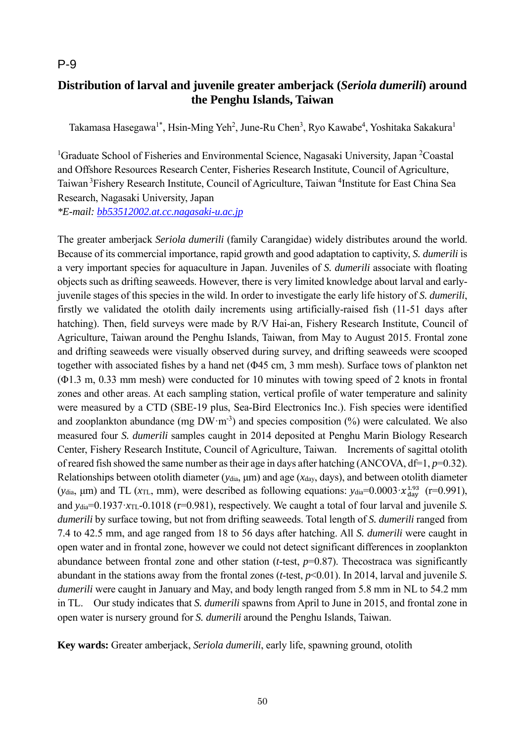P-9

# Distribution of larval and juvenile greater amberjack (*Seriola dumerili*) around the Penghu Islands, Taiwan

Takamasa Hasegawa[1*], Hsin-Ming Yeh[2], June-Ru Chen[3], Ryo Kawabe[4], Yoshitaka Sakakura[1]

[1]Graduate School of Fisheries and Environmental Science, Nagasaki University, Japan [2]Coastal and Offshore Resources Research Center, Fisheries Research Institute, Council of Agriculture, Taiwan [3]Fishery Research Institute, Council of Agriculture, Taiwan [4]Institute for East China Sea Research, Nagasaki University, Japan

**E-mail:* bb53512002.at.cc.nagasaki-u.ac.jp

The greater amberjack *Seriola dumerili* (family Carangidae) widely distributes around the world. Because of its commercial importance, rapid growth and good adaptation to captivity, *S. dumerili* is a very important species for aquaculture in Japan. Juveniles of *S. dumerili* associate with floating objects such as drifting seaweeds. However, there is very limited knowledge about larval and early-juvenile stages of this species in the wild. In order to investigate the early life history of *S. dumerili*, firstly we validated the otolith daily increments using artificially-raised fish (11-51 days after hatching). Then, field surveys were made by R/V Hai-an, Fishery Research Institute, Council of Agriculture, Taiwan around the Penghu Islands, Taiwan, from May to August 2015. Frontal zone and drifting seaweeds were visually observed during survey, and drifting seaweeds were scooped together with associated fishes by a hand net (Φ45 cm, 3 mm mesh). Surface tows of plankton net (Φ1.3 m, 0.33 mm mesh) were conducted for 10 minutes with towing speed of 2 knots in frontal zones and other areas. At each sampling station, vertical profile of water temperature and salinity were measured by a CTD (SBE-19 plus, Sea-Bird Electronics Inc.). Fish species were identified and zooplankton abundance (mg $DW \cdot m^{-3}$) and species composition (%) were calculated. We also measured four *S. dumerili* samples caught in 2014 deposited at Penghu Marin Biology Research Center, Fishery Research Institute, Council of Agriculture, Taiwan. Increments of sagittal otolith of reared fish showed the same number as their age in days after hatching (ANCOVA, df=1, $p$=0.32). Relationships between otolith diameter ($y_{dia}$, μm) and age ($x_{day}$, days), and between otolith diameter ($y_{dia}$, μm) and TL ($x_{TL}$, mm), were described as following equations: $y_{dia}=0.0003 \cdot x_{day}^{1.93}$ (r=0.991), and $y_{dia}=0.1937 \cdot x_{TL}-0.1018$ (r=0.981), respectively. We caught a total of four larval and juvenile *S. dumerili* by surface towing, but not from drifting seaweeds. Total length of *S. dumerili* ranged from 7.4 to 42.5 mm, and age ranged from 18 to 56 days after hatching. All *S. dumerili* were caught in open water and in frontal zone, however we could not detect significant differences in zooplankton abundance between frontal zone and other station ($t$-test, $p$=0.87). Thecostraca was significantly abundant in the stations away from the frontal zones ($t$-test, $p$<0.01). In 2014, larval and juvenile *S. dumerili* were caught in January and May, and body length ranged from 5.8 mm in NL to 54.2 mm in TL. Our study indicates that *S. dumerili* spawns from April to June in 2015, and frontal zone in open water is nursery ground for *S. dumerili* around the Penghu Islands, Taiwan.

**Key wards:** Greater amberjack, *Seriola dumerili*, early life, spawning ground, otolith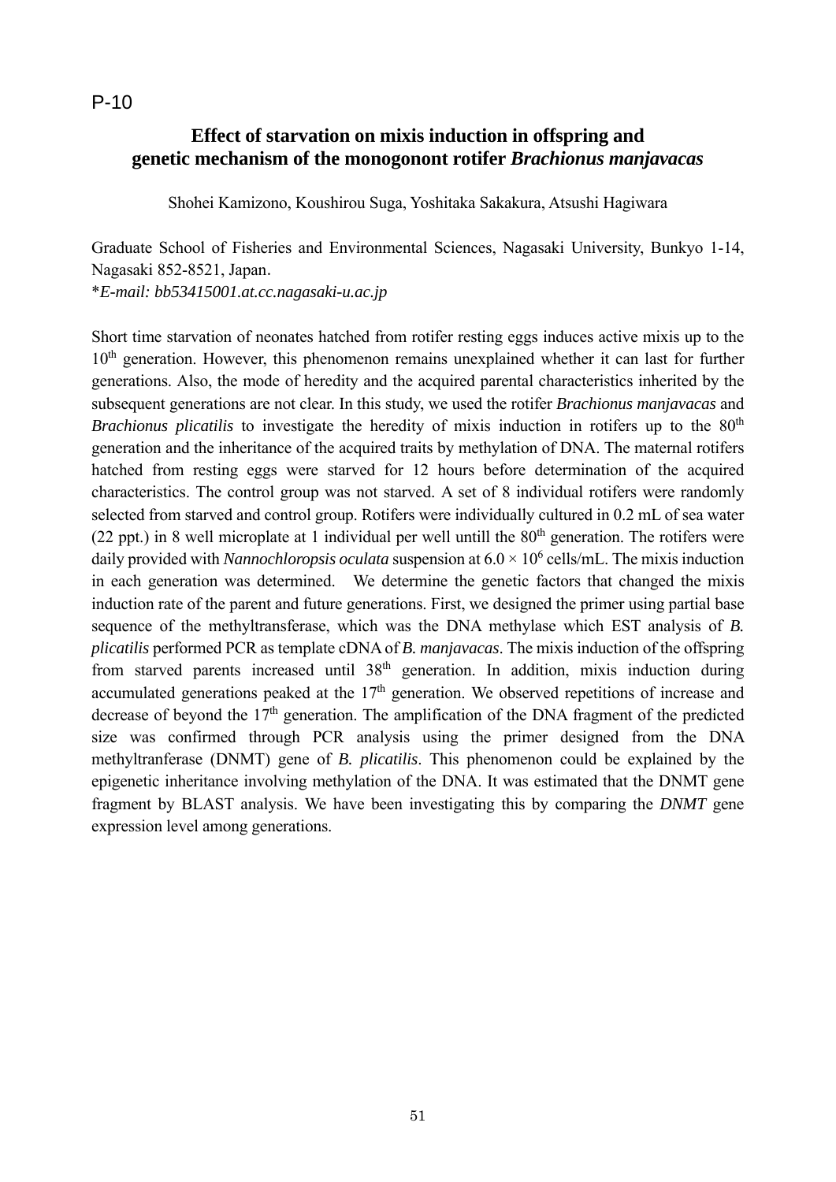P-10

## Effect of starvation on mixis induction in offspring and genetic mechanism of the monogonont rotifer *Brachionus manjavacas*

Shohei Kamizono, Koushirou Suga, Yoshitaka Sakakura, Atsushi Hagiwara

Graduate School of Fisheries and Environmental Sciences, Nagasaki University, Bunkyo 1-14, Nagasaki 852-8521, Japan.
**E-mail: bb53415001.at.cc.nagasaki-u.ac.jp*

Short time starvation of neonates hatched from rotifer resting eggs induces active mixis up to the 10th generation. However, this phenomenon remains unexplained whether it can last for further generations. Also, the mode of heredity and the acquired parental characteristics inherited by the subsequent generations are not clear. In this study, we used the rotifer *Brachionus manjavacas* and *Brachionus plicatilis* to investigate the heredity of mixis induction in rotifers up to the 80th generation and the inheritance of the acquired traits by methylation of DNA. The maternal rotifers hatched from resting eggs were starved for 12 hours before determination of the acquired characteristics. The control group was not starved. A set of 8 individual rotifers were randomly selected from starved and control group. Rotifers were individually cultured in 0.2 mL of sea water (22 ppt.) in 8 well microplate at 1 individual per well untill the 80th generation. The rotifers were daily provided with *Nannochloropsis oculata* suspension at $6.0 \times 10^6$ cells/mL. The mixis induction in each generation was determined. We determine the genetic factors that changed the mixis induction rate of the parent and future generations. First, we designed the primer using partial base sequence of the methyltransferase, which was the DNA methylase which EST analysis of *B. plicatilis* performed PCR as template cDNA of *B. manjavacas*. The mixis induction of the offspring from starved parents increased until 38th generation. In addition, mixis induction during accumulated generations peaked at the 17th generation. We observed repetitions of increase and decrease of beyond the 17th generation. The amplification of the DNA fragment of the predicted size was confirmed through PCR analysis using the primer designed from the DNA methyltranferase (DNMT) gene of *B. plicatilis*. This phenomenon could be explained by the epigenetic inheritance involving methylation of the DNA. It was estimated that the DNMT gene fragment by BLAST analysis. We have been investigating this by comparing the *DNMT* gene expression level among generations.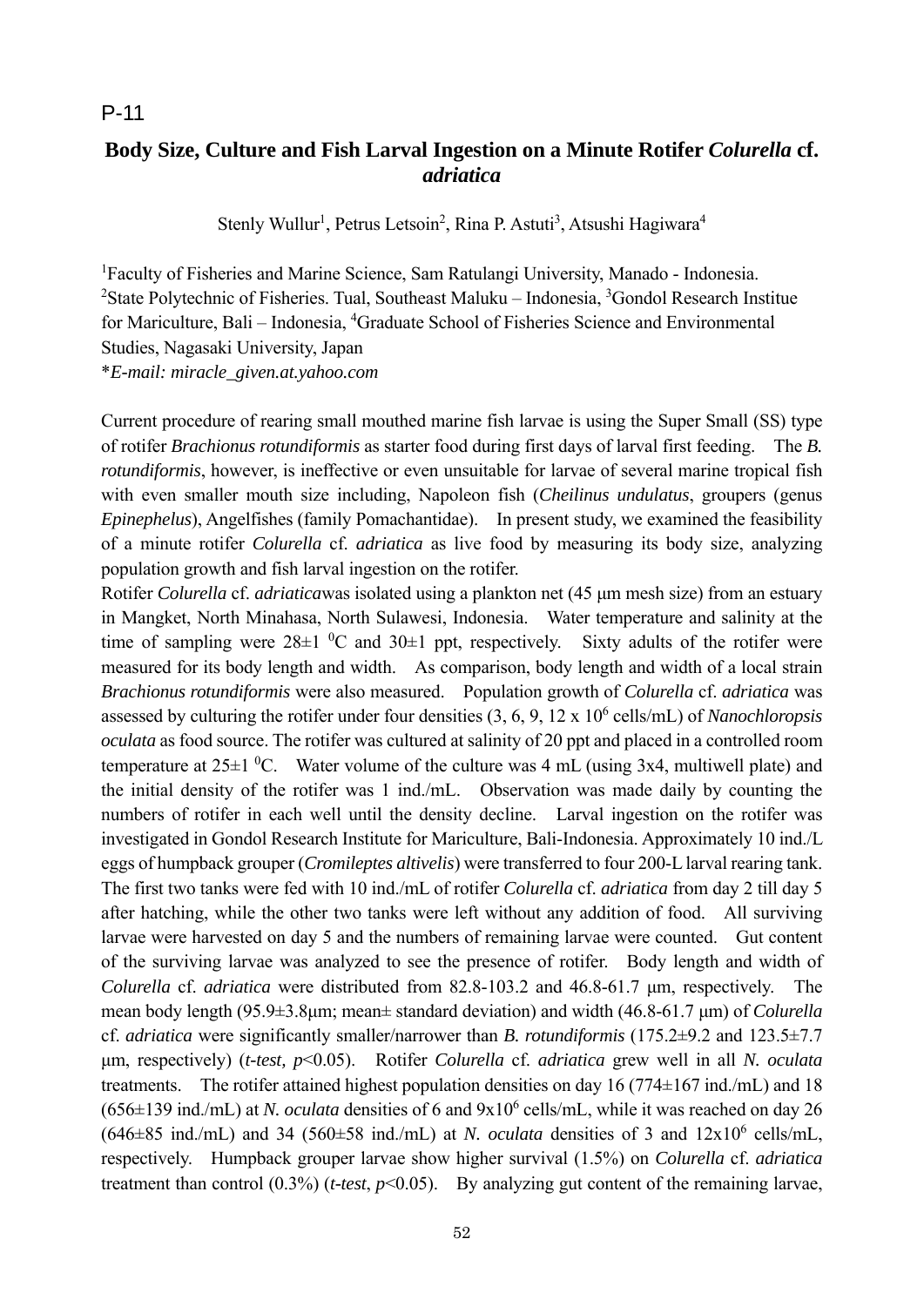P-11

## Body Size, Culture and Fish Larval Ingestion on a Minute Rotifer *Colurella* cf. *adriatica*

Stenly Wullur[1], Petrus Letsoin[2], Rina P. Astuti[3], Atsushi Hagiwara[4]

[1]Faculty of Fisheries and Marine Science, Sam Ratulangi University, Manado - Indonesia.
[2]State Polytechnic of Fisheries. Tual, Southeast Maluku – Indonesia, [3]Gondol Research Institue for Mariculture, Bali – Indonesia, [4]Graduate School of Fisheries Science and Environmental Studies, Nagasaki University, Japan
**E-mail: miracle_given.at.yahoo.com*

Current procedure of rearing small mouthed marine fish larvae is using the Super Small (SS) type of rotifer *Brachionus rotundiformis* as starter food during first days of larval first feeding. The *B. rotundiformis*, however, is ineffective or even unsuitable for larvae of several marine tropical fish with even smaller mouth size including, Napoleon fish (*Cheilinus undulatus*, groupers (genus *Epinephelus*), Angelfishes (family Pomachantidae). In present study, we examined the feasibility of a minute rotifer *Colurella* cf. *adriatica* as live food by measuring its body size, analyzing population growth and fish larval ingestion on the rotifer.

Rotifer *Colurella* cf. *adriatica*was isolated using a plankton net (45 μm mesh size) from an estuary in Mangket, North Minahasa, North Sulawesi, Indonesia. Water temperature and salinity at the time of sampling were $28\pm1$ $^0$C and $30\pm1$ ppt, respectively. Sixty adults of the rotifer were measured for its body length and width. As comparison, body length and width of a local strain *Brachionus rotundiformis* were also measured. Population growth of *Colurella* cf. *adriatica* was assessed by culturing the rotifer under four densities (3, 6, 9, 12 x $10^6$ cells/mL) of *Nanochloropsis oculata* as food source. The rotifer was cultured at salinity of 20 ppt and placed in a controlled room temperature at $25\pm1$ $^0$C. Water volume of the culture was 4 mL (using 3x4, multiwell plate) and the initial density of the rotifer was 1 ind./mL. Observation was made daily by counting the numbers of rotifer in each well until the density decline. Larval ingestion on the rotifer was investigated in Gondol Research Institute for Mariculture, Bali-Indonesia. Approximately 10 ind./L eggs of humpback grouper (*Cromileptes altivelis*) were transferred to four 200-L larval rearing tank. The first two tanks were fed with 10 ind./mL of rotifer *Colurella* cf. *adriatica* from day 2 till day 5 after hatching, while the other two tanks were left without any addition of food. All surviving larvae were harvested on day 5 and the numbers of remaining larvae were counted. Gut content of the surviving larvae was analyzed to see the presence of rotifer. Body length and width of *Colurella* cf. *adriatica* were distributed from 82.8-103.2 and 46.8-61.7 μm, respectively. The mean body length (95.9±3.8μm; mean± standard deviation) and width (46.8-61.7 μm) of *Colurella* cf. *adriatica* were significantly smaller/narrower than *B. rotundiformis* (175.2±9.2 and 123.5±7.7 μm, respectively) (*t-test,* $p<0.05$). Rotifer *Colurella* cf. *adriatica* grew well in all *N. oculata* treatments. The rotifer attained highest population densities on day 16 (774±167 ind./mL) and 18 (656±139 ind./mL) at *N. oculata* densities of 6 and 9x$10^6$ cells/mL, while it was reached on day 26 (646±85 ind./mL) and 34 (560±58 ind./mL) at *N. oculata* densities of 3 and 12x$10^6$ cells/mL, respectively. Humpback grouper larvae show higher survival (1.5%) on *Colurella* cf. *adriatica* treatment than control (0.3%) (*t-test*, $p<0.05$). By analyzing gut content of the remaining larvae,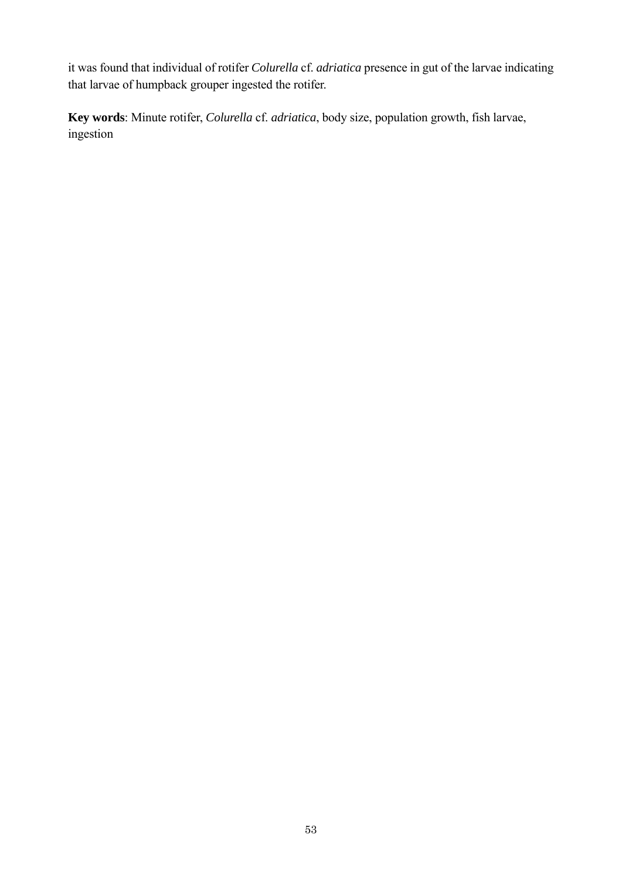it was found that individual of rotifer *Colurella* cf. *adriatica* presence in gut of the larvae indicating that larvae of humpback grouper ingested the rotifer.

**Key words**: Minute rotifer, *Colurella* cf. *adriatica*, body size, population growth, fish larvae, ingestion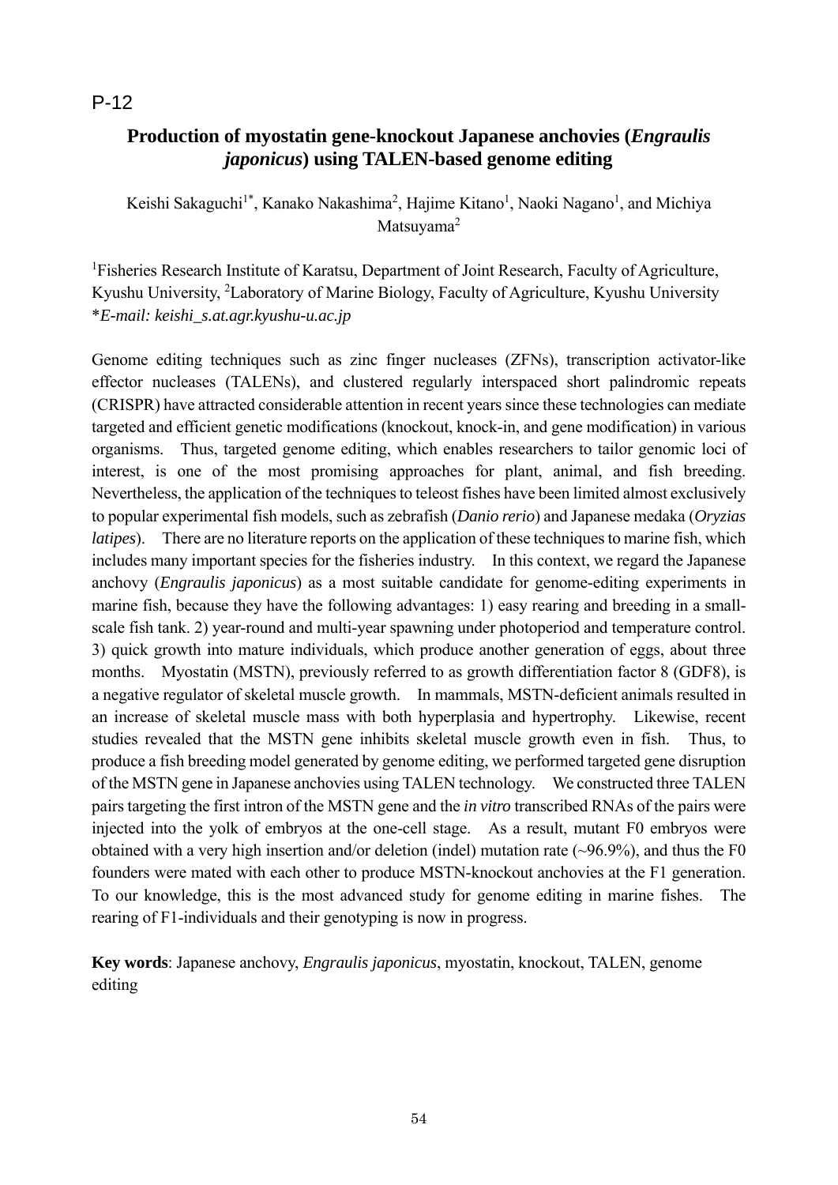P-12

# Production of myostatin gene-knockout Japanese anchovies (*Engraulis japonicus*) using TALEN-based genome editing

Keishi Sakaguchi[1*], Kanako Nakashima[2], Hajime Kitano[1], Naoki Nagano[1], and Michiya Matsuyama[2]

[1]Fisheries Research Institute of Karatsu, Department of Joint Research, Faculty of Agriculture, Kyushu University, [2]Laboratory of Marine Biology, Faculty of Agriculture, Kyushu University
**E-mail: keishi_s.at.agr.kyushu-u.ac.jp*

Genome editing techniques such as zinc finger nucleases (ZFNs), transcription activator-like effector nucleases (TALENs), and clustered regularly interspaced short palindromic repeats (CRISPR) have attracted considerable attention in recent years since these technologies can mediate targeted and efficient genetic modifications (knockout, knock-in, and gene modification) in various organisms. Thus, targeted genome editing, which enables researchers to tailor genomic loci of interest, is one of the most promising approaches for plant, animal, and fish breeding. Nevertheless, the application of the techniques to teleost fishes have been limited almost exclusively to popular experimental fish models, such as zebrafish (*Danio rerio*) and Japanese medaka (*Oryzias latipes*). There are no literature reports on the application of these techniques to marine fish, which includes many important species for the fisheries industry. In this context, we regard the Japanese anchovy (*Engraulis japonicus*) as a most suitable candidate for genome-editing experiments in marine fish, because they have the following advantages: 1) easy rearing and breeding in a small-scale fish tank. 2) year-round and multi-year spawning under photoperiod and temperature control. 3) quick growth into mature individuals, which produce another generation of eggs, about three months. Myostatin (MSTN), previously referred to as growth differentiation factor 8 (GDF8), is a negative regulator of skeletal muscle growth. In mammals, MSTN-deficient animals resulted in an increase of skeletal muscle mass with both hyperplasia and hypertrophy. Likewise, recent studies revealed that the MSTN gene inhibits skeletal muscle growth even in fish. Thus, to produce a fish breeding model generated by genome editing, we performed targeted gene disruption of the MSTN gene in Japanese anchovies using TALEN technology. We constructed three TALEN pairs targeting the first intron of the MSTN gene and the *in vitro* transcribed RNAs of the pairs were injected into the yolk of embryos at the one-cell stage. As a result, mutant F0 embryos were obtained with a very high insertion and/or deletion (indel) mutation rate (~96.9%), and thus the F0 founders were mated with each other to produce MSTN-knockout anchovies at the F1 generation. To our knowledge, this is the most advanced study for genome editing in marine fishes. The rearing of F1-individuals and their genotyping is now in progress.

**Key words**: Japanese anchovy, *Engraulis japonicus*, myostatin, knockout, TALEN, genome editing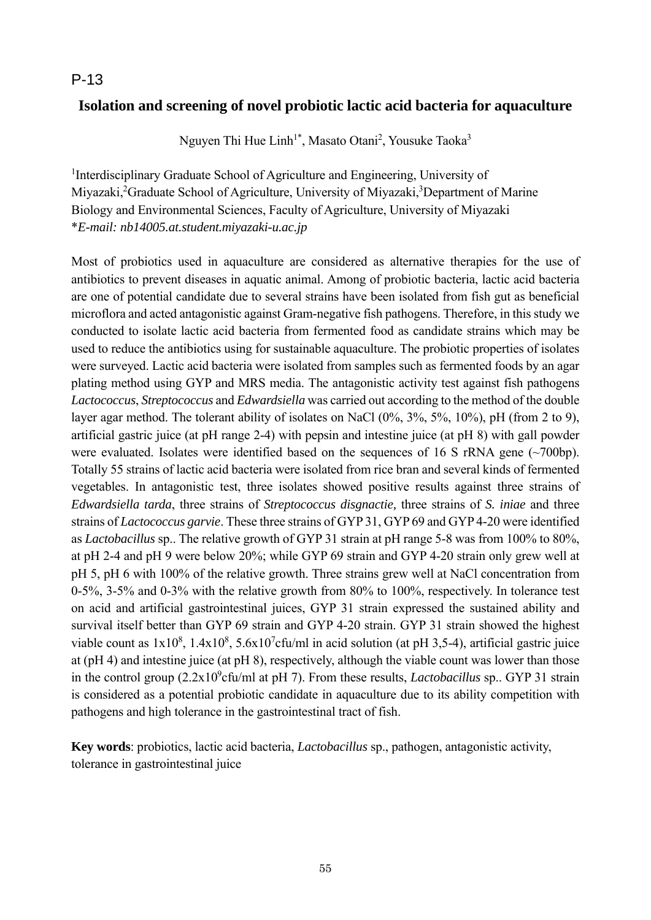P-13

## Isolation and screening of novel probiotic lactic acid bacteria for aquaculture

Nguyen Thi Hue Linh[1*], Masato Otani[2], Yousuke Taoka[3]

[1]Interdisciplinary Graduate School of Agriculture and Engineering, University of Miyazaki,[2]Graduate School of Agriculture, University of Miyazaki,[3]Department of Marine Biology and Environmental Sciences, Faculty of Agriculture, University of Miyazaki
**E-mail: nb14005.at.student.miyazaki-u.ac.jp*

Most of probiotics used in aquaculture are considered as alternative therapies for the use of antibiotics to prevent diseases in aquatic animal. Among of probiotic bacteria, lactic acid bacteria are one of potential candidate due to several strains have been isolated from fish gut as beneficial microflora and acted antagonistic against Gram-negative fish pathogens. Therefore, in this study we conducted to isolate lactic acid bacteria from fermented food as candidate strains which may be used to reduce the antibiotics using for sustainable aquaculture. The probiotic properties of isolates were surveyed. Lactic acid bacteria were isolated from samples such as fermented foods by an agar plating method using GYP and MRS media. The antagonistic activity test against fish pathogens *Lactococcus*, *Streptococcus* and *Edwardsiella* was carried out according to the method of the double layer agar method. The tolerant ability of isolates on NaCl (0%, 3%, 5%, 10%), pH (from 2 to 9), artificial gastric juice (at pH range 2-4) with pepsin and intestine juice (at pH 8) with gall powder were evaluated. Isolates were identified based on the sequences of 16 S rRNA gene (~700bp). Totally 55 strains of lactic acid bacteria were isolated from rice bran and several kinds of fermented vegetables. In antagonistic test, three isolates showed positive results against three strains of *Edwardsiella tarda*, three strains of *Streptococcus disgnactie,* three strains of *S. iniae* and three strains of *Lactococcus garvie*. These three strains of GYP 31, GYP 69 and GYP 4-20 were identified as *Lactobacillus* sp.. The relative growth of GYP 31 strain at pH range 5-8 was from 100% to 80%, at pH 2-4 and pH 9 were below 20%; while GYP 69 strain and GYP 4-20 strain only grew well at pH 5, pH 6 with 100% of the relative growth. Three strains grew well at NaCl concentration from 0-5%, 3-5% and 0-3% with the relative growth from 80% to 100%, respectively. In tolerance test on acid and artificial gastrointestinal juices, GYP 31 strain expressed the sustained ability and survival itself better than GYP 69 strain and GYP 4-20 strain. GYP 31 strain showed the highest viable count as $1x10^8$, $1.4x10^8$, $5.6x10^7$cfu/ml in acid solution (at pH 3,5-4), artificial gastric juice at (pH 4) and intestine juice (at pH 8), respectively, although the viable count was lower than those in the control group ($2.2x10^9$cfu/ml at pH 7). From these results, *Lactobacillus* sp.. GYP 31 strain is considered as a potential probiotic candidate in aquaculture due to its ability competition with pathogens and high tolerance in the gastrointestinal tract of fish.

**Key words**: probiotics, lactic acid bacteria, *Lactobacillus* sp., pathogen, antagonistic activity, tolerance in gastrointestinal juice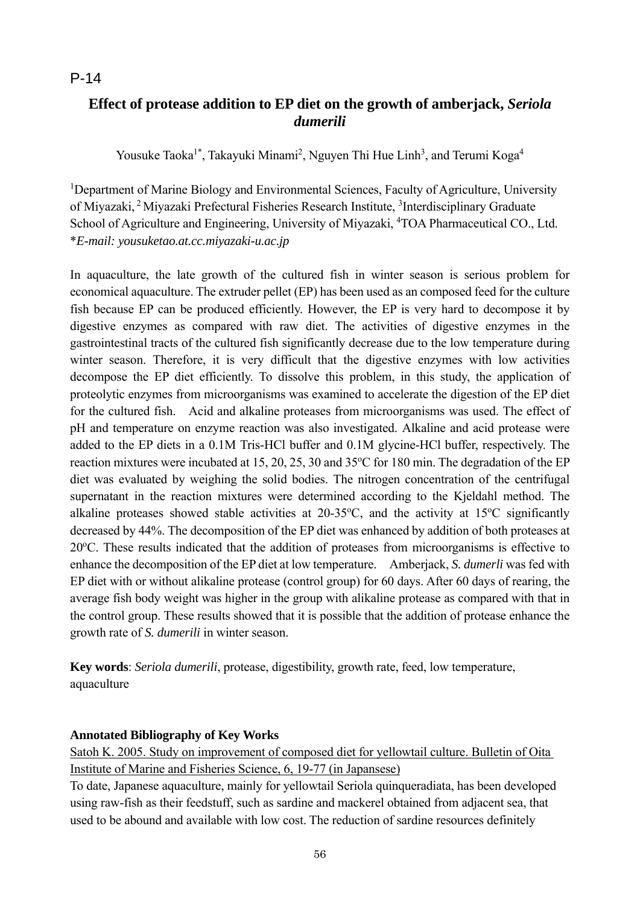P-14

# Effect of protease addition to EP diet on the growth of amberjack, *Seriola dumerili*

Yousuke Taoka[1*], Takayuki Minami[2], Nguyen Thi Hue Linh[3], and Terumi Koga[4]

[1]Department of Marine Biology and Environmental Sciences, Faculty of Agriculture, University of Miyazaki, [2] Miyazaki Prefectural Fisheries Research Institute, [3]Interdisciplinary Graduate School of Agriculture and Engineering, University of Miyazaki, [4]TOA Pharmaceutical CO., Ltd.
**E-mail: yousuketao.at.cc.miyazaki-u.ac.jp*

In aquaculture, the late growth of the cultured fish in winter season is serious problem for economical aquaculture. The extruder pellet (EP) has been used as an composed feed for the culture fish because EP can be produced efficiently. However, the EP is very hard to decompose it by digestive enzymes as compared with raw diet. The activities of digestive enzymes in the gastrointestinal tracts of the cultured fish significantly decrease due to the low temperature during winter season. Therefore, it is very difficult that the digestive enzymes with low activities decompose the EP diet efficiently. To dissolve this problem, in this study, the application of proteolytic enzymes from microorganisms was examined to accelerate the digestion of the EP diet for the cultured fish. Acid and alkaline proteases from microorganisms was used. The effect of pH and temperature on enzyme reaction was also investigated. Alkaline and acid protease were added to the EP diets in a 0.1M Tris-HCl buffer and 0.1M glycine-HCl buffer, respectively. The reaction mixtures were incubated at 15, 20, 25, 30 and 35ºC for 180 min. The degradation of the EP diet was evaluated by weighing the solid bodies. The nitrogen concentration of the centrifugal supernatant in the reaction mixtures were determined according to the Kjeldahl method. The alkaline proteases showed stable activities at 20-35ºC, and the activity at 15ºC significantly decreased by 44%. The decomposition of the EP diet was enhanced by addition of both proteases at 20ºC. These results indicated that the addition of proteases from microorganisms is effective to enhance the decomposition of the EP diet at low temperature. Amberjack, *S. dumerli* was fed with EP diet with or without alikaline protease (control group) for 60 days. After 60 days of rearing, the average fish body weight was higher in the group with alikaline protease as compared with that in the control group. These results showed that it is possible that the addition of protease enhance the growth rate of *S. dumerili* in winter season.

**Key words**: *Seriola dumerili*, protease, digestibility, growth rate, feed, low temperature, aquaculture

**Annotated Bibliography of Key Works**

Satoh K. 2005. Study on improvement of composed diet for yellowtail culture. Bulletin of Oita Institute of Marine and Fisheries Science, 6, 19-77 (in Japansese)

To date, Japanese aquaculture, mainly for yellowtail Seriola quinqueradiata, has been developed using raw-fish as their feedstuff, such as sardine and mackerel obtained from adjacent sea, that used to be abound and available with low cost. The reduction of sardine resources definitely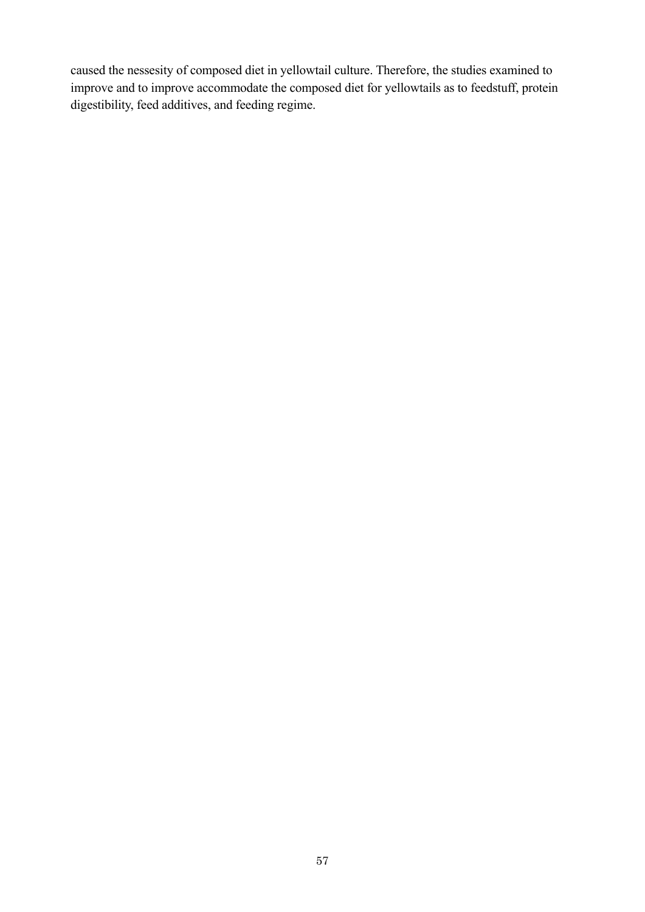caused the nessesity of composed diet in yellowtail culture. Therefore, the studies examined to improve and to improve accommodate the composed diet for yellowtails as to feedstuff, protein digestibility, feed additives, and feeding regime.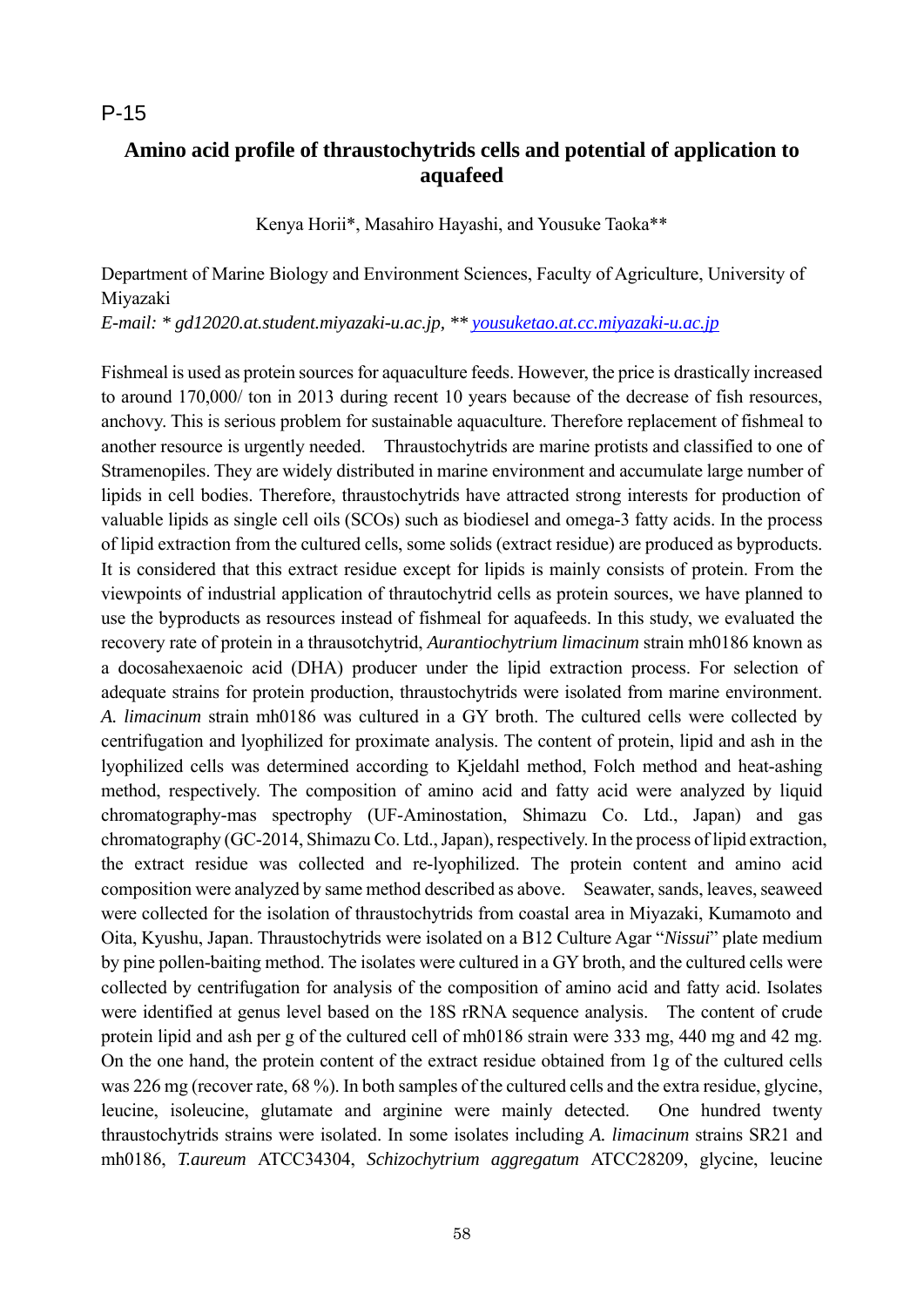P-15

## Amino acid profile of thraustochytrids cells and potential of application to aquafeed

Kenya Horii*, Masahiro Hayashi, and Yousuke Taoka**

Department of Marine Biology and Environment Sciences, Faculty of Agriculture, University of Miyazaki

*E-mail: * gd12020.at.student.miyazaki-u.ac.jp, ** yousuketao.at.cc.miyazaki-u.ac.jp*

Fishmeal is used as protein sources for aquaculture feeds. However, the price is drastically increased to around 170,000/ ton in 2013 during recent 10 years because of the decrease of fish resources, anchovy. This is serious problem for sustainable aquaculture. Therefore replacement of fishmeal to another resource is urgently needed. Thraustochytrids are marine protists and classified to one of Stramenopiles. They are widely distributed in marine environment and accumulate large number of lipids in cell bodies. Therefore, thraustochytrids have attracted strong interests for production of valuable lipids as single cell oils (SCOs) such as biodiesel and omega-3 fatty acids. In the process of lipid extraction from the cultured cells, some solids (extract residue) are produced as byproducts. It is considered that this extract residue except for lipids is mainly consists of protein. From the viewpoints of industrial application of thrautochytrid cells as protein sources, we have planned to use the byproducts as resources instead of fishmeal for aquafeeds. In this study, we evaluated the recovery rate of protein in a thrausotchytrid, *Aurantiochytrium limacinum* strain mh0186 known as a docosahexaenoic acid (DHA) producer under the lipid extraction process. For selection of adequate strains for protein production, thraustochytrids were isolated from marine environment. *A. limacinum* strain mh0186 was cultured in a GY broth. The cultured cells were collected by centrifugation and lyophilized for proximate analysis. The content of protein, lipid and ash in the lyophilized cells was determined according to Kjeldahl method, Folch method and heat-ashing method, respectively. The composition of amino acid and fatty acid were analyzed by liquid chromatography-mas spectrophy (UF-Aminostation, Shimazu Co. Ltd., Japan) and gas chromatography (GC-2014, Shimazu Co. Ltd., Japan), respectively. In the process of lipid extraction, the extract residue was collected and re-lyophilized. The protein content and amino acid composition were analyzed by same method described as above. Seawater, sands, leaves, seaweed were collected for the isolation of thraustochytrids from coastal area in Miyazaki, Kumamoto and Oita, Kyushu, Japan. Thraustochytrids were isolated on a B12 Culture Agar "*Nissui*" plate medium by pine pollen-baiting method. The isolates were cultured in a GY broth, and the cultured cells were collected by centrifugation for analysis of the composition of amino acid and fatty acid. Isolates were identified at genus level based on the 18S rRNA sequence analysis. The content of crude protein lipid and ash per g of the cultured cell of mh0186 strain were 333 mg, 440 mg and 42 mg. On the one hand, the protein content of the extract residue obtained from 1g of the cultured cells was 226 mg (recover rate, 68 %). In both samples of the cultured cells and the extra residue, glycine, leucine, isoleucine, glutamate and arginine were mainly detected. One hundred twenty thraustochytrids strains were isolated. In some isolates including *A. limacinum* strains SR21 and mh0186, *T.aureum* ATCC34304, *Schizochytrium aggregatum* ATCC28209, glycine, leucine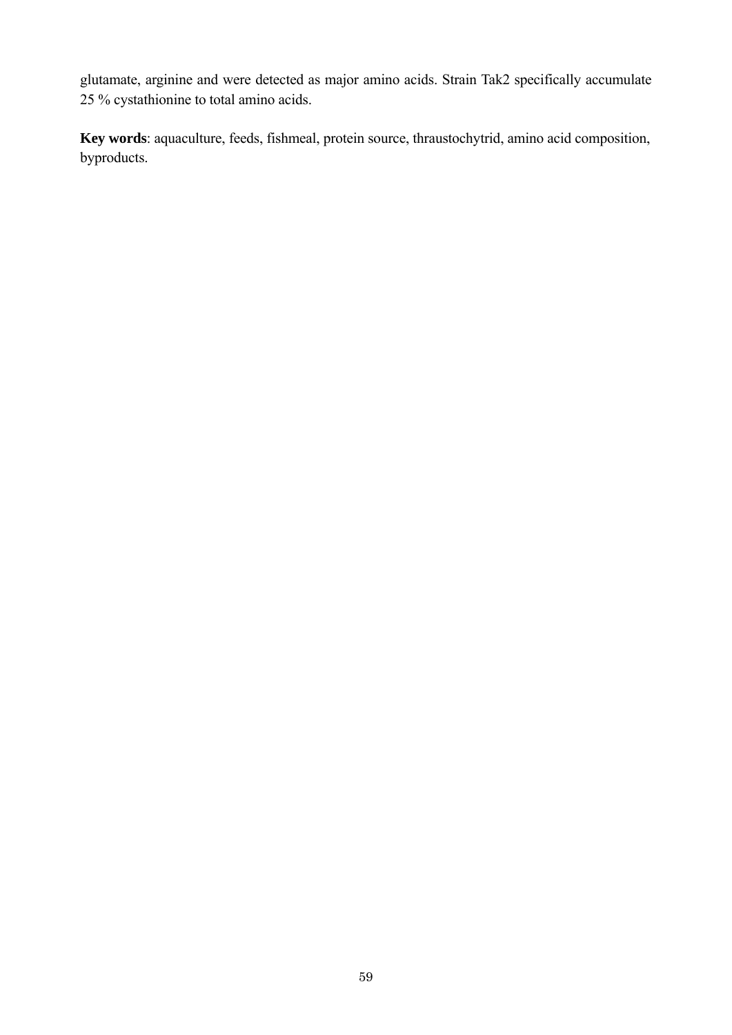glutamate, arginine and were detected as major amino acids. Strain Tak2 specifically accumulate 25 % cystathionine to total amino acids.

**Key words**: aquaculture, feeds, fishmeal, protein source, thraustochytrid, amino acid composition, byproducts.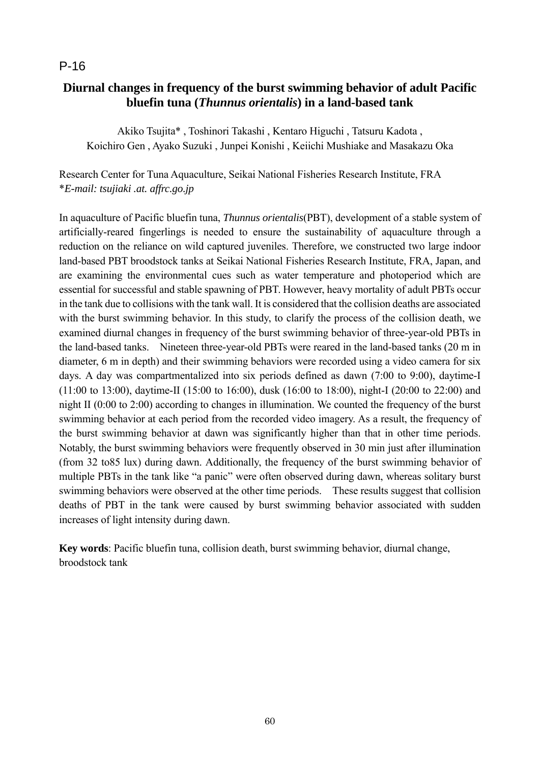P-16

# Diurnal changes in frequency of the burst swimming behavior of adult Pacific bluefin tuna (*Thunnus orientalis*) in a land-based tank

Akiko Tsujita* , Toshinori Takashi , Kentaro Higuchi , Tatsuru Kadota , Koichiro Gen , Ayako Suzuki , Junpei Konishi , Keiichi Mushiake and Masakazu Oka

Research Center for Tuna Aquaculture, Seikai National Fisheries Research Institute, FRA
**E-mail: tsujiaki .at. affrc.go.jp*

In aquaculture of Pacific bluefin tuna, *Thunnus orientalis*(PBT), development of a stable system of artificially-reared fingerlings is needed to ensure the sustainability of aquaculture through a reduction on the reliance on wild captured juveniles. Therefore, we constructed two large indoor land-based PBT broodstock tanks at Seikai National Fisheries Research Institute, FRA, Japan, and are examining the environmental cues such as water temperature and photoperiod which are essential for successful and stable spawning of PBT. However, heavy mortality of adult PBTs occur in the tank due to collisions with the tank wall. It is considered that the collision deaths are associated with the burst swimming behavior. In this study, to clarify the process of the collision death, we examined diurnal changes in frequency of the burst swimming behavior of three-year-old PBTs in the land-based tanks. Nineteen three-year-old PBTs were reared in the land-based tanks (20 m in diameter, 6 m in depth) and their swimming behaviors were recorded using a video camera for six days. A day was compartmentalized into six periods defined as dawn (7:00 to 9:00), daytime-I (11:00 to 13:00), daytime-II (15:00 to 16:00), dusk (16:00 to 18:00), night-I (20:00 to 22:00) and night II (0:00 to 2:00) according to changes in illumination. We counted the frequency of the burst swimming behavior at each period from the recorded video imagery. As a result, the frequency of the burst swimming behavior at dawn was significantly higher than that in other time periods. Notably, the burst swimming behaviors were frequently observed in 30 min just after illumination (from 32 to85 lux) during dawn. Additionally, the frequency of the burst swimming behavior of multiple PBTs in the tank like "a panic" were often observed during dawn, whereas solitary burst swimming behaviors were observed at the other time periods. These results suggest that collision deaths of PBT in the tank were caused by burst swimming behavior associated with sudden increases of light intensity during dawn.

**Key words**: Pacific bluefin tuna, collision death, burst swimming behavior, diurnal change, broodstock tank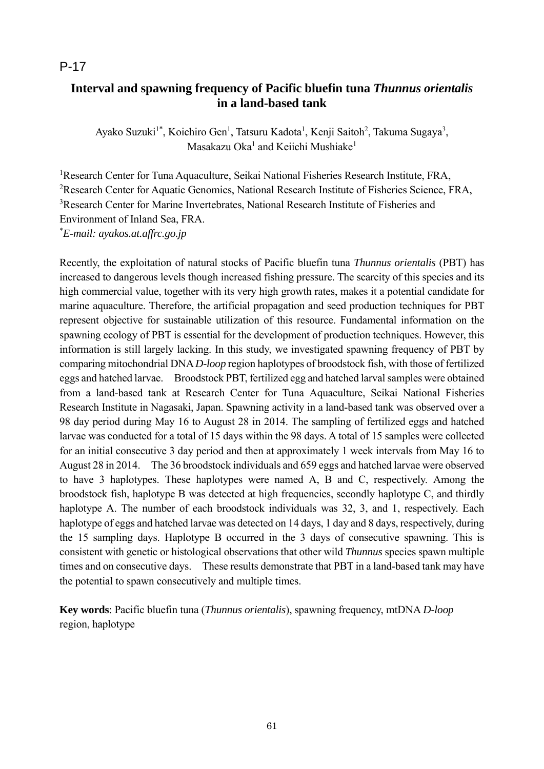P-17

# Interval and spawning frequency of Pacific bluefin tuna *Thunnus orientalis* in a land-based tank

Ayako Suzuki[1*], Koichiro Gen[1], Tatsuru Kadota[1], Kenji Saitoh[2], Takuma Sugaya[3], Masakazu Oka[1] and Keiichi Mushiake[1]

[1]Research Center for Tuna Aquaculture, Seikai National Fisheries Research Institute, FRA,
[2]Research Center for Aquatic Genomics, National Research Institute of Fisheries Science, FRA,
[3]Research Center for Marine Invertebrates, National Research Institute of Fisheries and Environment of Inland Sea, FRA.
[*]*E-mail: ayakos.at.affrc.go.jp*

Recently, the exploitation of natural stocks of Pacific bluefin tuna *Thunnus orientalis* (PBT) has increased to dangerous levels though increased fishing pressure. The scarcity of this species and its high commercial value, together with its very high growth rates, makes it a potential candidate for marine aquaculture. Therefore, the artificial propagation and seed production techniques for PBT represent objective for sustainable utilization of this resource. Fundamental information on the spawning ecology of PBT is essential for the development of production techniques. However, this information is still largely lacking. In this study, we investigated spawning frequency of PBT by comparing mitochondrial DNA *D-loop* region haplotypes of broodstock fish, with those of fertilized eggs and hatched larvae.  Broodstock PBT, fertilized egg and hatched larval samples were obtained from a land-based tank at Research Center for Tuna Aquaculture, Seikai National Fisheries Research Institute in Nagasaki, Japan. Spawning activity in a land-based tank was observed over a 98 day period during May 16 to August 28 in 2014. The sampling of fertilized eggs and hatched larvae was conducted for a total of 15 days within the 98 days. A total of 15 samples were collected for an initial consecutive 3 day period and then at approximately 1 week intervals from May 16 to August 28 in 2014.  The 36 broodstock individuals and 659 eggs and hatched larvae were observed to have 3 haplotypes. These haplotypes were named A, B and C, respectively. Among the broodstock fish, haplotype B was detected at high frequencies, secondly haplotype C, and thirdly haplotype A. The number of each broodstock individuals was 32, 3, and 1, respectively. Each haplotype of eggs and hatched larvae was detected on 14 days, 1 day and 8 days, respectively, during the 15 sampling days. Haplotype B occurred in the 3 days of consecutive spawning. This is consistent with genetic or histological observations that other wild *Thunnus* species spawn multiple times and on consecutive days.  These results demonstrate that PBT in a land-based tank may have the potential to spawn consecutively and multiple times.

**Key words**: Pacific bluefin tuna (*Thunnus orientalis*), spawning frequency, mtDNA *D-loop* region, haplotype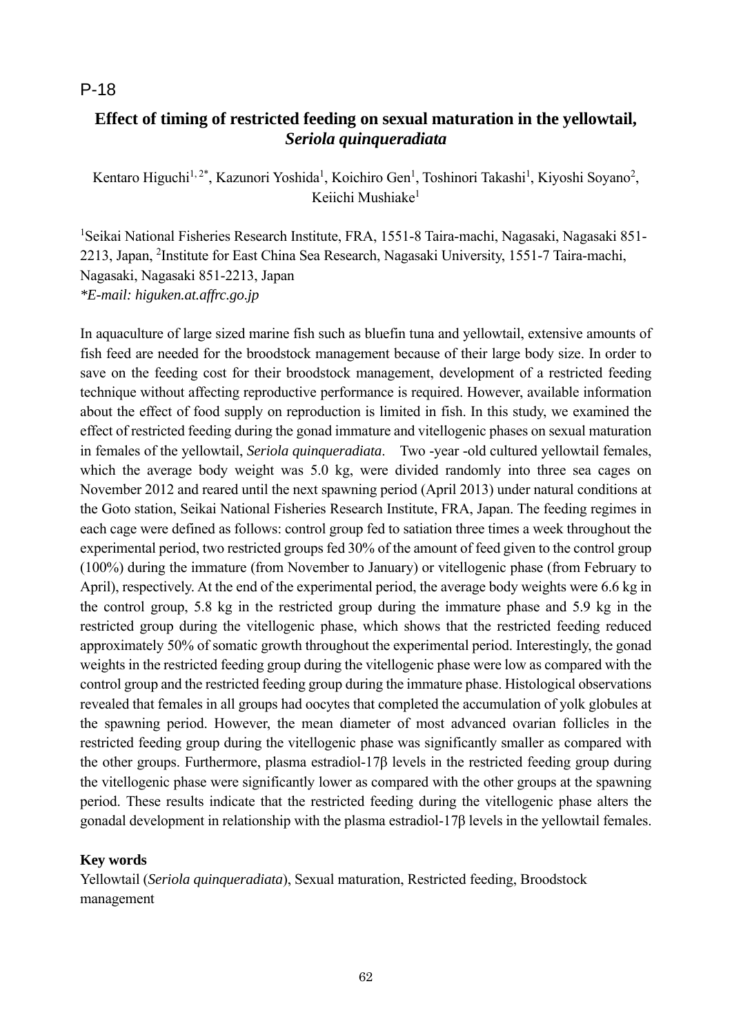P-18

## Effect of timing of restricted feeding on sexual maturation in the yellowtail, *Seriola quinqueradiata*

Kentaro Higuchi[1,2*], Kazunori Yoshida[1], Koichiro Gen[1], Toshinori Takashi[1], Kiyoshi Soyano[2], Keiichi Mushiake[1]

[1]Seikai National Fisheries Research Institute, FRA, 1551-8 Taira-machi, Nagasaki, Nagasaki 851-2213, Japan, [2]Institute for East China Sea Research, Nagasaki University, 1551-7 Taira-machi, Nagasaki, Nagasaki 851-2213, Japan
*\*E-mail: higuken.at.affrc.go.jp*

In aquaculture of large sized marine fish such as bluefin tuna and yellowtail, extensive amounts of fish feed are needed for the broodstock management because of their large body size. In order to save on the feeding cost for their broodstock management, development of a restricted feeding technique without affecting reproductive performance is required. However, available information about the effect of food supply on reproduction is limited in fish. In this study, we examined the effect of restricted feeding during the gonad immature and vitellogenic phases on sexual maturation in females of the yellowtail, *Seriola quinqueradiata*. Two -year -old cultured yellowtail females, which the average body weight was 5.0 kg, were divided randomly into three sea cages on November 2012 and reared until the next spawning period (April 2013) under natural conditions at the Goto station, Seikai National Fisheries Research Institute, FRA, Japan. The feeding regimes in each cage were defined as follows: control group fed to satiation three times a week throughout the experimental period, two restricted groups fed 30% of the amount of feed given to the control group (100%) during the immature (from November to January) or vitellogenic phase (from February to April), respectively. At the end of the experimental period, the average body weights were 6.6 kg in the control group, 5.8 kg in the restricted group during the immature phase and 5.9 kg in the restricted group during the vitellogenic phase, which shows that the restricted feeding reduced approximately 50% of somatic growth throughout the experimental period. Interestingly, the gonad weights in the restricted feeding group during the vitellogenic phase were low as compared with the control group and the restricted feeding group during the immature phase. Histological observations revealed that females in all groups had oocytes that completed the accumulation of yolk globules at the spawning period. However, the mean diameter of most advanced ovarian follicles in the restricted feeding group during the vitellogenic phase was significantly smaller as compared with the other groups. Furthermore, plasma estradiol-17β levels in the restricted feeding group during the vitellogenic phase were significantly lower as compared with the other groups at the spawning period. These results indicate that the restricted feeding during the vitellogenic phase alters the gonadal development in relationship with the plasma estradiol-17β levels in the yellowtail females.

**Key words**

Yellowtail (*Seriola quinqueradiata*), Sexual maturation, Restricted feeding, Broodstock management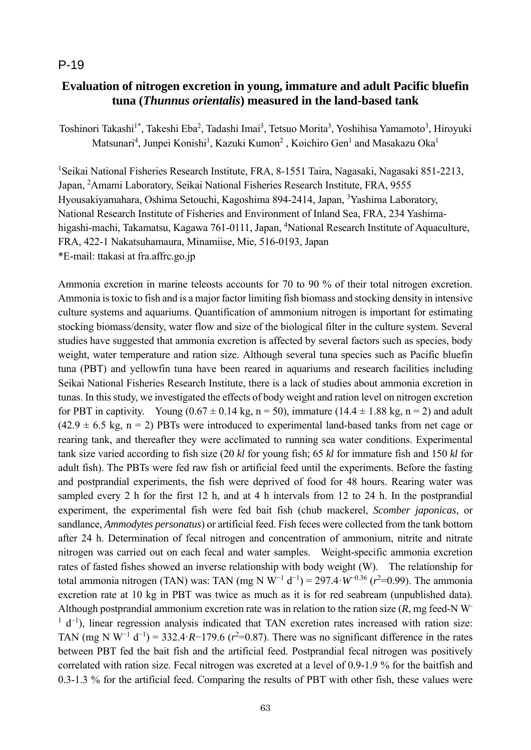P-19

# Evaluation of nitrogen excretion in young, immature and adult Pacific bluefin tuna (*Thunnus orientalis*) measured in the land-based tank

Toshinori Takashi[1*], Takeshi Eba[2], Tadashi Imai[3], Tetsuo Morita[3], Yoshihisa Yamamoto[3], Hiroyuki Matsunari[4], Junpei Konishi[1], Kazuki Kumon[2] , Koichiro Gen[1] and Masakazu Oka[1]

[1]Seikai National Fisheries Research Institute, FRA, 8-1551 Taira, Nagasaki, Nagasaki 851-2213, Japan, [2]Amami Laboratory, Seikai National Fisheries Research Institute, FRA, 9555 Hyousakiyamahara, Oshima Setouchi, Kagoshima 894-2414, Japan, [3]Yashima Laboratory, National Research Institute of Fisheries and Environment of Inland Sea, FRA, 234 Yashima-higashi-machi, Takamatsu, Kagawa 761-0111, Japan, [4]National Research Institute of Aquaculture, FRA, 422-1 Nakatsuhamaura, Minamiise, Mie, 516-0193, Japan

*E-mail: ttakasi at fra.affrc.go.jp

Ammonia excretion in marine teleosts accounts for 70 to 90 % of their total nitrogen excretion. Ammonia is toxic to fish and is a major factor limiting fish biomass and stocking density in intensive culture systems and aquariums. Quantification of ammonium nitrogen is important for estimating stocking biomass/density, water flow and size of the biological filter in the culture system. Several studies have suggested that ammonia excretion is affected by several factors such as species, body weight, water temperature and ration size. Although several tuna species such as Pacific bluefin tuna (PBT) and yellowfin tuna have been reared in aquariums and research facilities including Seikai National Fisheries Research Institute, there is a lack of studies about ammonia excretion in tunas. In this study, we investigated the effects of body weight and ration level on nitrogen excretion for PBT in captivity. Young ($0.67 \pm 0.14$ kg, n = 50), immature ($14.4 \pm 1.88$ kg, n = 2) and adult ($42.9 \pm 6.5$ kg, n = 2) PBTs were introduced to experimental land-based tanks from net cage or rearing tank, and thereafter they were acclimated to running sea water conditions. Experimental tank size varied according to fish size (20 *kl* for young fish; 65 *kl* for immature fish and 150 *kl* for adult fish). The PBTs were fed raw fish or artificial feed until the experiments. Before the fasting and postprandial experiments, the fish were deprived of food for 48 hours. Rearing water was sampled every 2 h for the first 12 h, and at 4 h intervals from 12 to 24 h. In the postprandial experiment, the experimental fish were fed bait fish (chub mackerel, *Scomber japonicas*, or sandlance, *Ammodytes personatus*) or artificial feed. Fish feces were collected from the tank bottom after 24 h. Determination of fecal nitrogen and concentration of ammonium, nitrite and nitrate nitrogen was carried out on each fecal and water samples. Weight-specific ammonia excretion rates of fasted fishes showed an inverse relationship with body weight (W). The relationship for total ammonia nitrogen (TAN) was: TAN (mg N $W^{-1}$ $d^{-1}$) = $297.4 \cdot W^{-0.36}$ ($r^2$=0.99). The ammonia excretion rate at 10 kg in PBT was twice as much as it is for red seabream (unpublished data). Although postprandial ammonium excretion rate was in relation to the ration size (*R*, mg feed-N $W^{-1}$ $d^{-1}$), linear regression analysis indicated that TAN excretion rates increased with ration size: TAN (mg N $W^{-1}$ $d^{-1}$) = $332.4 \cdot R - 179.6$ ($r^2$=0.87). There was no significant difference in the rates between PBT fed the bait fish and the artificial feed. Postprandial fecal nitrogen was positively correlated with ration size. Fecal nitrogen was excreted at a level of 0.9-1.9 % for the baitfish and 0.3-1.3 % for the artificial feed. Comparing the results of PBT with other fish, these values were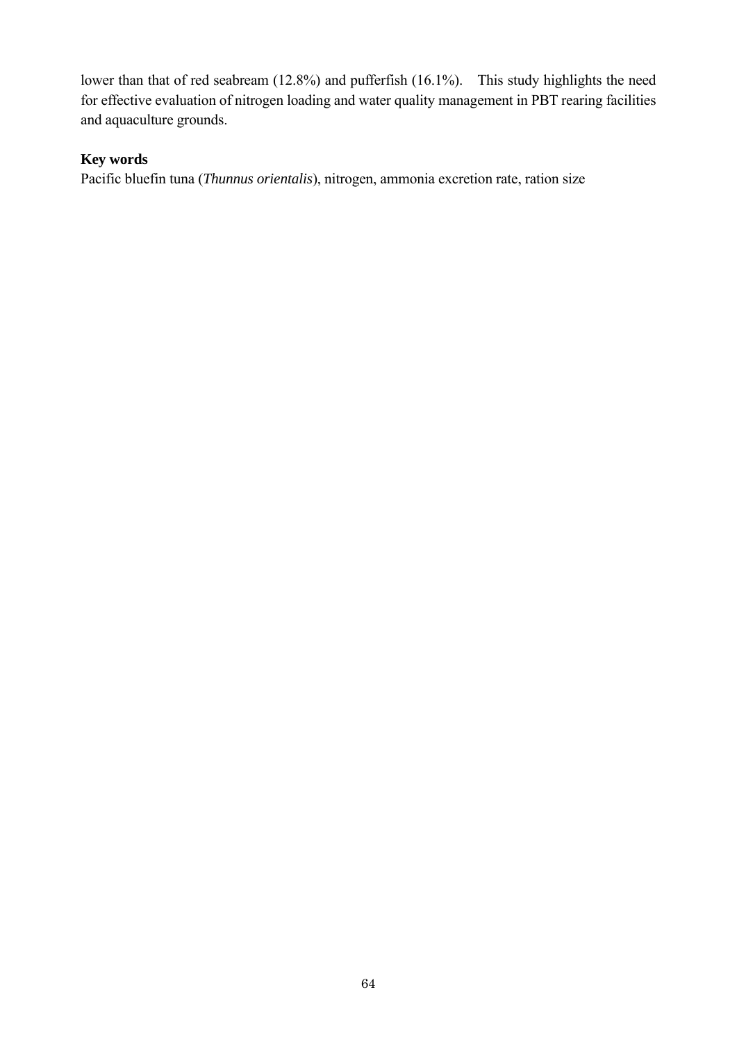lower than that of red seabream (12.8%) and pufferfish (16.1%). This study highlights the need for effective evaluation of nitrogen loading and water quality management in PBT rearing facilities and aquaculture grounds.

**Key words**

Pacific bluefin tuna (*Thunnus orientalis*), nitrogen, ammonia excretion rate, ration size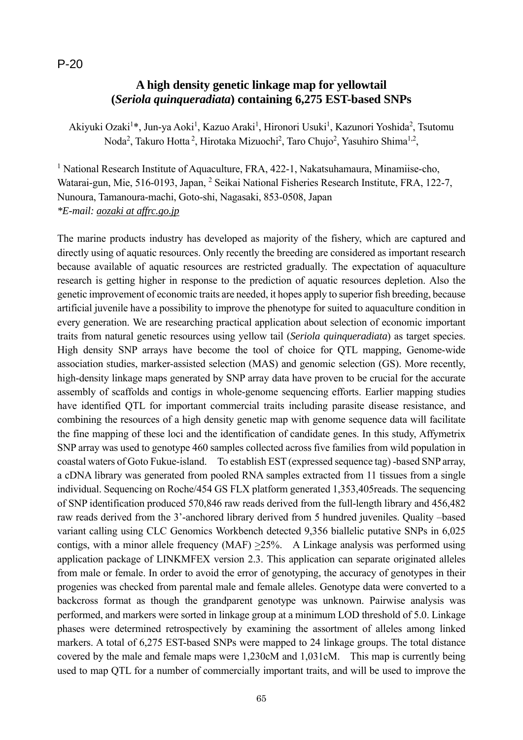P-20

## A high density genetic linkage map for yellowtail (*Seriola quinqueradiata*) containing 6,275 EST-based SNPs

Akiyuki Ozaki[1]*, Jun-ya Aoki[1], Kazuo Araki[1], Hironori Usuki[1], Kazunori Yoshida[2], Tsutomu Noda[2], Takuro Hotta[2], Hirotaka Mizuochi[2], Taro Chujo[2], Yasuhiro Shima[1,2],

[1] National Research Institute of Aquaculture, FRA, 422-1, Nakatsuhamaura, Minamiise-cho, Watarai-gun, Mie, 516-0193, Japan, [2] Seikai National Fisheries Research Institute, FRA, 122-7, Nunoura, Tamanoura-machi, Goto-shi, Nagasaki, 853-0508, Japan
*\*E-mail: aozaki at affrc.go.jp*

The marine products industry has developed as majority of the fishery, which are captured and directly using of aquatic resources. Only recently the breeding are considered as important research because available of aquatic resources are restricted gradually. The expectation of aquaculture research is getting higher in response to the prediction of aquatic resources depletion. Also the genetic improvement of economic traits are needed, it hopes apply to superior fish breeding, because artificial juvenile have a possibility to improve the phenotype for suited to aquaculture condition in every generation. We are researching practical application about selection of economic important traits from natural genetic resources using yellow tail (*Seriola quinqueradiata*) as target species. High density SNP arrays have become the tool of choice for QTL mapping, Genome-wide association studies, marker-assisted selection (MAS) and genomic selection (GS). More recently, high-density linkage maps generated by SNP array data have proven to be crucial for the accurate assembly of scaffolds and contigs in whole-genome sequencing efforts. Earlier mapping studies have identified QTL for important commercial traits including parasite disease resistance, and combining the resources of a high density genetic map with genome sequence data will facilitate the fine mapping of these loci and the identification of candidate genes. In this study, Affymetrix SNP array was used to genotype 460 samples collected across five families from wild population in coastal waters of Goto Fukue-island. To establish EST (expressed sequence tag) -based SNP array, a cDNA library was generated from pooled RNA samples extracted from 11 tissues from a single individual. Sequencing on Roche/454 GS FLX platform generated 1,353,405reads. The sequencing of SNP identification produced 570,846 raw reads derived from the full-length library and 456,482 raw reads derived from the 3'-anchored library derived from 5 hundred juveniles. Quality –based variant calling using CLC Genomics Workbench detected 9,356 biallelic putative SNPs in 6,025 contigs, with a minor allele frequency (MAF) $\geq$25%. A Linkage analysis was performed using application package of LINKMFEX version 2.3. This application can separate originated alleles from male or female. In order to avoid the error of genotyping, the accuracy of genotypes in their progenies was checked from parental male and female alleles. Genotype data were converted to a backcross format as though the grandparent genotype was unknown. Pairwise analysis was performed, and markers were sorted in linkage group at a minimum LOD threshold of 5.0. Linkage phases were determined retrospectively by examining the assortment of alleles among linked markers. A total of 6,275 EST-based SNPs were mapped to 24 linkage groups. The total distance covered by the male and female maps were 1,230cM and 1,031cM. This map is currently being used to map QTL for a number of commercially important traits, and will be used to improve the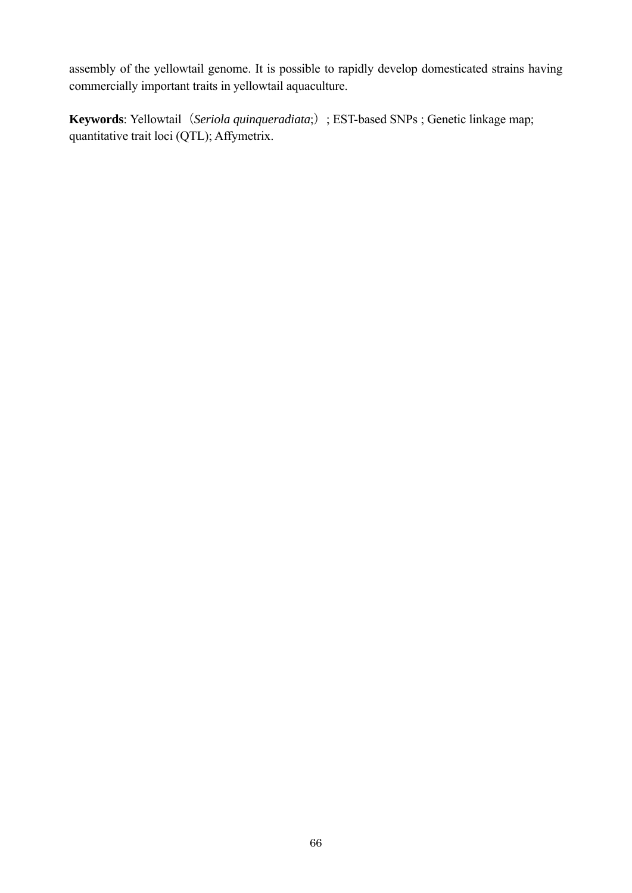assembly of the yellowtail genome. It is possible to rapidly develop domesticated strains having commercially important traits in yellowtail aquaculture.

**Keywords**: Yellowtail（*Seriola quinqueradiata*;）; EST-based SNPs ; Genetic linkage map; quantitative trait loci (QTL); Affymetrix.